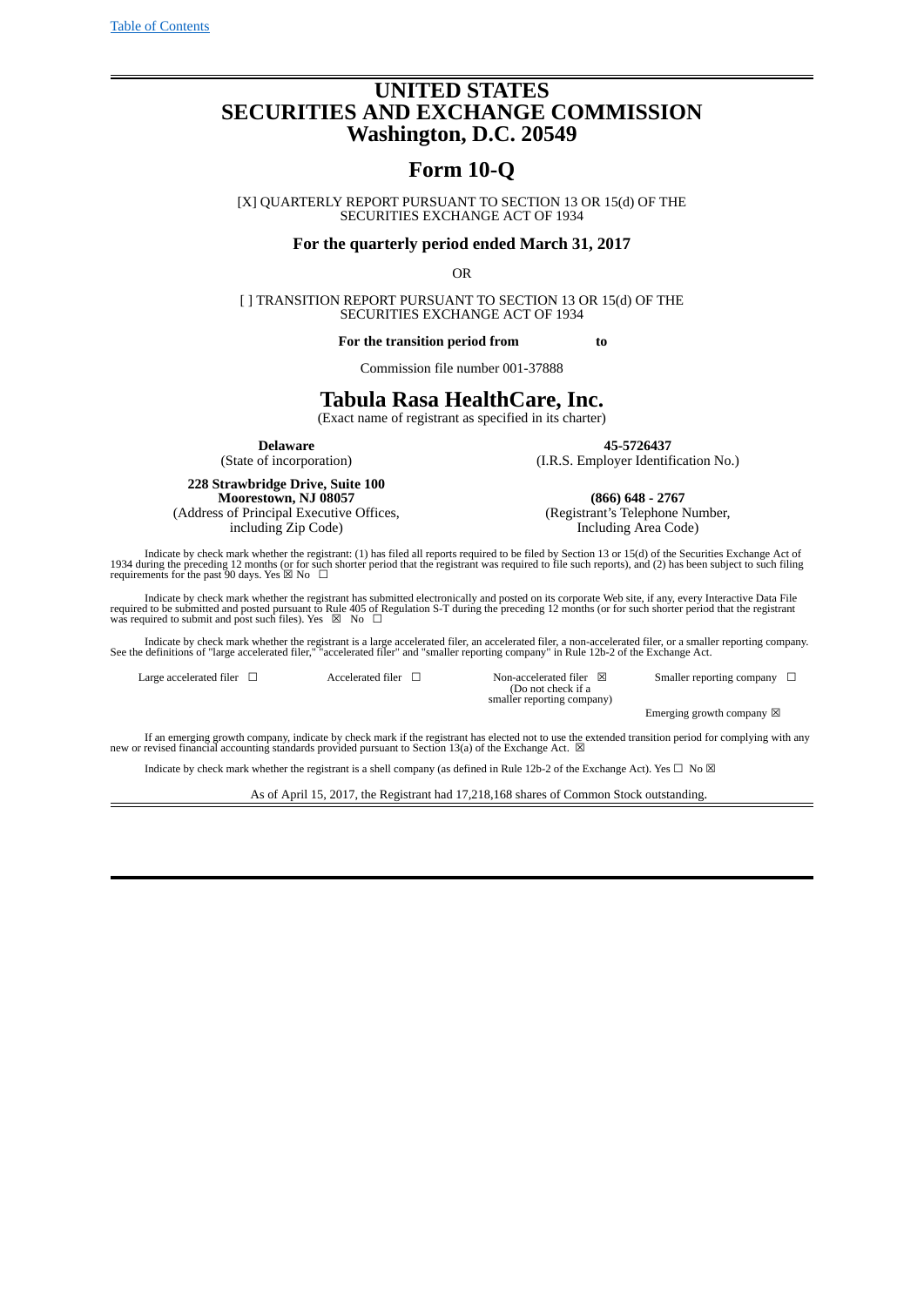[Table of Contents]

# UNITED STATES
# SECURITIES AND EXCHANGE COMMISSION
# Washington, D.C. 20549

## Form 10-Q

[X] QUARTERLY REPORT PURSUANT TO SECTION 13 OR 15(d) OF THE SECURITIES EXCHANGE ACT OF 1934

**For the quarterly period ended March 31, 2017**

OR

[ ] TRANSITION REPORT PURSUANT TO SECTION 13 OR 15(d) OF THE SECURITIES EXCHANGE ACT OF 1934

**For the transition period from to**

Commission file number 001-37888

## Tabula Rasa HealthCare, Inc.

(Exact name of registrant as specified in its charter)

| | |
|---|---|
| **Delaware** (State of incorporation) | **45-5726437** (I.R.S. Employer Identification No.) |
| **228 Strawbridge Drive, Suite 100 Moorestown, NJ 08057** (Address of Principal Executive Offices, including Zip Code) | **(866) 648 - 2767** (Registrant's Telephone Number, Including Area Code) |

Indicate by check mark whether the registrant: (1) has filed all reports required to be filed by Section 13 or 15(d) of the Securities Exchange Act of 1934 during the preceding 12 months (or for such shorter period that the registrant was required to file such reports), and (2) has been subject to such filing requirements for the past 90 days. Yes ☒ No ☐

Indicate by check mark whether the registrant has submitted electronically and posted on its corporate Web site, if any, every Interactive Data File required to be submitted and posted pursuant to Rule 405 of Regulation S-T during the preceding 12 months (or for such shorter period that the registrant was required to submit and post such files). Yes ☒ No ☐

Indicate by check mark whether the registrant is a large accelerated filer, an accelerated filer, a non-accelerated filer, or a smaller reporting company. See the definitions of "large accelerated filer," "accelerated filer" and "smaller reporting company" in Rule 12b-2 of the Exchange Act.

| | | | |
|---|---|---|---|
| Large accelerated filer ☐ | Accelerated filer ☐ | Non-accelerated filer ☒ (Do not check if a smaller reporting company) | Smaller reporting company ☐ |
| | | | Emerging growth company ☒ |

If an emerging growth company, indicate by check mark if the registrant has elected not to use the extended transition period for complying with any new or revised financial accounting standards provided pursuant to Section 13(a) of the Exchange Act. ☒

Indicate by check mark whether the registrant is a shell company (as defined in Rule 12b-2 of the Exchange Act). Yes ☐ No ☒

As of April 15, 2017, the Registrant had 17,218,168 shares of Common Stock outstanding.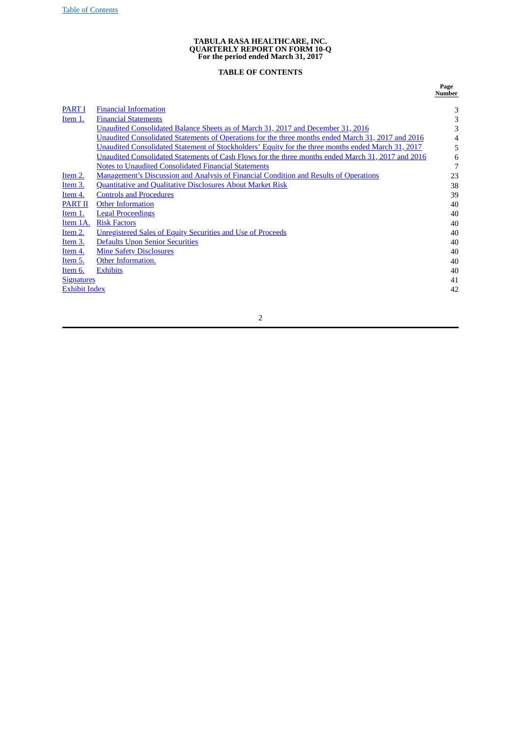**TABULA RASA HEALTHCARE, INC.**
**QUARTERLY REPORT ON FORM 10-Q**
**For the period ended March 31, 2017**

**TABLE OF CONTENTS**

| | | Page Number |
|---|---|---|
| PART I | Financial Information | 3 |
| Item 1. | Financial Statements | 3 |
| | Unaudited Consolidated Balance Sheets as of March 31, 2017 and December 31, 2016 | 3 |
| | Unaudited Consolidated Statements of Operations for the three months ended March 31, 2017 and 2016 | 4 |
| | Unaudited Consolidated Statement of Stockholders' Equity for the three months ended March 31, 2017 | 5 |
| | Unaudited Consolidated Statements of Cash Flows for the three months ended March 31, 2017 and 2016 | 6 |
| | Notes to Unaudited Consolidated Financial Statements | 7 |
| Item 2. | Management's Discussion and Analysis of Financial Condition and Results of Operations | 23 |
| Item 3. | Quantitative and Qualitative Disclosures About Market Risk | 38 |
| Item 4. | Controls and Procedures | 39 |
| PART II | Other Information | 40 |
| Item 1. | Legal Proceedings | 40 |
| Item 1A. | Risk Factors | 40 |
| Item 2. | Unregistered Sales of Equity Securities and Use of Proceeds | 40 |
| Item 3. | Defaults Upon Senior Securities | 40 |
| Item 4. | Mine Safety Disclosures | 40 |
| Item 5. | Other Information. | 40 |
| Item 6. | Exhibits | 40 |
| Signatures | | 41 |
| Exhibit Index | | 42 |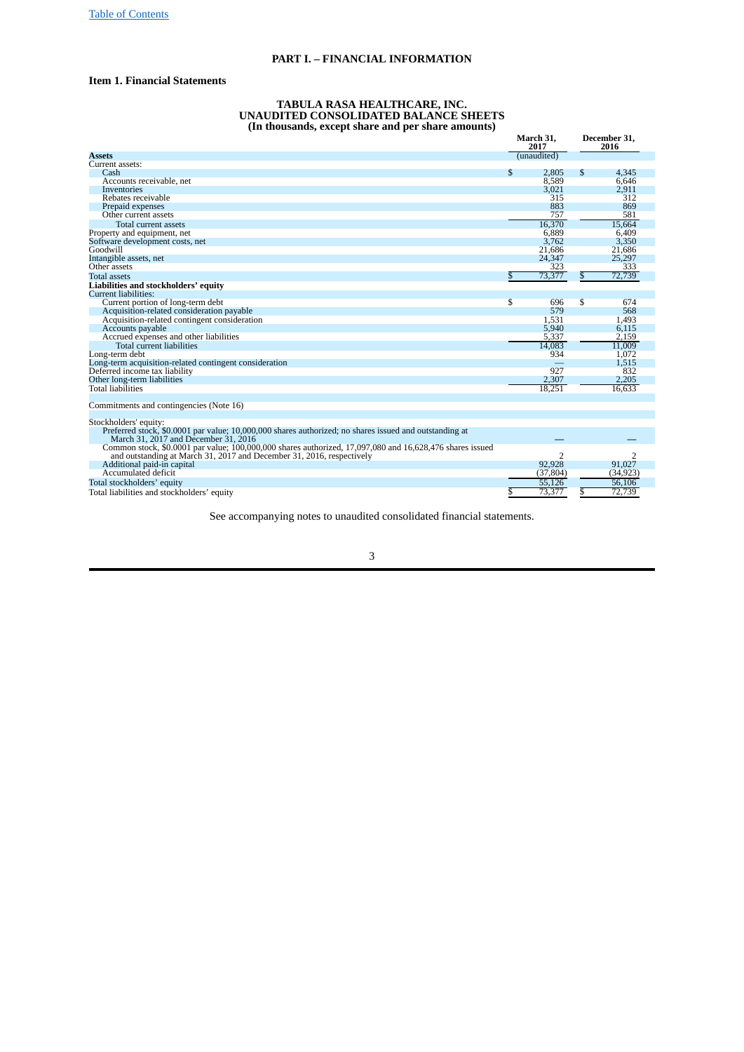# PART I. – FINANCIAL INFORMATION

## Item 1. Financial Statements

### TABULA RASA HEALTHCARE, INC.
### UNAUDITED CONSOLIDATED BALANCE SHEETS
### (In thousands, except share and per share amounts)

| | March 31, 2017 | December 31, 2016 |
|---|---|---|
| **Assets** | (unaudited) | |
| Current assets: | | |
| Cash | $ 2,805 | $ 4,345 |
| Accounts receivable, net | 8,589 | 6,646 |
| Inventories | 3,021 | 2,911 |
| Rebates receivable | 315 | 312 |
| Prepaid expenses | 883 | 869 |
| Other current assets | 757 | 581 |
| Total current assets | 16,370 | 15,664 |
| Property and equipment, net | 6,889 | 6,409 |
| Software development costs, net | 3,762 | 3,350 |
| Goodwill | 21,686 | 21,686 |
| Intangible assets, net | 24,347 | 25,297 |
| Other assets | 323 | 333 |
| Total assets | $ 73,377 | $ 72,739 |
| **Liabilities and stockholders' equity** | | |
| Current liabilities: | | |
| Current portion of long-term debt | $ 696 | $ 674 |
| Acquisition-related consideration payable | 579 | 568 |
| Acquisition-related contingent consideration | 1,531 | 1,493 |
| Accounts payable | 5,940 | 6,115 |
| Accrued expenses and other liabilities | 5,337 | 2,159 |
| Total current liabilities | 14,083 | 11,009 |
| Long-term debt | 934 | 1,072 |
| Long-term acquisition-related contingent consideration | — | 1,515 |
| Deferred income tax liability | 927 | 832 |
| Other long-term liabilities | 2,307 | 2,205 |
| Total liabilities | 18,251 | 16,633 |
| | | |
| Commitments and contingencies (Note 16) | | |
| | | |
| Stockholders' equity: | | |
| Preferred stock, $0.0001 par value; 10,000,000 shares authorized; no shares issued and outstanding at March 31, 2017 and December 31, 2016 | — | — |
| Common stock, $0.0001 par value; 100,000,000 shares authorized, 17,097,080 and 16,628,476 shares issued and outstanding at March 31, 2017 and December 31, 2016, respectively | 2 | 2 |
| Additional paid-in capital | 92,928 | 91,027 |
| Accumulated deficit | (37,804) | (34,923) |
| Total stockholders' equity | 55,126 | 56,106 |
| Total liabilities and stockholders' equity | $ 73,377 | $ 72,739 |

See accompanying notes to unaudited consolidated financial statements.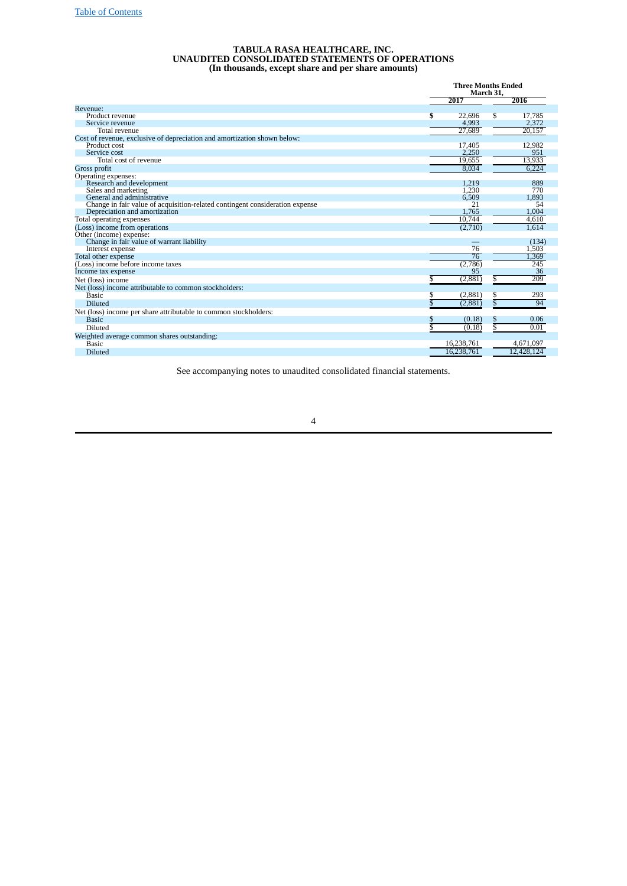[Table of Contents]

# TABULA RASA HEALTHCARE, INC.
## UNAUDITED CONSOLIDATED STATEMENTS OF OPERATIONS
### (In thousands, except share and per share amounts)

| | Three Months Ended March 31, | |
|---|---|---|
| | 2017 | 2016 |
| Revenue: | | |
| Product revenue | $ 22,696 | $ 17,785 |
| Service revenue | 4,993 | 2,372 |
| Total revenue | 27,689 | 20,157 |
| Cost of revenue, exclusive of depreciation and amortization shown below: | | |
| Product cost | 17,405 | 12,982 |
| Service cost | 2,250 | 951 |
| Total cost of revenue | 19,655 | 13,933 |
| Gross profit | 8,034 | 6,224 |
| Operating expenses: | | |
| Research and development | 1,219 | 889 |
| Sales and marketing | 1,230 | 770 |
| General and administrative | 6,509 | 1,893 |
| Change in fair value of acquisition-related contingent consideration expense | 21 | 54 |
| Depreciation and amortization | 1,765 | 1,004 |
| Total operating expenses | 10,744 | 4,610 |
| (Loss) income from operations | (2,710) | 1,614 |
| Other (income) expense: | | |
| Change in fair value of warrant liability | — | (134) |
| Interest expense | 76 | 1,503 |
| Total other expense | 76 | 1,369 |
| (Loss) income before income taxes | (2,786) | 245 |
| Income tax expense | 95 | 36 |
| Net (loss) income | $ (2,881) | $ 209 |
| Net (loss) income attributable to common stockholders: | | |
| Basic | $ (2,881) | $ 293 |
| Diluted | $ (2,881) | $ 94 |
| Net (loss) income per share attributable to common stockholders: | | |
| Basic | $ (0.18) | $ 0.06 |
| Diluted | $ (0.18) | $ 0.01 |
| Weighted average common shares outstanding: | | |
| Basic | 16,238,761 | 4,671,097 |
| Diluted | 16,238,761 | 12,428,124 |

See accompanying notes to unaudited consolidated financial statements.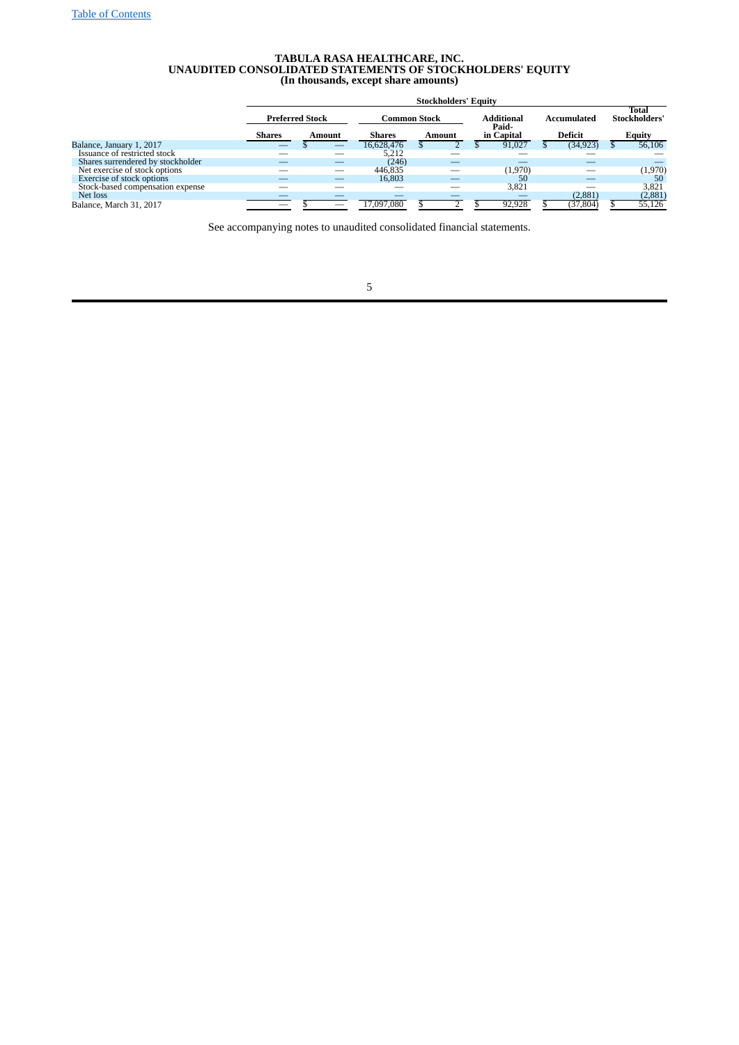[Table of Contents]

**TABULA RASA HEALTHCARE, INC.**
**UNAUDITED CONSOLIDATED STATEMENTS OF STOCKHOLDERS' EQUITY**
**(In thousands, except share amounts)**

| | Stockholders' Equity | | | | | | | |
|---|---|---|---|---|---|---|---|---|
| | Preferred Stock | | Common Stock | | Additional Paid-in Capital | Accumulated Deficit | Total Stockholders' Equity |
| | Shares | Amount | Shares | Amount | | | |
| Balance, January 1, 2017 | — | $ — | 16,628,476 | $ 2 | $ 91,027 | $ (34,923) | $ 56,106 |
| Issuance of restricted stock | — | — | 5,212 | — | — | — | — |
| Shares surrendered by stockholder | — | — | (246) | — | — | — | — |
| Net exercise of stock options | — | — | 446,835 | — | (1,970) | — | (1,970) |
| Exercise of stock options | — | — | 16,803 | — | 50 | — | 50 |
| Stock-based compensation expense | — | — | — | — | 3,821 | — | 3,821 |
| Net loss | — | — | — | — | — | (2,881) | (2,881) |
| Balance, March 31, 2017 | — | $ — | 17,097,080 | $ 2 | $ 92,928 | $ (37,804) | $ 55,126 |

See accompanying notes to unaudited consolidated financial statements.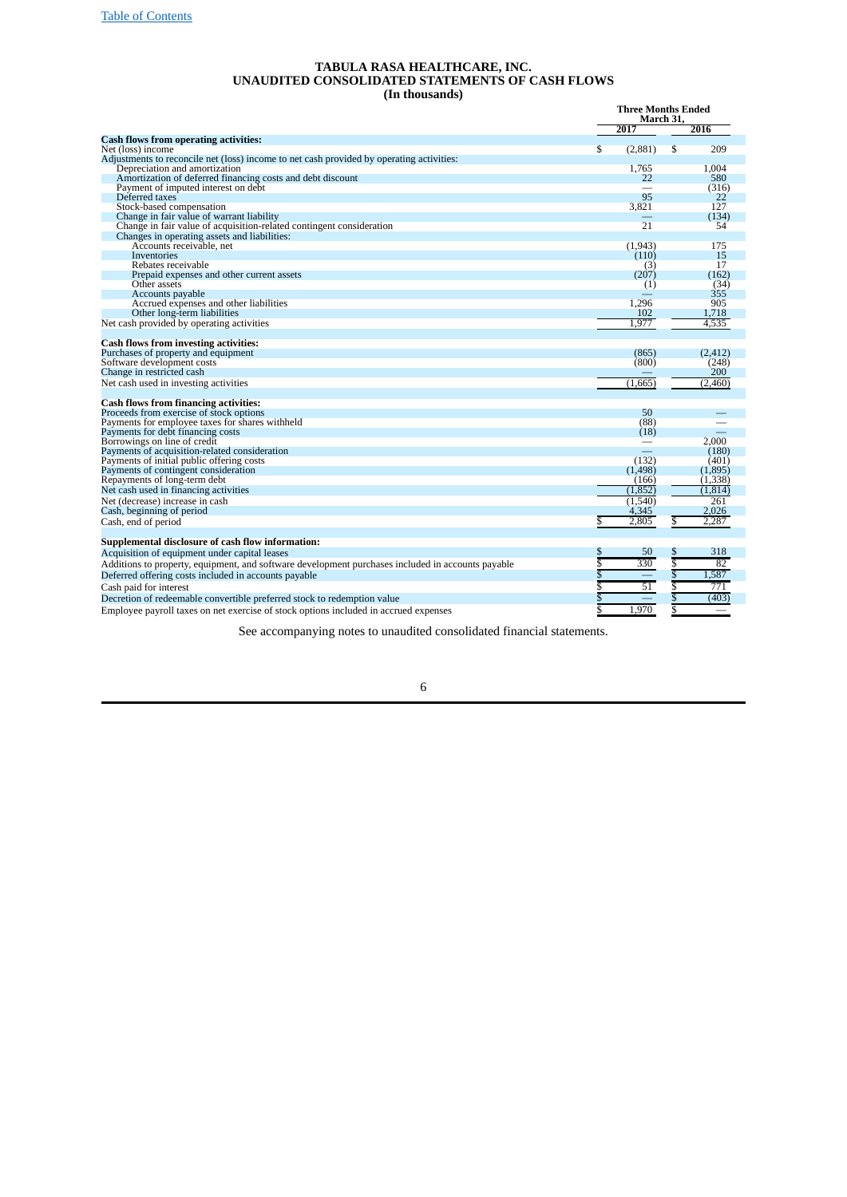# TABULA RASA HEALTHCARE, INC.
# UNAUDITED CONSOLIDATED STATEMENTS OF CASH FLOWS
# (In thousands)

| | Three Months Ended March 31, | |
|---|---|---|
| | 2017 | 2016 |
| **Cash flows from operating activities:** | | |
| Net (loss) income | $ (2,881) | $ 209 |
| Adjustments to reconcile net (loss) income to net cash provided by operating activities: | | |
| Depreciation and amortization | 1,765 | 1,004 |
| Amortization of deferred financing costs and debt discount | 22 | 580 |
| Payment of imputed interest on debt | — | (316) |
| Deferred taxes | 95 | 22 |
| Stock-based compensation | 3,821 | 127 |
| Change in fair value of warrant liability | — | (134) |
| Change in fair value of acquisition-related contingent consideration | 21 | 54 |
| Changes in operating assets and liabilities: | | |
| Accounts receivable, net | (1,943) | 175 |
| Inventories | (110) | 15 |
| Rebates receivable | (3) | 17 |
| Prepaid expenses and other current assets | (207) | (162) |
| Other assets | (1) | (34) |
| Accounts payable | — | 355 |
| Accrued expenses and other liabilities | 1,296 | 905 |
| Other long-term liabilities | 102 | 1,718 |
| Net cash provided by operating activities | 1,977 | 4,535 |
| **Cash flows from investing activities:** | | |
| Purchases of property and equipment | (865) | (2,412) |
| Software development costs | (800) | (248) |
| Change in restricted cash | — | 200 |
| Net cash used in investing activities | (1,665) | (2,460) |
| **Cash flows from financing activities:** | | |
| Proceeds from exercise of stock options | 50 | — |
| Payments for employee taxes for shares withheld | (88) | — |
| Payments for debt financing costs | (18) | — |
| Borrowings on line of credit | — | 2,000 |
| Payments of acquisition-related consideration | — | (180) |
| Payments of initial public offering costs | (132) | (401) |
| Payments of contingent consideration | (1,498) | (1,895) |
| Repayments of long-term debt | (166) | (1,338) |
| Net cash used in financing activities | (1,852) | (1,814) |
| Net (decrease) increase in cash | (1,540) | 261 |
| Cash, beginning of period | 4,345 | 2,026 |
| Cash, end of period | $ 2,805 | $ 2,287 |
| **Supplemental disclosure of cash flow information:** | | |
| Acquisition of equipment under capital leases | $ 50 | $ 318 |
| Additions to property, equipment, and software development purchases included in accounts payable | $ 330 | $ 82 |
| Deferred offering costs included in accounts payable | $ — | $ 1,587 |
| Cash paid for interest | $ 51 | $ 771 |
| Decretion of redeemable convertible preferred stock to redemption value | $ — | $ (403) |
| Employee payroll taxes on net exercise of stock options included in accrued expenses | $ 1,970 | $ — |

See accompanying notes to unaudited consolidated financial statements.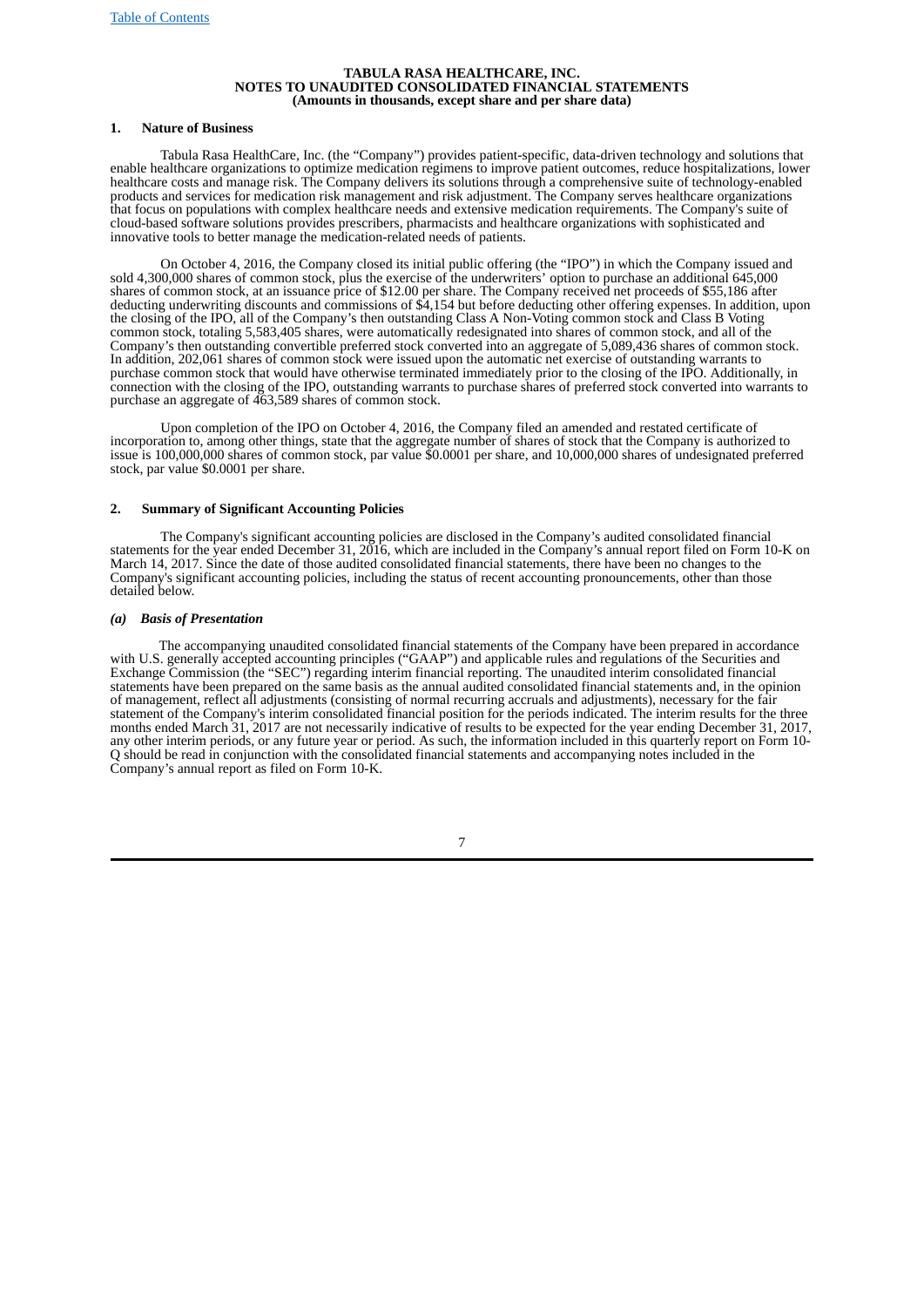TABULA RASA HEALTHCARE, INC.
NOTES TO UNAUDITED CONSOLIDATED FINANCIAL STATEMENTS
(Amounts in thousands, except share and per share data)

## 1. Nature of Business

Tabula Rasa HealthCare, Inc. (the "Company") provides patient-specific, data-driven technology and solutions that enable healthcare organizations to optimize medication regimens to improve patient outcomes, reduce hospitalizations, lower healthcare costs and manage risk. The Company delivers its solutions through a comprehensive suite of technology-enabled products and services for medication risk management and risk adjustment. The Company serves healthcare organizations that focus on populations with complex healthcare needs and extensive medication requirements. The Company's suite of cloud-based software solutions provides prescribers, pharmacists and healthcare organizations with sophisticated and innovative tools to better manage the medication-related needs of patients.

On October 4, 2016, the Company closed its initial public offering (the "IPO") in which the Company issued and sold 4,300,000 shares of common stock, plus the exercise of the underwriters' option to purchase an additional 645,000 shares of common stock, at an issuance price of $12.00 per share. The Company received net proceeds of $55,186 after deducting underwriting discounts and commissions of $4,154 but before deducting other offering expenses. In addition, upon the closing of the IPO, all of the Company's then outstanding Class A Non-Voting common stock and Class B Voting common stock, totaling 5,583,405 shares, were automatically redesignated into shares of common stock, and all of the Company's then outstanding convertible preferred stock converted into an aggregate of 5,089,436 shares of common stock. In addition, 202,061 shares of common stock were issued upon the automatic net exercise of outstanding warrants to purchase common stock that would have otherwise terminated immediately prior to the closing of the IPO. Additionally, in connection with the closing of the IPO, outstanding warrants to purchase shares of preferred stock converted into warrants to purchase an aggregate of 463,589 shares of common stock.

Upon completion of the IPO on October 4, 2016, the Company filed an amended and restated certificate of incorporation to, among other things, state that the aggregate number of shares of stock that the Company is authorized to issue is 100,000,000 shares of common stock, par value $0.0001 per share, and 10,000,000 shares of undesignated preferred stock, par value $0.0001 per share.

## 2. Summary of Significant Accounting Policies

The Company's significant accounting policies are disclosed in the Company's audited consolidated financial statements for the year ended December 31, 2016, which are included in the Company's annual report filed on Form 10-K on March 14, 2017. Since the date of those audited consolidated financial statements, there have been no changes to the Company's significant accounting policies, including the status of recent accounting pronouncements, other than those detailed below.

### *(a) Basis of Presentation*

The accompanying unaudited consolidated financial statements of the Company have been prepared in accordance with U.S. generally accepted accounting principles ("GAAP") and applicable rules and regulations of the Securities and Exchange Commission (the "SEC") regarding interim financial reporting. The unaudited interim consolidated financial statements have been prepared on the same basis as the annual audited consolidated financial statements and, in the opinion of management, reflect all adjustments (consisting of normal recurring accruals and adjustments), necessary for the fair statement of the Company's interim consolidated financial position for the periods indicated. The interim results for the three months ended March 31, 2017 are not necessarily indicative of results to be expected for the year ending December 31, 2017, any other interim periods, or any future year or period. As such, the information included in this quarterly report on Form 10-Q should be read in conjunction with the consolidated financial statements and accompanying notes included in the Company's annual report as filed on Form 10-K.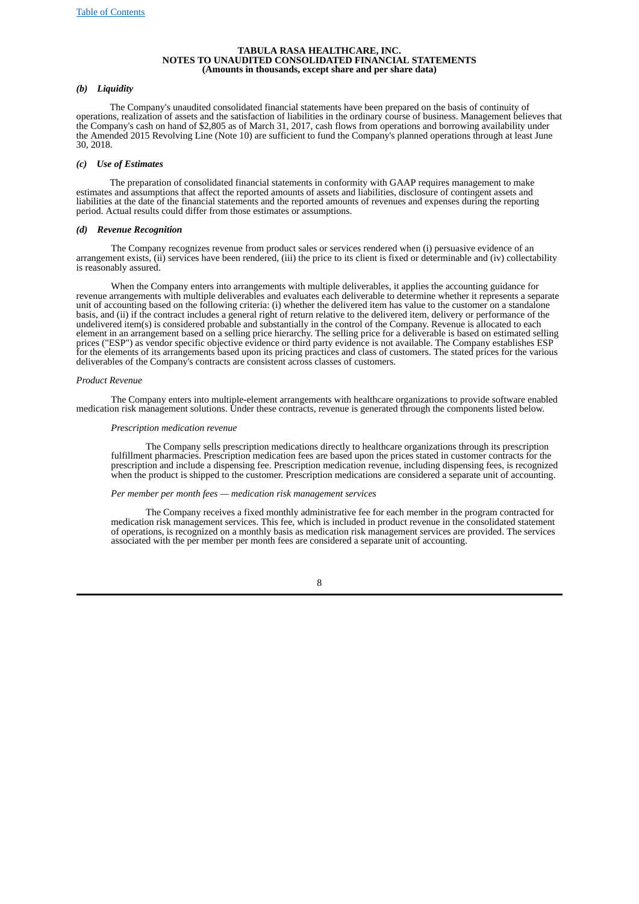**TABULA RASA HEALTHCARE, INC.**
**NOTES TO UNAUDITED CONSOLIDATED FINANCIAL STATEMENTS**
**(Amounts in thousands, except share and per share data)**

***(b) Liquidity***

The Company's unaudited consolidated financial statements have been prepared on the basis of continuity of operations, realization of assets and the satisfaction of liabilities in the ordinary course of business. Management believes that the Company's cash on hand of $2,805 as of March 31, 2017, cash flows from operations and borrowing availability under the Amended 2015 Revolving Line (Note 10) are sufficient to fund the Company's planned operations through at least June 30, 2018.

***(c) Use of Estimates***

The preparation of consolidated financial statements in conformity with GAAP requires management to make estimates and assumptions that affect the reported amounts of assets and liabilities, disclosure of contingent assets and liabilities at the date of the financial statements and the reported amounts of revenues and expenses during the reporting period. Actual results could differ from those estimates or assumptions.

***(d) Revenue Recognition***

The Company recognizes revenue from product sales or services rendered when (i) persuasive evidence of an arrangement exists, (ii) services have been rendered, (iii) the price to its client is fixed or determinable and (iv) collectability is reasonably assured.

When the Company enters into arrangements with multiple deliverables, it applies the accounting guidance for revenue arrangements with multiple deliverables and evaluates each deliverable to determine whether it represents a separate unit of accounting based on the following criteria: (i) whether the delivered item has value to the customer on a standalone basis, and (ii) if the contract includes a general right of return relative to the delivered item, delivery or performance of the undelivered item(s) is considered probable and substantially in the control of the Company. Revenue is allocated to each element in an arrangement based on a selling price hierarchy. The selling price for a deliverable is based on estimated selling prices ("ESP") as vendor specific objective evidence or third party evidence is not available. The Company establishes ESP for the elements of its arrangements based upon its pricing practices and class of customers. The stated prices for the various deliverables of the Company's contracts are consistent across classes of customers.

*Product Revenue*

The Company enters into multiple-element arrangements with healthcare organizations to provide software enabled medication risk management solutions. Under these contracts, revenue is generated through the components listed below.

*Prescription medication revenue*

The Company sells prescription medications directly to healthcare organizations through its prescription fulfillment pharmacies. Prescription medication fees are based upon the prices stated in customer contracts for the prescription and include a dispensing fee. Prescription medication revenue, including dispensing fees, is recognized when the product is shipped to the customer. Prescription medications are considered a separate unit of accounting.

*Per member per month fees — medication risk management services*

The Company receives a fixed monthly administrative fee for each member in the program contracted for medication risk management services. This fee, which is included in product revenue in the consolidated statement of operations, is recognized on a monthly basis as medication risk management services are provided. The services associated with the per member per month fees are considered a separate unit of accounting.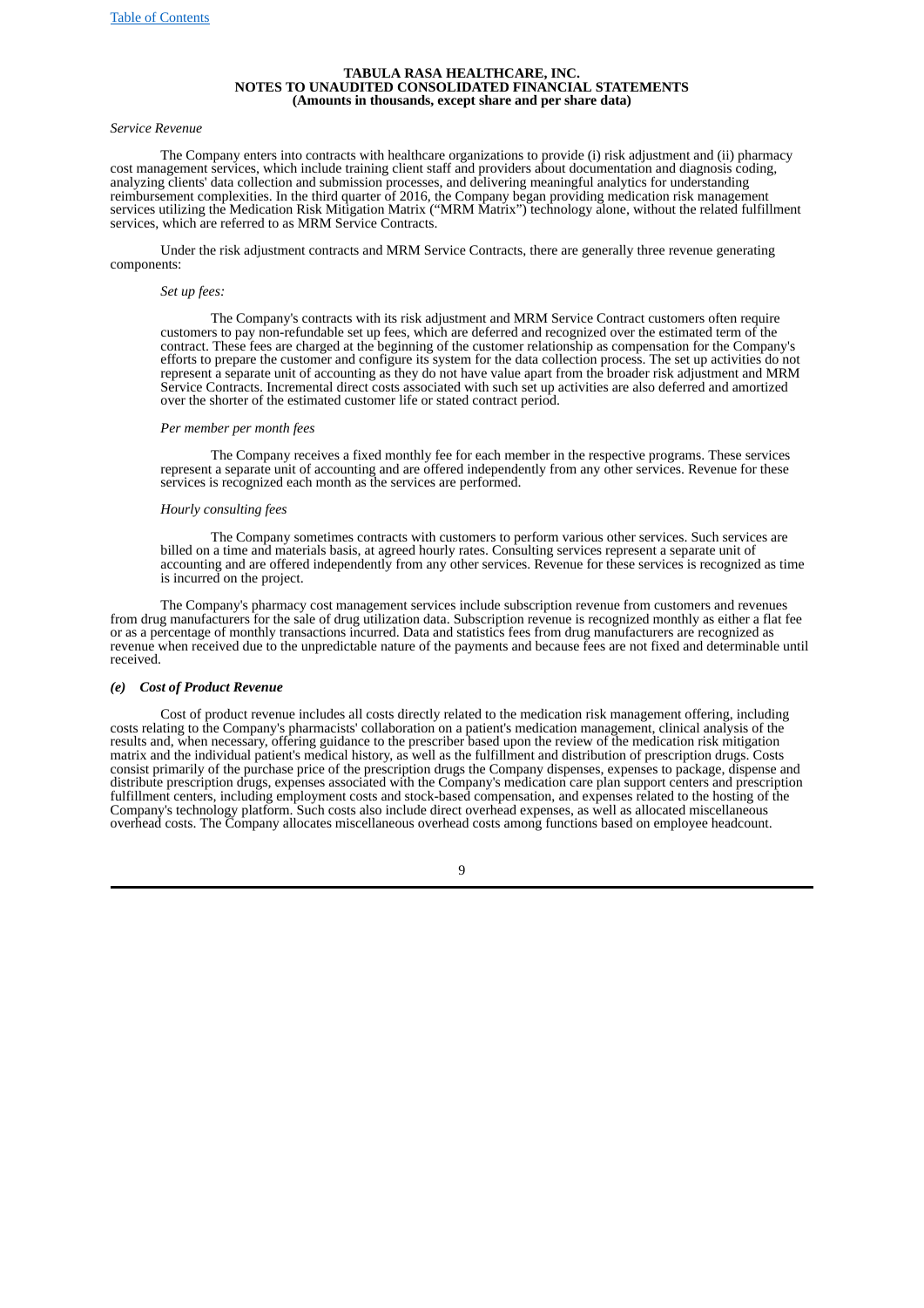*Service Revenue*

The Company enters into contracts with healthcare organizations to provide (i) risk adjustment and (ii) pharmacy cost management services, which include training client staff and providers about documentation and diagnosis coding, analyzing clients' data collection and submission processes, and delivering meaningful analytics for understanding reimbursement complexities. In the third quarter of 2016, the Company began providing medication risk management services utilizing the Medication Risk Mitigation Matrix ("MRM Matrix") technology alone, without the related fulfillment services, which are referred to as MRM Service Contracts.

Under the risk adjustment contracts and MRM Service Contracts, there are generally three revenue generating components:

*Set up fees:*

The Company's contracts with its risk adjustment and MRM Service Contract customers often require customers to pay non-refundable set up fees, which are deferred and recognized over the estimated term of the contract. These fees are charged at the beginning of the customer relationship as compensation for the Company's efforts to prepare the customer and configure its system for the data collection process. The set up activities do not represent a separate unit of accounting as they do not have value apart from the broader risk adjustment and MRM Service Contracts. Incremental direct costs associated with such set up activities are also deferred and amortized over the shorter of the estimated customer life or stated contract period.

*Per member per month fees*

The Company receives a fixed monthly fee for each member in the respective programs. These services represent a separate unit of accounting and are offered independently from any other services. Revenue for these services is recognized each month as the services are performed.

*Hourly consulting fees*

The Company sometimes contracts with customers to perform various other services. Such services are billed on a time and materials basis, at agreed hourly rates. Consulting services represent a separate unit of accounting and are offered independently from any other services. Revenue for these services is recognized as time is incurred on the project.

The Company's pharmacy cost management services include subscription revenue from customers and revenues from drug manufacturers for the sale of drug utilization data. Subscription revenue is recognized monthly as either a flat fee or as a percentage of monthly transactions incurred. Data and statistics fees from drug manufacturers are recognized as revenue when received due to the unpredictable nature of the payments and because fees are not fixed and determinable until received.

### *(e) Cost of Product Revenue*

Cost of product revenue includes all costs directly related to the medication risk management offering, including costs relating to the Company's pharmacists' collaboration on a patient's medication management, clinical analysis of the results and, when necessary, offering guidance to the prescriber based upon the review of the medication risk mitigation matrix and the individual patient's medical history, as well as the fulfillment and distribution of prescription drugs. Costs consist primarily of the purchase price of the prescription drugs the Company dispenses, expenses to package, dispense and distribute prescription drugs, expenses associated with the Company's medication care plan support centers and prescription fulfillment centers, including employment costs and stock-based compensation, and expenses related to the hosting of the Company's technology platform. Such costs also include direct overhead expenses, as well as allocated miscellaneous overhead costs. The Company allocates miscellaneous overhead costs among functions based on employee headcount.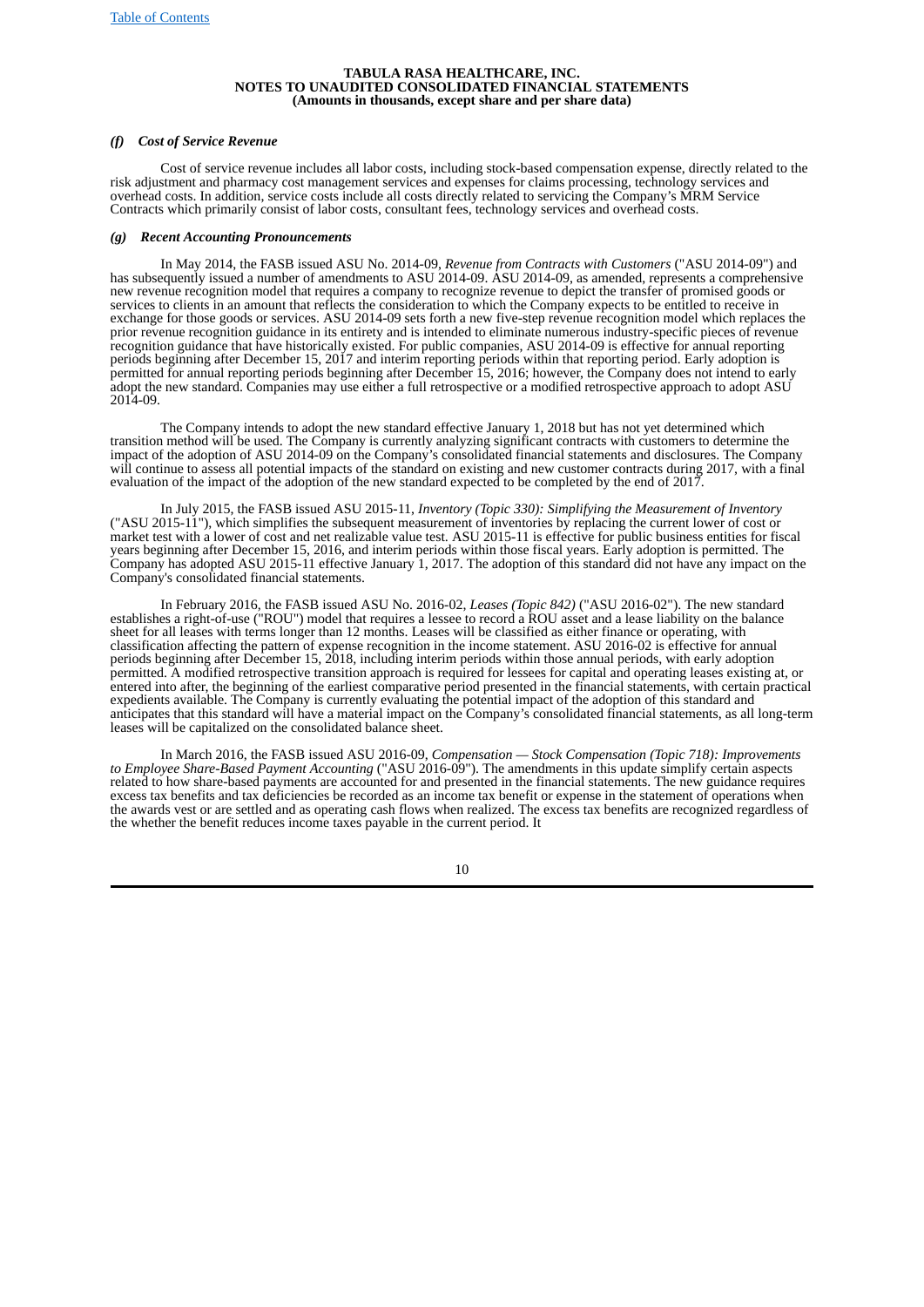**TABULA RASA HEALTHCARE, INC.**
**NOTES TO UNAUDITED CONSOLIDATED FINANCIAL STATEMENTS**
**(Amounts in thousands, except share and per share data)**

### *(f) Cost of Service Revenue*

Cost of service revenue includes all labor costs, including stock-based compensation expense, directly related to the risk adjustment and pharmacy cost management services and expenses for claims processing, technology services and overhead costs. In addition, service costs include all costs directly related to servicing the Company's MRM Service Contracts which primarily consist of labor costs, consultant fees, technology services and overhead costs.

### *(g) Recent Accounting Pronouncements*

In May 2014, the FASB issued ASU No. 2014-09, *Revenue from Contracts with Customers* ("ASU 2014-09") and has subsequently issued a number of amendments to ASU 2014-09. ASU 2014-09, as amended, represents a comprehensive new revenue recognition model that requires a company to recognize revenue to depict the transfer of promised goods or services to clients in an amount that reflects the consideration to which the Company expects to be entitled to receive in exchange for those goods or services. ASU 2014-09 sets forth a new five-step revenue recognition model which replaces the prior revenue recognition guidance in its entirety and is intended to eliminate numerous industry-specific pieces of revenue recognition guidance that have historically existed. For public companies, ASU 2014-09 is effective for annual reporting periods beginning after December 15, 2017 and interim reporting periods within that reporting period. Early adoption is permitted for annual reporting periods beginning after December 15, 2016; however, the Company does not intend to early adopt the new standard. Companies may use either a full retrospective or a modified retrospective approach to adopt ASU 2014-09.

The Company intends to adopt the new standard effective January 1, 2018 but has not yet determined which transition method will be used. The Company is currently analyzing significant contracts with customers to determine the impact of the adoption of ASU 2014-09 on the Company's consolidated financial statements and disclosures. The Company will continue to assess all potential impacts of the standard on existing and new customer contracts during 2017, with a final evaluation of the impact of the adoption of the new standard expected to be completed by the end of 2017.

In July 2015, the FASB issued ASU 2015-11, *Inventory (Topic 330): Simplifying the Measurement of Inventory* ("ASU 2015-11"), which simplifies the subsequent measurement of inventories by replacing the current lower of cost or market test with a lower of cost and net realizable value test. ASU 2015-11 is effective for public business entities for fiscal years beginning after December 15, 2016, and interim periods within those fiscal years. Early adoption is permitted. The Company has adopted ASU 2015-11 effective January 1, 2017. The adoption of this standard did not have any impact on the Company's consolidated financial statements.

In February 2016, the FASB issued ASU No. 2016-02, *Leases (Topic 842)* ("ASU 2016-02"). The new standard establishes a right-of-use ("ROU") model that requires a lessee to record a ROU asset and a lease liability on the balance sheet for all leases with terms longer than 12 months. Leases will be classified as either finance or operating, with classification affecting the pattern of expense recognition in the income statement. ASU 2016-02 is effective for annual periods beginning after December 15, 2018, including interim periods within those annual periods, with early adoption permitted. A modified retrospective transition approach is required for lessees for capital and operating leases existing at, or entered into after, the beginning of the earliest comparative period presented in the financial statements, with certain practical expedients available. The Company is currently evaluating the potential impact of the adoption of this standard and anticipates that this standard will have a material impact on the Company's consolidated financial statements, as all long-term leases will be capitalized on the consolidated balance sheet.

In March 2016, the FASB issued ASU 2016-09, *Compensation — Stock Compensation (Topic 718): Improvements to Employee Share-Based Payment Accounting* ("ASU 2016-09"). The amendments in this update simplify certain aspects related to how share-based payments are accounted for and presented in the financial statements. The new guidance requires excess tax benefits and tax deficiencies be recorded as an income tax benefit or expense in the statement of operations when the awards vest or are settled and as operating cash flows when realized. The excess tax benefits are recognized regardless of the whether the benefit reduces income taxes payable in the current period. It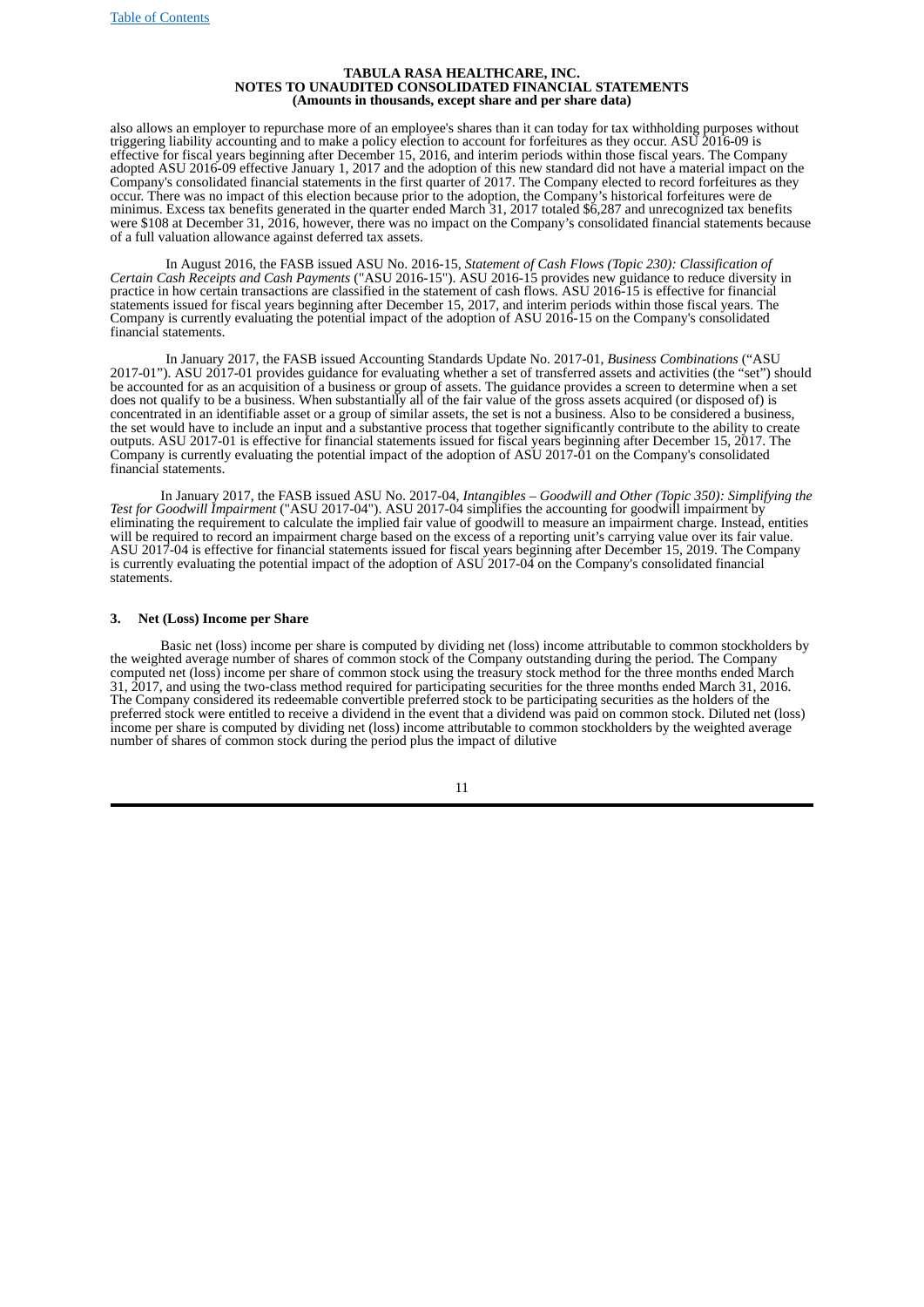also allows an employer to repurchase more of an employee's shares than it can today for tax withholding purposes without triggering liability accounting and to make a policy election to account for forfeitures as they occur. ASU 2016-09 is effective for fiscal years beginning after December 15, 2016, and interim periods within those fiscal years. The Company adopted ASU 2016-09 effective January 1, 2017 and the adoption of this new standard did not have a material impact on the Company's consolidated financial statements in the first quarter of 2017. The Company elected to record forfeitures as they occur. There was no impact of this election because prior to the adoption, the Company's historical forfeitures were de minimus. Excess tax benefits generated in the quarter ended March 31, 2017 totaled $6,287 and unrecognized tax benefits were $108 at December 31, 2016, however, there was no impact on the Company's consolidated financial statements because of a full valuation allowance against deferred tax assets.

In August 2016, the FASB issued ASU No. 2016-15, *Statement of Cash Flows (Topic 230): Classification of Certain Cash Receipts and Cash Payments* ("ASU 2016-15"). ASU 2016-15 provides new guidance to reduce diversity in practice in how certain transactions are classified in the statement of cash flows. ASU 2016-15 is effective for financial statements issued for fiscal years beginning after December 15, 2017, and interim periods within those fiscal years. The Company is currently evaluating the potential impact of the adoption of ASU 2016-15 on the Company's consolidated financial statements.

In January 2017, the FASB issued Accounting Standards Update No. 2017-01, *Business Combinations* ("ASU 2017-01"). ASU 2017-01 provides guidance for evaluating whether a set of transferred assets and activities (the "set") should be accounted for as an acquisition of a business or group of assets. The guidance provides a screen to determine when a set does not qualify to be a business. When substantially all of the fair value of the gross assets acquired (or disposed of) is concentrated in an identifiable asset or a group of similar assets, the set is not a business. Also to be considered a business, the set would have to include an input and a substantive process that together significantly contribute to the ability to create outputs. ASU 2017-01 is effective for financial statements issued for fiscal years beginning after December 15, 2017. The Company is currently evaluating the potential impact of the adoption of ASU 2017-01 on the Company's consolidated financial statements.

In January 2017, the FASB issued ASU No. 2017-04, *Intangibles – Goodwill and Other (Topic 350): Simplifying the Test for Goodwill Impairment* ("ASU 2017-04"). ASU 2017-04 simplifies the accounting for goodwill impairment by eliminating the requirement to calculate the implied fair value of goodwill to measure an impairment charge. Instead, entities will be required to record an impairment charge based on the excess of a reporting unit's carrying value over its fair value. ASU 2017-04 is effective for financial statements issued for fiscal years beginning after December 15, 2019. The Company is currently evaluating the potential impact of the adoption of ASU 2017-04 on the Company's consolidated financial statements.

### 3. Net (Loss) Income per Share

Basic net (loss) income per share is computed by dividing net (loss) income attributable to common stockholders by the weighted average number of shares of common stock of the Company outstanding during the period. The Company computed net (loss) income per share of common stock using the treasury stock method for the three months ended March 31, 2017, and using the two-class method required for participating securities for the three months ended March 31, 2016. The Company considered its redeemable convertible preferred stock to be participating securities as the holders of the preferred stock were entitled to receive a dividend in the event that a dividend was paid on common stock. Diluted net (loss) income per share is computed by dividing net (loss) income attributable to common stockholders by the weighted average number of shares of common stock during the period plus the impact of dilutive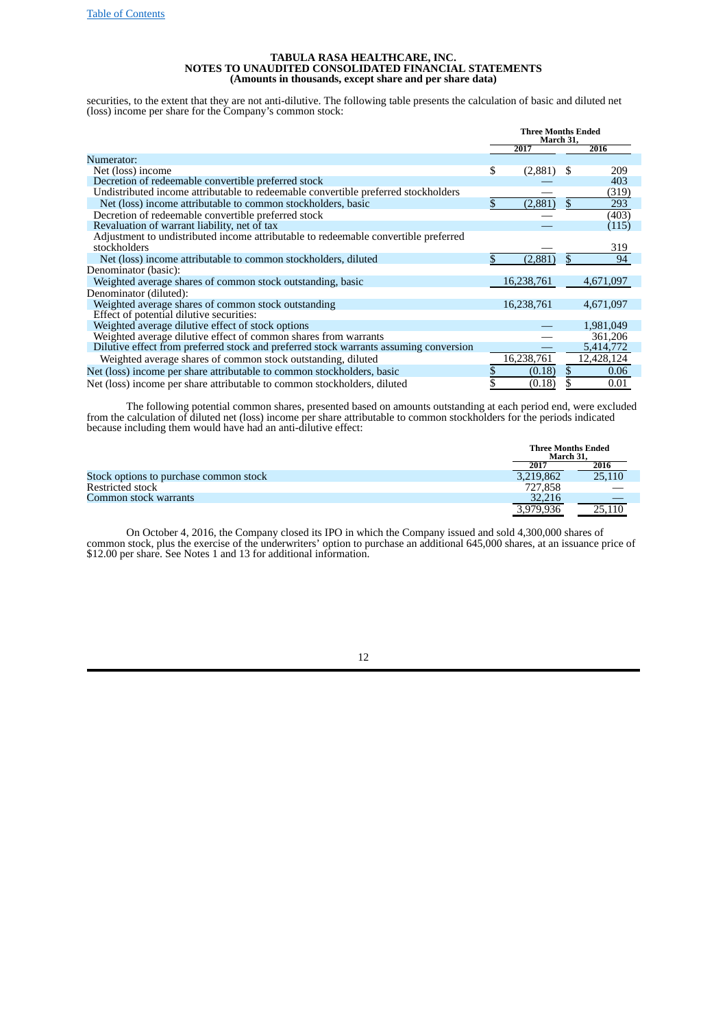**TABULA RASA HEALTHCARE, INC.**
**NOTES TO UNAUDITED CONSOLIDATED FINANCIAL STATEMENTS**
**(Amounts in thousands, except share and per share data)**

securities, to the extent that they are not anti-dilutive. The following table presents the calculation of basic and diluted net (loss) income per share for the Company's common stock:

| | Three Months Ended March 31, | |
|---|---|---|
| | 2017 | 2016 |
| Numerator: | | |
| Net (loss) income | $ (2,881) | $ 209 |
| Decretion of redeemable convertible preferred stock | — | 403 |
| Undistributed income attributable to redeemable convertible preferred stockholders | — | (319) |
| Net (loss) income attributable to common stockholders, basic | $ (2,881) | $ 293 |
| Decretion of redeemable convertible preferred stock | — | (403) |
| Revaluation of warrant liability, net of tax | — | (115) |
| Adjustment to undistributed income attributable to redeemable convertible preferred stockholders | — | 319 |
| Net (loss) income attributable to common stockholders, diluted | $ (2,881) | $ 94 |
| Denominator (basic): | | |
| Weighted average shares of common stock outstanding, basic | 16,238,761 | 4,671,097 |
| Denominator (diluted): | | |
| Weighted average shares of common stock outstanding | 16,238,761 | 4,671,097 |
| Effect of potential dilutive securities: | | |
| Weighted average dilutive effect of stock options | — | 1,981,049 |
| Weighted average dilutive effect of common shares from warrants | — | 361,206 |
| Dilutive effect from preferred stock and preferred stock warrants assuming conversion | — | 5,414,772 |
| Weighted average shares of common stock outstanding, diluted | 16,238,761 | 12,428,124 |
| Net (loss) income per share attributable to common stockholders, basic | $ (0.18) | $ 0.06 |
| Net (loss) income per share attributable to common stockholders, diluted | $ (0.18) | $ 0.01 |

The following potential common shares, presented based on amounts outstanding at each period end, were excluded from the calculation of diluted net (loss) income per share attributable to common stockholders for the periods indicated because including them would have had an anti-dilutive effect:

| | Three Months Ended March 31, | |
|---|---|---|
| | 2017 | 2016 |
| Stock options to purchase common stock | 3,219,862 | 25,110 |
| Restricted stock | 727,858 | — |
| Common stock warrants | 32,216 | — |
| | 3,979,936 | 25,110 |

On October 4, 2016, the Company closed its IPO in which the Company issued and sold 4,300,000 shares of common stock, plus the exercise of the underwriters' option to purchase an additional 645,000 shares, at an issuance price of $12.00 per share. See Notes 1 and 13 for additional information.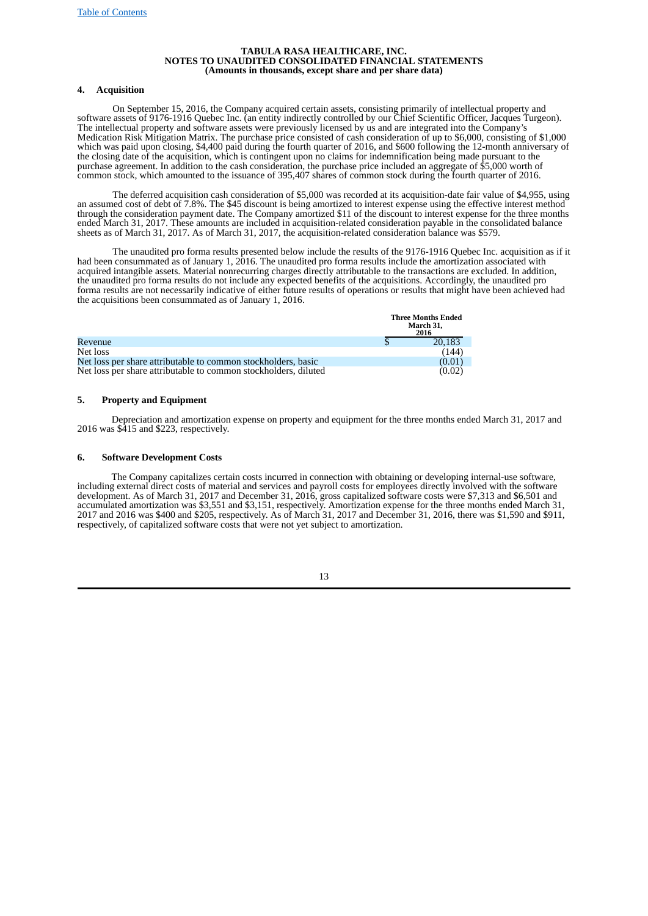**TABULA RASA HEALTHCARE, INC.**
**NOTES TO UNAUDITED CONSOLIDATED FINANCIAL STATEMENTS**
**(Amounts in thousands, except share and per share data)**

## 4. Acquisition

On September 15, 2016, the Company acquired certain assets, consisting primarily of intellectual property and software assets of 9176-1916 Quebec Inc. (an entity indirectly controlled by our Chief Scientific Officer, Jacques Turgeon). The intellectual property and software assets were previously licensed by us and are integrated into the Company's Medication Risk Mitigation Matrix. The purchase price consisted of cash consideration of up to $6,000, consisting of $1,000 which was paid upon closing, $4,400 paid during the fourth quarter of 2016, and $600 following the 12-month anniversary of the closing date of the acquisition, which is contingent upon no claims for indemnification being made pursuant to the purchase agreement. In addition to the cash consideration, the purchase price included an aggregate of $5,000 worth of common stock, which amounted to the issuance of 395,407 shares of common stock during the fourth quarter of 2016.

The deferred acquisition cash consideration of $5,000 was recorded at its acquisition-date fair value of $4,955, using an assumed cost of debt of 7.8%. The $45 discount is being amortized to interest expense using the effective interest method through the consideration payment date. The Company amortized $11 of the discount to interest expense for the three months ended March 31, 2017. These amounts are included in acquisition-related consideration payable in the consolidated balance sheets as of March 31, 2017. As of March 31, 2017, the acquisition-related consideration balance was $579.

The unaudited pro forma results presented below include the results of the 9176-1916 Quebec Inc. acquisition as if it had been consummated as of January 1, 2016. The unaudited pro forma results include the amortization associated with acquired intangible assets. Material nonrecurring charges directly attributable to the transactions are excluded. In addition, the unaudited pro forma results do not include any expected benefits of the acquisitions. Accordingly, the unaudited pro forma results are not necessarily indicative of either future results of operations or results that might have been achieved had the acquisitions been consummated as of January 1, 2016.

| | Three Months Ended March 31, 2016 |
|---|---|
| Revenue | $ 20,183 |
| Net loss | (144) |
| Net loss per share attributable to common stockholders, basic | (0.01) |
| Net loss per share attributable to common stockholders, diluted | (0.02) |

## 5. Property and Equipment

Depreciation and amortization expense on property and equipment for the three months ended March 31, 2017 and 2016 was $415 and $223, respectively.

## 6. Software Development Costs

The Company capitalizes certain costs incurred in connection with obtaining or developing internal-use software, including external direct costs of material and services and payroll costs for employees directly involved with the software development. As of March 31, 2017 and December 31, 2016, gross capitalized software costs were $7,313 and $6,501 and accumulated amortization was $3,551 and $3,151, respectively. Amortization expense for the three months ended March 31, 2017 and 2016 was $400 and $205, respectively. As of March 31, 2017 and December 31, 2016, there was $1,590 and $911, respectively, of capitalized software costs that were not yet subject to amortization.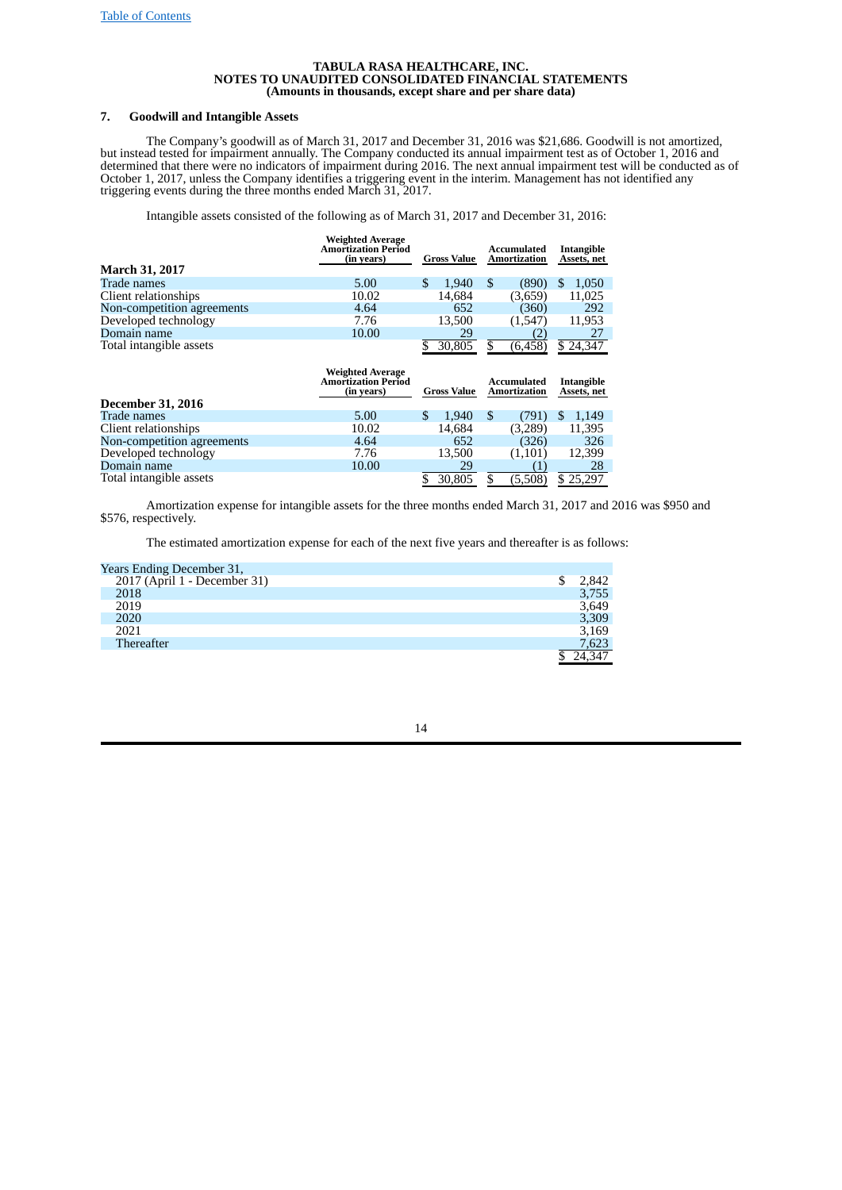**TABULA RASA HEALTHCARE, INC.**
**NOTES TO UNAUDITED CONSOLIDATED FINANCIAL STATEMENTS**
**(Amounts in thousands, except share and per share data)**

## 7. Goodwill and Intangible Assets

The Company's goodwill as of March 31, 2017 and December 31, 2016 was $21,686. Goodwill is not amortized, but instead tested for impairment annually. The Company conducted its annual impairment test as of October 1, 2016 and determined that there were no indicators of impairment during 2016. The next annual impairment test will be conducted as of October 1, 2017, unless the Company identifies a triggering event in the interim. Management has not identified any triggering events during the three months ended March 31, 2017.

Intangible assets consisted of the following as of March 31, 2017 and December 31, 2016:

| | Weighted Average Amortization Period (in years) | Gross Value | Accumulated Amortization | Intangible Assets, net |
|---|---|---|---|---|
| **March 31, 2017** | | | | |
| Trade names | 5.00 | $ 1,940 | $ (890) | $ 1,050 |
| Client relationships | 10.02 | 14,684 | (3,659) | 11,025 |
| Non-competition agreements | 4.64 | 652 | (360) | 292 |
| Developed technology | 7.76 | 13,500 | (1,547) | 11,953 |
| Domain name | 10.00 | 29 | (2) | 27 |
| Total intangible assets | | $ 30,805 | $ (6,458) | $ 24,347 |

| | Weighted Average Amortization Period (in years) | Gross Value | Accumulated Amortization | Intangible Assets, net |
|---|---|---|---|---|
| **December 31, 2016** | | | | |
| Trade names | 5.00 | $ 1,940 | $ (791) | $ 1,149 |
| Client relationships | 10.02 | 14,684 | (3,289) | 11,395 |
| Non-competition agreements | 4.64 | 652 | (326) | 326 |
| Developed technology | 7.76 | 13,500 | (1,101) | 12,399 |
| Domain name | 10.00 | 29 | (1) | 28 |
| Total intangible assets | | $ 30,805 | $ (5,508) | $ 25,297 |

Amortization expense for intangible assets for the three months ended March 31, 2017 and 2016 was $950 and $576, respectively.

The estimated amortization expense for each of the next five years and thereafter is as follows:

| Years Ending December 31, | |
|---|---|
| 2017 (April 1 - December 31) | $ 2,842 |
| 2018 | 3,755 |
| 2019 | 3,649 |
| 2020 | 3,309 |
| 2021 | 3,169 |
| Thereafter | 7,623 |
| | $ 24,347 |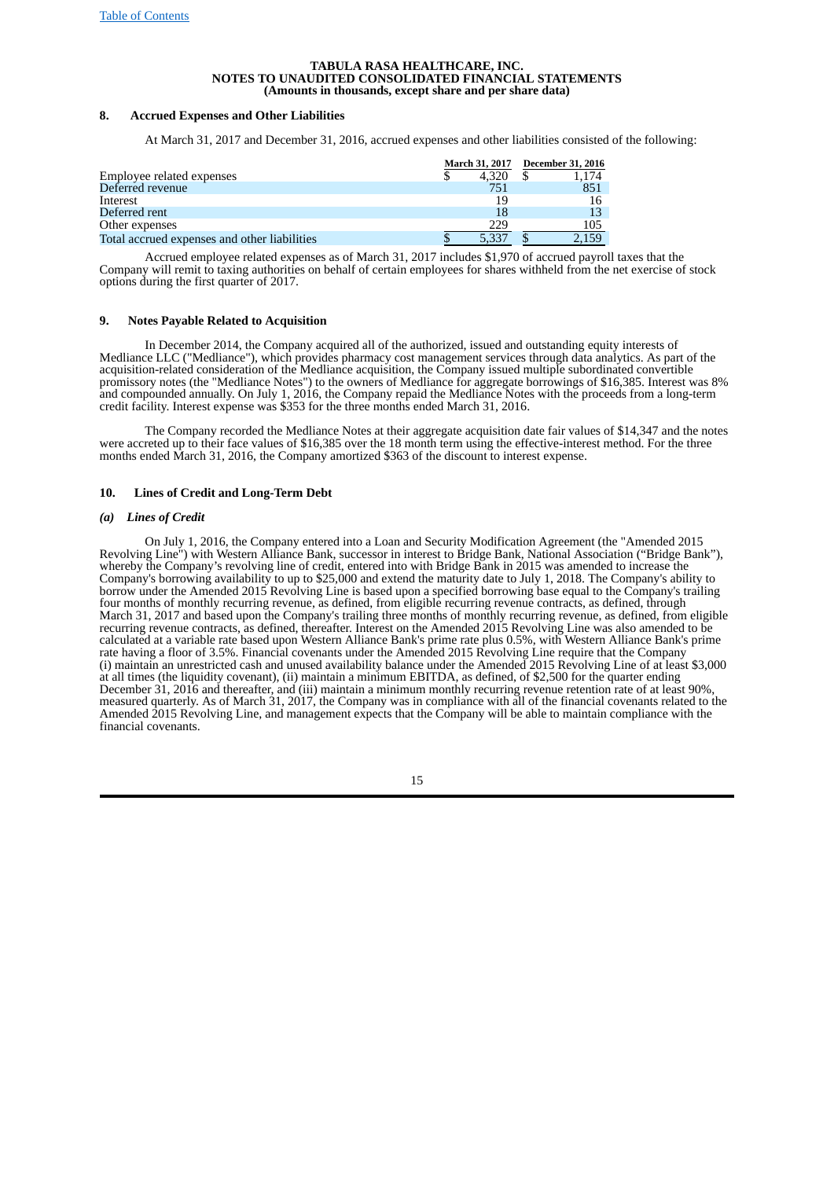**TABULA RASA HEALTHCARE, INC.**
**NOTES TO UNAUDITED CONSOLIDATED FINANCIAL STATEMENTS**
**(Amounts in thousands, except share and per share data)**

## 8. Accrued Expenses and Other Liabilities

At March 31, 2017 and December 31, 2016, accrued expenses and other liabilities consisted of the following:

| | March 31, 2017 | December 31, 2016 |
|---|---|---|
| Employee related expenses | $ 4,320 | $ 1,174 |
| Deferred revenue | 751 | 851 |
| Interest | 19 | 16 |
| Deferred rent | 18 | 13 |
| Other expenses | 229 | 105 |
| Total accrued expenses and other liabilities | $ 5,337 | $ 2,159 |

Accrued employee related expenses as of March 31, 2017 includes $1,970 of accrued payroll taxes that the Company will remit to taxing authorities on behalf of certain employees for shares withheld from the net exercise of stock options during the first quarter of 2017.

## 9. Notes Payable Related to Acquisition

In December 2014, the Company acquired all of the authorized, issued and outstanding equity interests of Medliance LLC ("Medliance"), which provides pharmacy cost management services through data analytics. As part of the acquisition-related consideration of the Medliance acquisition, the Company issued multiple subordinated convertible promissory notes (the "Medliance Notes") to the owners of Medliance for aggregate borrowings of $16,385. Interest was 8% and compounded annually. On July 1, 2016, the Company repaid the Medliance Notes with the proceeds from a long-term credit facility. Interest expense was $353 for the three months ended March 31, 2016.

The Company recorded the Medliance Notes at their aggregate acquisition date fair values of $14,347 and the notes were accreted up to their face values of $16,385 over the 18 month term using the effective-interest method. For the three months ended March 31, 2016, the Company amortized $363 of the discount to interest expense.

## 10. Lines of Credit and Long-Term Debt

### *(a) Lines of Credit*

On July 1, 2016, the Company entered into a Loan and Security Modification Agreement (the "Amended 2015 Revolving Line") with Western Alliance Bank, successor in interest to Bridge Bank, National Association ("Bridge Bank"), whereby the Company's revolving line of credit, entered into with Bridge Bank in 2015 was amended to increase the Company's borrowing availability to up to $25,000 and extend the maturity date to July 1, 2018. The Company's ability to borrow under the Amended 2015 Revolving Line is based upon a specified borrowing base equal to the Company's trailing four months of monthly recurring revenue, as defined, from eligible recurring revenue contracts, as defined, through March 31, 2017 and based upon the Company's trailing three months of monthly recurring revenue, as defined, from eligible recurring revenue contracts, as defined, thereafter. Interest on the Amended 2015 Revolving Line was also amended to be calculated at a variable rate based upon Western Alliance Bank's prime rate plus 0.5%, with Western Alliance Bank's prime rate having a floor of 3.5%. Financial covenants under the Amended 2015 Revolving Line require that the Company (i) maintain an unrestricted cash and unused availability balance under the Amended 2015 Revolving Line of at least $3,000 at all times (the liquidity covenant), (ii) maintain a minimum EBITDA, as defined, of $2,500 for the quarter ending December 31, 2016 and thereafter, and (iii) maintain a minimum monthly recurring revenue retention rate of at least 90%, measured quarterly. As of March 31, 2017, the Company was in compliance with all of the financial covenants related to the Amended 2015 Revolving Line, and management expects that the Company will be able to maintain compliance with the financial covenants.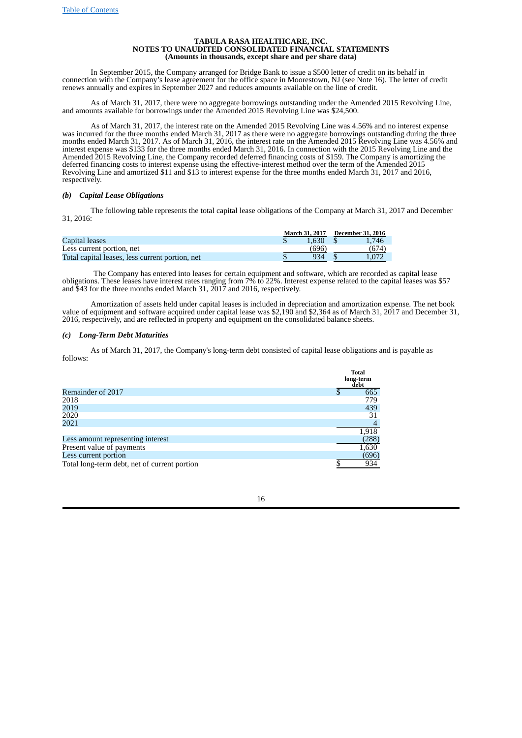TABULA RASA HEALTHCARE, INC.
NOTES TO UNAUDITED CONSOLIDATED FINANCIAL STATEMENTS
(Amounts in thousands, except share and per share data)

In September 2015, the Company arranged for Bridge Bank to issue a $500 letter of credit on its behalf in connection with the Company's lease agreement for the office space in Moorestown, NJ (see Note 16). The letter of credit renews annually and expires in September 2027 and reduces amounts available on the line of credit.

As of March 31, 2017, there were no aggregate borrowings outstanding under the Amended 2015 Revolving Line, and amounts available for borrowings under the Amended 2015 Revolving Line was $24,500.

As of March 31, 2017, the interest rate on the Amended 2015 Revolving Line was 4.56% and no interest expense was incurred for the three months ended March 31, 2017 as there were no aggregate borrowings outstanding during the three months ended March 31, 2017. As of March 31, 2016, the interest rate on the Amended 2015 Revolving Line was 4.56% and interest expense was $133 for the three months ended March 31, 2016. In connection with the 2015 Revolving Line and the Amended 2015 Revolving Line, the Company recorded deferred financing costs of $159. The Company is amortizing the deferred financing costs to interest expense using the effective-interest method over the term of the Amended 2015 Revolving Line and amortized $11 and $13 to interest expense for the three months ended March 31, 2017 and 2016, respectively.

### *(b) Capital Lease Obligations*

The following table represents the total capital lease obligations of the Company at March 31, 2017 and December 31, 2016:

| | March 31, 2017 | December 31, 2016 |
|---|---|---|
| Capital leases | $ 1,630 | $ 1,746 |
| Less current portion, net | (696) | (674) |
| Total capital leases, less current portion, net | $ 934 | $ 1,072 |

The Company has entered into leases for certain equipment and software, which are recorded as capital lease obligations. These leases have interest rates ranging from 7% to 22%. Interest expense related to the capital leases was $57 and $43 for the three months ended March 31, 2017 and 2016, respectively.

Amortization of assets held under capital leases is included in depreciation and amortization expense. The net book value of equipment and software acquired under capital lease was $2,190 and $2,364 as of March 31, 2017 and December 31, 2016, respectively, and are reflected in property and equipment on the consolidated balance sheets.

### *(c) Long-Term Debt Maturities*

As of March 31, 2017, the Company's long-term debt consisted of capital lease obligations and is payable as follows:

| | Total long-term debt |
|---|---|
| Remainder of 2017 | $ 665 |
| 2018 | 779 |
| 2019 | 439 |
| 2020 | 31 |
| 2021 | 4 |
| | 1,918 |
| Less amount representing interest | (288) |
| Present value of payments | 1,630 |
| Less current portion | (696) |
| Total long-term debt, net of current portion | $ 934 |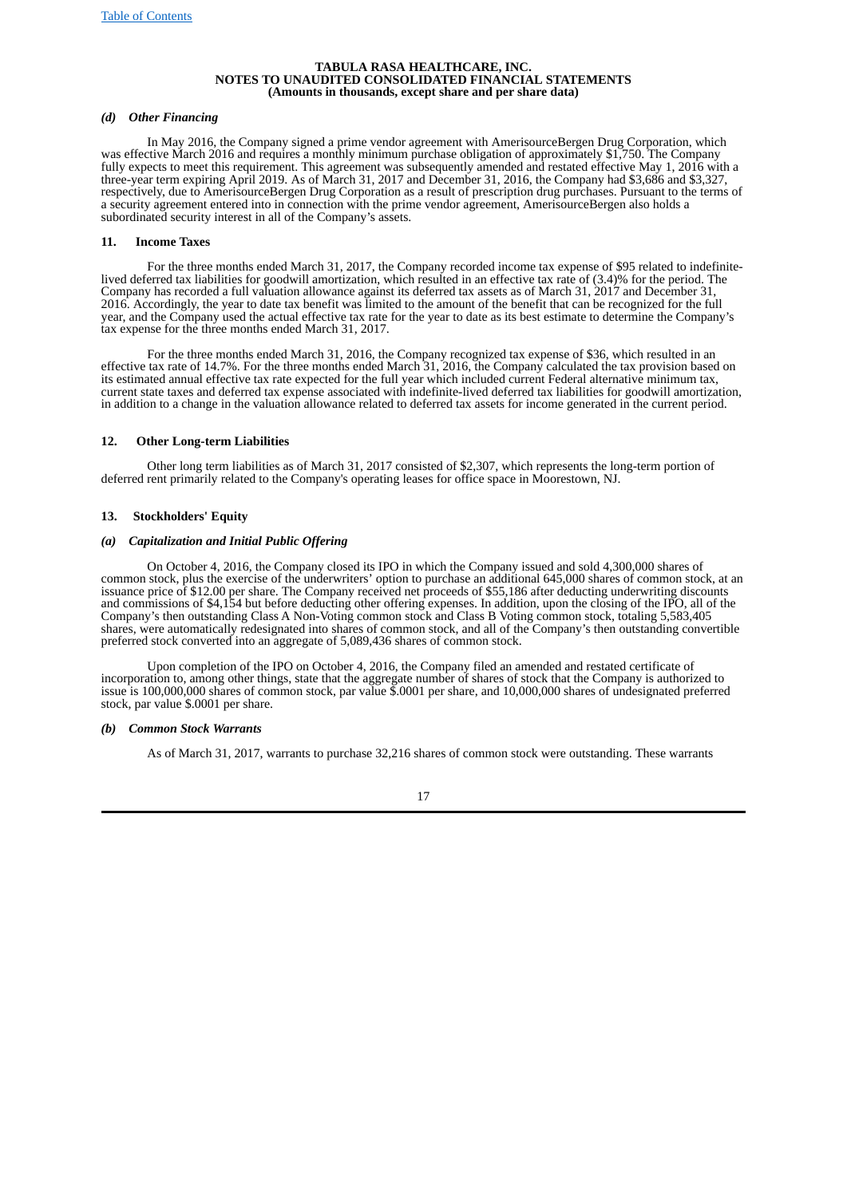#### *(d) Other Financing*

In May 2016, the Company signed a prime vendor agreement with AmerisourceBergen Drug Corporation, which was effective March 2016 and requires a monthly minimum purchase obligation of approximately $1,750. The Company fully expects to meet this requirement. This agreement was subsequently amended and restated effective May 1, 2016 with a three-year term expiring April 2019. As of March 31, 2017 and December 31, 2016, the Company had $3,686 and $3,327, respectively, due to AmerisourceBergen Drug Corporation as a result of prescription drug purchases. Pursuant to the terms of a security agreement entered into in connection with the prime vendor agreement, AmerisourceBergen also holds a subordinated security interest in all of the Company's assets.

### 11. Income Taxes

For the three months ended March 31, 2017, the Company recorded income tax expense of $95 related to indefinite-lived deferred tax liabilities for goodwill amortization, which resulted in an effective tax rate of (3.4)% for the period. The Company has recorded a full valuation allowance against its deferred tax assets as of March 31, 2017 and December 31, 2016. Accordingly, the year to date tax benefit was limited to the amount of the benefit that can be recognized for the full year, and the Company used the actual effective tax rate for the year to date as its best estimate to determine the Company's tax expense for the three months ended March 31, 2017.

For the three months ended March 31, 2016, the Company recognized tax expense of $36, which resulted in an effective tax rate of 14.7%. For the three months ended March 31, 2016, the Company calculated the tax provision based on its estimated annual effective tax rate expected for the full year which included current Federal alternative minimum tax, current state taxes and deferred tax expense associated with indefinite-lived deferred tax liabilities for goodwill amortization, in addition to a change in the valuation allowance related to deferred tax assets for income generated in the current period.

### 12. Other Long-term Liabilities

Other long term liabilities as of March 31, 2017 consisted of $2,307, which represents the long-term portion of deferred rent primarily related to the Company's operating leases for office space in Moorestown, NJ.

### 13. Stockholders' Equity

#### *(a) Capitalization and Initial Public Offering*

On October 4, 2016, the Company closed its IPO in which the Company issued and sold 4,300,000 shares of common stock, plus the exercise of the underwriters' option to purchase an additional 645,000 shares of common stock, at an issuance price of $12.00 per share. The Company received net proceeds of $55,186 after deducting underwriting discounts and commissions of $4,154 but before deducting other offering expenses. In addition, upon the closing of the IPO, all of the Company's then outstanding Class A Non-Voting common stock and Class B Voting common stock, totaling 5,583,405 shares, were automatically redesignated into shares of common stock, and all of the Company's then outstanding convertible preferred stock converted into an aggregate of 5,089,436 shares of common stock.

Upon completion of the IPO on October 4, 2016, the Company filed an amended and restated certificate of incorporation to, among other things, state that the aggregate number of shares of stock that the Company is authorized to issue is 100,000,000 shares of common stock, par value $.0001 per share, and 10,000,000 shares of undesignated preferred stock, par value $.0001 per share.

#### *(b) Common Stock Warrants*

As of March 31, 2017, warrants to purchase 32,216 shares of common stock were outstanding. These warrants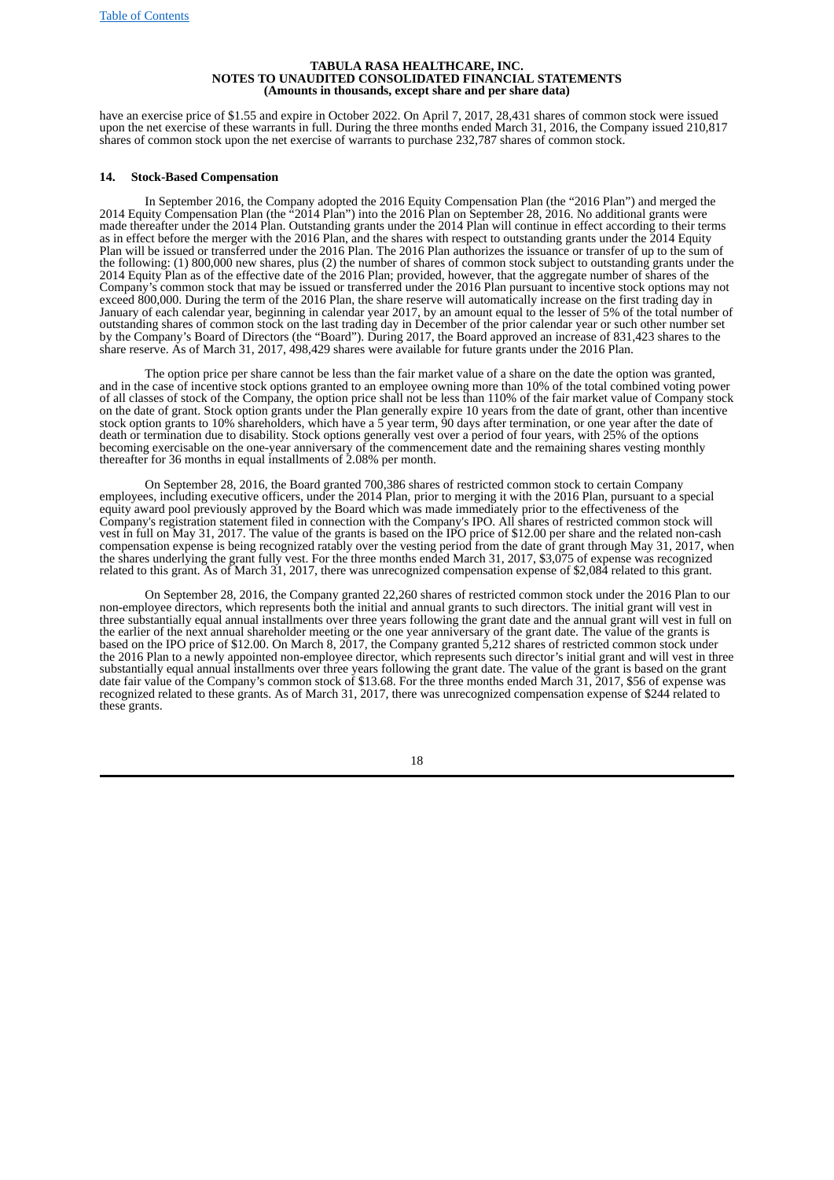have an exercise price of $1.55 and expire in October 2022. On April 7, 2017, 28,431 shares of common stock were issued upon the net exercise of these warrants in full. During the three months ended March 31, 2016, the Company issued 210,817 shares of common stock upon the net exercise of warrants to purchase 232,787 shares of common stock.

## 14. Stock-Based Compensation

In September 2016, the Company adopted the 2016 Equity Compensation Plan (the "2016 Plan") and merged the 2014 Equity Compensation Plan (the "2014 Plan") into the 2016 Plan on September 28, 2016. No additional grants were made thereafter under the 2014 Plan. Outstanding grants under the 2014 Plan will continue in effect according to their terms as in effect before the merger with the 2016 Plan, and the shares with respect to outstanding grants under the 2014 Equity Plan will be issued or transferred under the 2016 Plan. The 2016 Plan authorizes the issuance or transfer of up to the sum of the following: (1) 800,000 new shares, plus (2) the number of shares of common stock subject to outstanding grants under the 2014 Equity Plan as of the effective date of the 2016 Plan; provided, however, that the aggregate number of shares of the Company's common stock that may be issued or transferred under the 2016 Plan pursuant to incentive stock options may not exceed 800,000. During the term of the 2016 Plan, the share reserve will automatically increase on the first trading day in January of each calendar year, beginning in calendar year 2017, by an amount equal to the lesser of 5% of the total number of outstanding shares of common stock on the last trading day in December of the prior calendar year or such other number set by the Company's Board of Directors (the "Board"). During 2017, the Board approved an increase of 831,423 shares to the share reserve. As of March 31, 2017, 498,429 shares were available for future grants under the 2016 Plan.

The option price per share cannot be less than the fair market value of a share on the date the option was granted, and in the case of incentive stock options granted to an employee owning more than 10% of the total combined voting power of all classes of stock of the Company, the option price shall not be less than 110% of the fair market value of Company stock on the date of grant. Stock option grants under the Plan generally expire 10 years from the date of grant, other than incentive stock option grants to 10% shareholders, which have a 5 year term, 90 days after termination, or one year after the date of death or termination due to disability. Stock options generally vest over a period of four years, with 25% of the options becoming exercisable on the one-year anniversary of the commencement date and the remaining shares vesting monthly thereafter for 36 months in equal installments of 2.08% per month.

On September 28, 2016, the Board granted 700,386 shares of restricted common stock to certain Company employees, including executive officers, under the 2014 Plan, prior to merging it with the 2016 Plan, pursuant to a special equity award pool previously approved by the Board which was made immediately prior to the effectiveness of the Company's registration statement filed in connection with the Company's IPO. All shares of restricted common stock will vest in full on May 31, 2017. The value of the grants is based on the IPO price of $12.00 per share and the related non-cash compensation expense is being recognized ratably over the vesting period from the date of grant through May 31, 2017, when the shares underlying the grant fully vest. For the three months ended March 31, 2017, $3,075 of expense was recognized related to this grant. As of March 31, 2017, there was unrecognized compensation expense of $2,084 related to this grant.

On September 28, 2016, the Company granted 22,260 shares of restricted common stock under the 2016 Plan to our non-employee directors, which represents both the initial and annual grants to such directors. The initial grant will vest in three substantially equal annual installments over three years following the grant date and the annual grant will vest in full on the earlier of the next annual shareholder meeting or the one year anniversary of the grant date. The value of the grants is based on the IPO price of $12.00. On March 8, 2017, the Company granted 5,212 shares of restricted common stock under the 2016 Plan to a newly appointed non-employee director, which represents such director's initial grant and will vest in three substantially equal annual installments over three years following the grant date. The value of the grant is based on the grant date fair value of the Company's common stock of $13.68. For the three months ended March 31, 2017, $56 of expense was recognized related to these grants. As of March 31, 2017, there was unrecognized compensation expense of $244 related to these grants.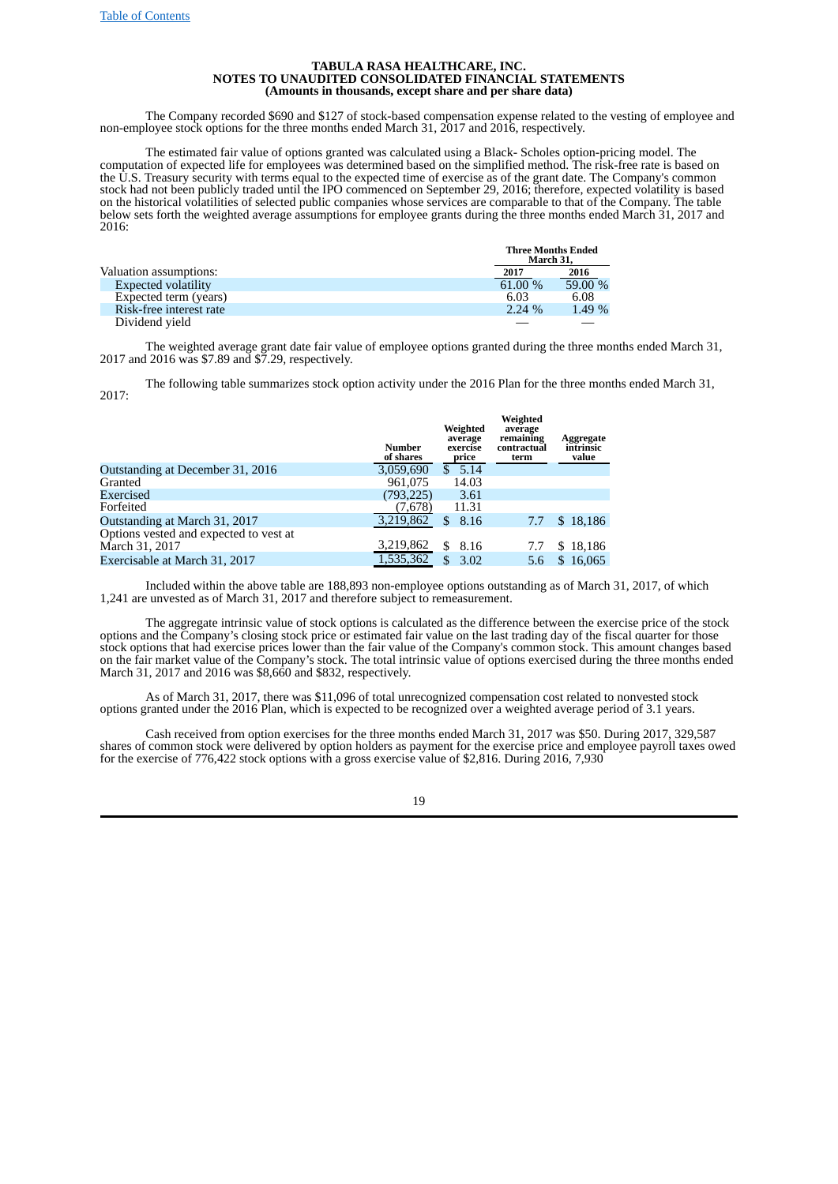**TABULA RASA HEALTHCARE, INC.**
**NOTES TO UNAUDITED CONSOLIDATED FINANCIAL STATEMENTS**
**(Amounts in thousands, except share and per share data)**

The Company recorded $690 and $127 of stock-based compensation expense related to the vesting of employee and non-employee stock options for the three months ended March 31, 2017 and 2016, respectively.

The estimated fair value of options granted was calculated using a Black- Scholes option-pricing model. The computation of expected life for employees was determined based on the simplified method. The risk-free rate is based on the U.S. Treasury security with terms equal to the expected time of exercise as of the grant date. The Company's common stock had not been publicly traded until the IPO commenced on September 29, 2016; therefore, expected volatility is based on the historical volatilities of selected public companies whose services are comparable to that of the Company. The table below sets forth the weighted average assumptions for employee grants during the three months ended March 31, 2017 and 2016:

| | Three Months Ended March 31, | |
|---|---|---|
| Valuation assumptions: | 2017 | 2016 |
| Expected volatility | 61.00 % | 59.00 % |
| Expected term (years) | 6.03 | 6.08 |
| Risk-free interest rate | 2.24 % | 1.49 % |
| Dividend yield | — | — |

The weighted average grant date fair value of employee options granted during the three months ended March 31, 2017 and 2016 was $7.89 and $7.29, respectively.

The following table summarizes stock option activity under the 2016 Plan for the three months ended March 31, 2017:

| | Number of shares | Weighted average exercise price | Weighted average remaining contractual term | Aggregate intrinsic value |
|---|---|---|---|---|
| Outstanding at December 31, 2016 | 3,059,690 | $ 5.14 | | |
| Granted | 961,075 | 14.03 | | |
| Exercised | (793,225) | 3.61 | | |
| Forfeited | (7,678) | 11.31 | | |
| Outstanding at March 31, 2017 | 3,219,862 | $ 8.16 | 7.7 | $ 18,186 |
| Options vested and expected to vest at March 31, 2017 | 3,219,862 | $ 8.16 | 7.7 | $ 18,186 |
| Exercisable at March 31, 2017 | 1,535,362 | $ 3.02 | 5.6 | $ 16,065 |

Included within the above table are 188,893 non-employee options outstanding as of March 31, 2017, of which 1,241 are unvested as of March 31, 2017 and therefore subject to remeasurement.

The aggregate intrinsic value of stock options is calculated as the difference between the exercise price of the stock options and the Company's closing stock price or estimated fair value on the last trading day of the fiscal quarter for those stock options that had exercise prices lower than the fair value of the Company's common stock. This amount changes based on the fair market value of the Company's stock. The total intrinsic value of options exercised during the three months ended March 31, 2017 and 2016 was $8,660 and $832, respectively.

As of March 31, 2017, there was $11,096 of total unrecognized compensation cost related to nonvested stock options granted under the 2016 Plan, which is expected to be recognized over a weighted average period of 3.1 years.

Cash received from option exercises for the three months ended March 31, 2017 was $50. During 2017, 329,587 shares of common stock were delivered by option holders as payment for the exercise price and employee payroll taxes owed for the exercise of 776,422 stock options with a gross exercise value of $2,816. During 2016, 7,930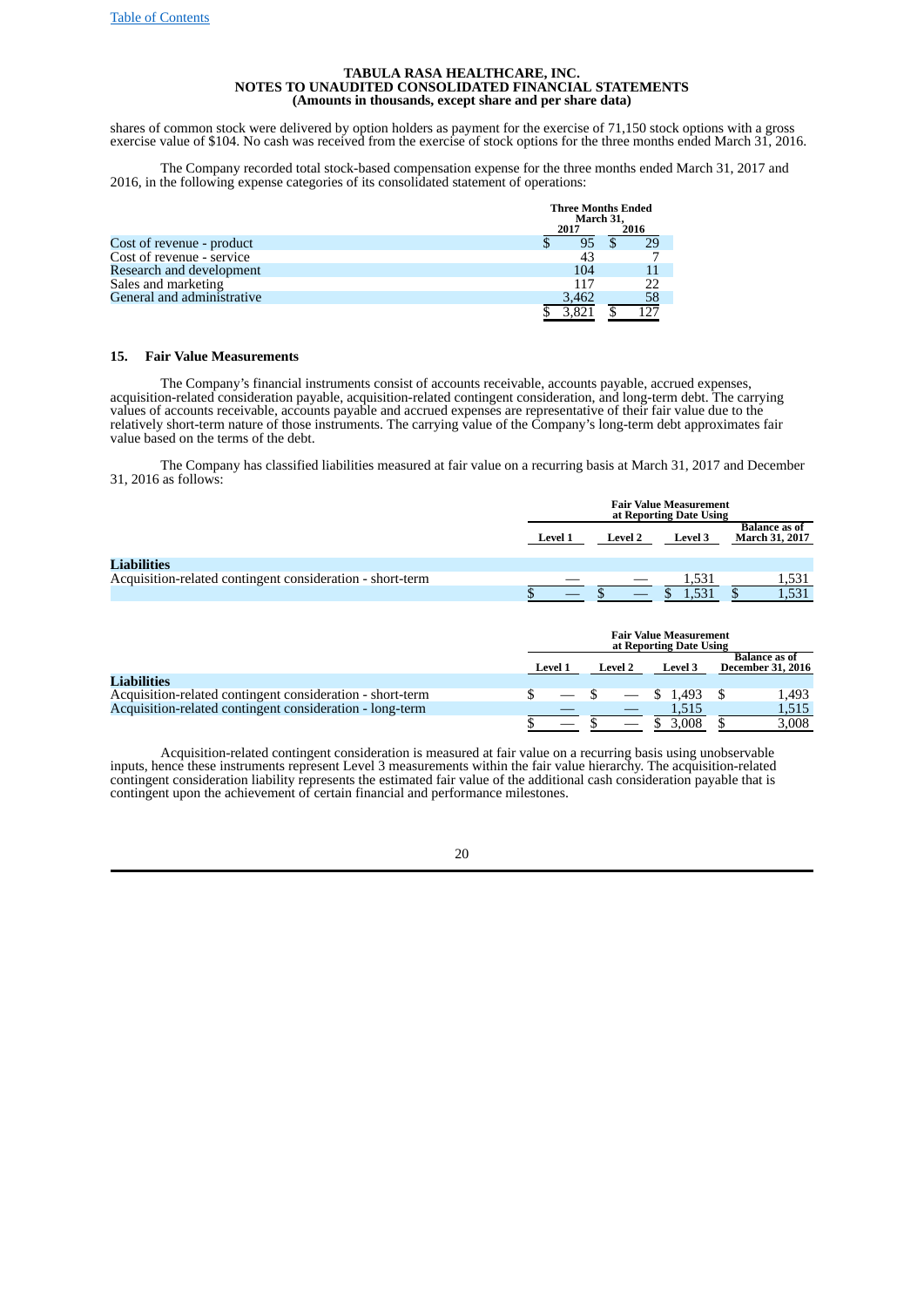shares of common stock were delivered by option holders as payment for the exercise of 71,150 stock options with a gross exercise value of $104. No cash was received from the exercise of stock options for the three months ended March 31, 2016.

The Company recorded total stock-based compensation expense for the three months ended March 31, 2017 and 2016, in the following expense categories of its consolidated statement of operations:

| | Three Months Ended March 31, | |
|---|---|---|
| | 2017 | 2016 |
| Cost of revenue - product | $ 95 | $ 29 |
| Cost of revenue - service | 43 | 7 |
| Research and development | 104 | 11 |
| Sales and marketing | 117 | 22 |
| General and administrative | 3,462 | 58 |
| | $ 3,821 | $ 127 |

## 15. Fair Value Measurements

The Company's financial instruments consist of accounts receivable, accounts payable, accrued expenses, acquisition-related consideration payable, acquisition-related contingent consideration, and long-term debt. The carrying values of accounts receivable, accounts payable and accrued expenses are representative of their fair value due to the relatively short-term nature of those instruments. The carrying value of the Company's long-term debt approximates fair value based on the terms of the debt.

The Company has classified liabilities measured at fair value on a recurring basis at March 31, 2017 and December 31, 2016 as follows:

| | Fair Value Measurement at Reporting Date Using | | | |
|---|---|---|---|---|
| | Level 1 | Level 2 | Level 3 | Balance as of March 31, 2017 |
| **Liabilities** | | | | |
| Acquisition-related contingent consideration - short-term | — | — | 1,531 | 1,531 |
| | $ — | $ — | $ 1,531 | $ 1,531 |

| | Fair Value Measurement at Reporting Date Using | | | |
|---|---|---|---|---|
| | Level 1 | Level 2 | Level 3 | Balance as of December 31, 2016 |
| **Liabilities** | | | | |
| Acquisition-related contingent consideration - short-term | $ — | $ — | $ 1,493 | $ 1,493 |
| Acquisition-related contingent consideration - long-term | — | — | 1,515 | 1,515 |
| | $ — | $ — | $ 3,008 | $ 3,008 |

Acquisition-related contingent consideration is measured at fair value on a recurring basis using unobservable inputs, hence these instruments represent Level 3 measurements within the fair value hierarchy. The acquisition-related contingent consideration liability represents the estimated fair value of the additional cash consideration payable that is contingent upon the achievement of certain financial and performance milestones.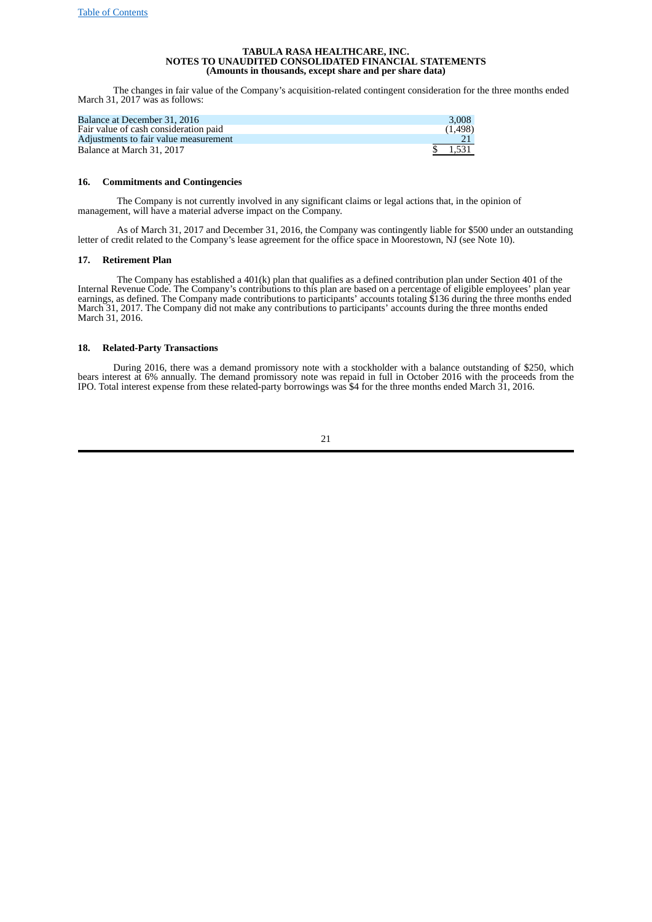**TABULA RASA HEALTHCARE, INC.**
**NOTES TO UNAUDITED CONSOLIDATED FINANCIAL STATEMENTS**
**(Amounts in thousands, except share and per share data)**

The changes in fair value of the Company's acquisition-related contingent consideration for the three months ended March 31, 2017 was as follows:

| | |
|---|---|
| Balance at December 31, 2016 | 3,008 |
| Fair value of cash consideration paid | (1,498) |
| Adjustments to fair value measurement | 21 |
| Balance at March 31, 2017 | $ 1,531 |

### 16. Commitments and Contingencies

The Company is not currently involved in any significant claims or legal actions that, in the opinion of management, will have a material adverse impact on the Company.

As of March 31, 2017 and December 31, 2016, the Company was contingently liable for $500 under an outstanding letter of credit related to the Company's lease agreement for the office space in Moorestown, NJ (see Note 10).

### 17. Retirement Plan

The Company has established a 401(k) plan that qualifies as a defined contribution plan under Section 401 of the Internal Revenue Code. The Company's contributions to this plan are based on a percentage of eligible employees' plan year earnings, as defined. The Company made contributions to participants' accounts totaling $136 during the three months ended March 31, 2017. The Company did not make any contributions to participants' accounts during the three months ended March 31, 2016.

### 18. Related-Party Transactions

During 2016, there was a demand promissory note with a stockholder with a balance outstanding of $250, which bears interest at 6% annually. The demand promissory note was repaid in full in October 2016 with the proceeds from the IPO. Total interest expense from these related-party borrowings was $4 for the three months ended March 31, 2016.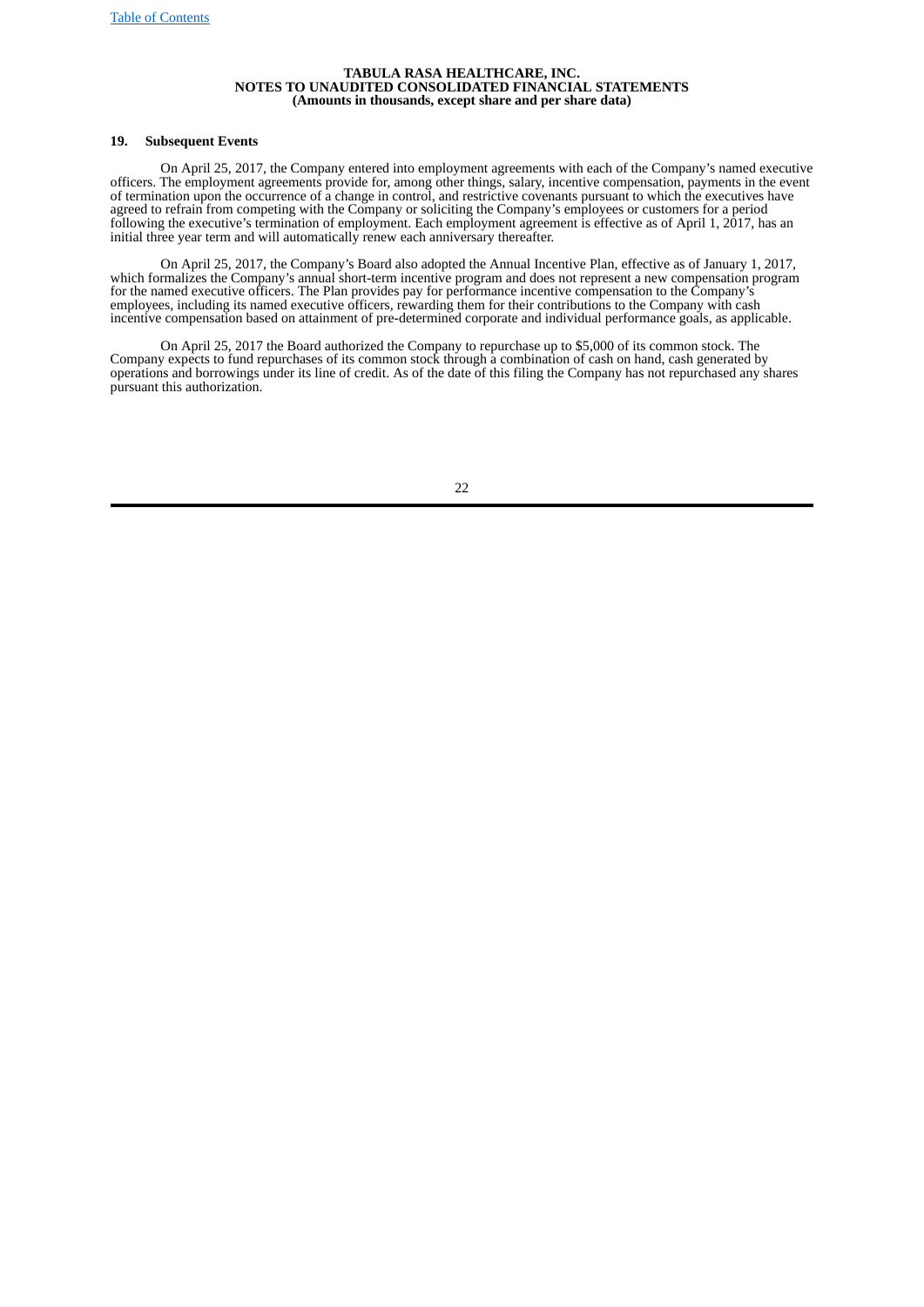**TABULA RASA HEALTHCARE, INC.**
**NOTES TO UNAUDITED CONSOLIDATED FINANCIAL STATEMENTS**
**(Amounts in thousands, except share and per share data)**

## 19. Subsequent Events

On April 25, 2017, the Company entered into employment agreements with each of the Company's named executive officers. The employment agreements provide for, among other things, salary, incentive compensation, payments in the event of termination upon the occurrence of a change in control, and restrictive covenants pursuant to which the executives have agreed to refrain from competing with the Company or soliciting the Company's employees or customers for a period following the executive's termination of employment. Each employment agreement is effective as of April 1, 2017, has an initial three year term and will automatically renew each anniversary thereafter.

On April 25, 2017, the Company's Board also adopted the Annual Incentive Plan, effective as of January 1, 2017, which formalizes the Company's annual short-term incentive program and does not represent a new compensation program for the named executive officers. The Plan provides pay for performance incentive compensation to the Company's employees, including its named executive officers, rewarding them for their contributions to the Company with cash incentive compensation based on attainment of pre-determined corporate and individual performance goals, as applicable.

On April 25, 2017 the Board authorized the Company to repurchase up to $5,000 of its common stock. The Company expects to fund repurchases of its common stock through a combination of cash on hand, cash generated by operations and borrowings under its line of credit. As of the date of this filing the Company has not repurchased any shares pursuant this authorization.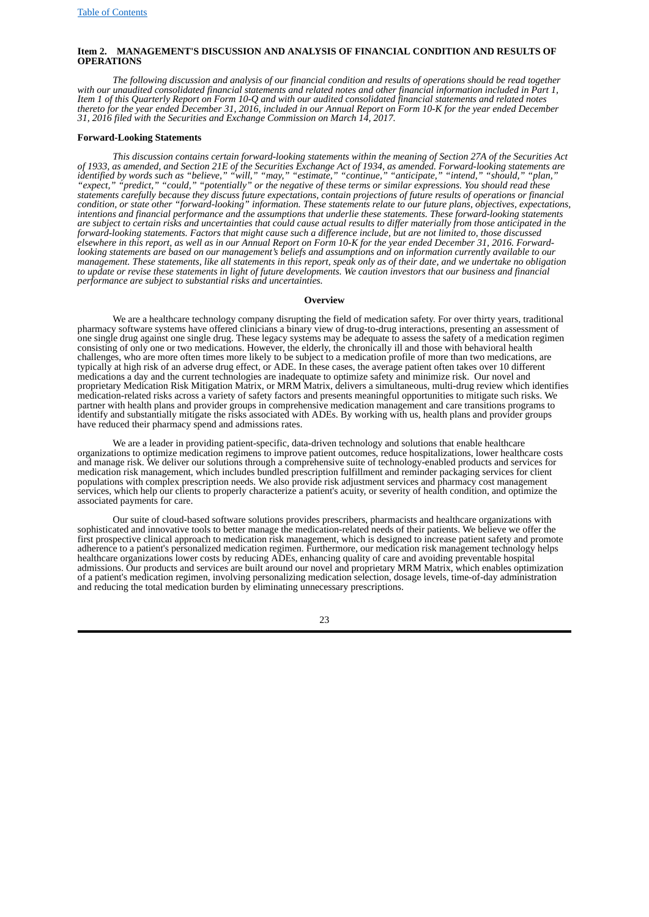## Item 2. MANAGEMENT'S DISCUSSION AND ANALYSIS OF FINANCIAL CONDITION AND RESULTS OF OPERATIONS

*The following discussion and analysis of our financial condition and results of operations should be read together with our unaudited consolidated financial statements and related notes and other financial information included in Part 1, Item 1 of this Quarterly Report on Form 10-Q and with our audited consolidated financial statements and related notes thereto for the year ended December 31, 2016, included in our Annual Report on Form 10-K for the year ended December 31, 2016 filed with the Securities and Exchange Commission on March 14, 2017.*

### Forward-Looking Statements

*This discussion contains certain forward-looking statements within the meaning of Section 27A of the Securities Act of 1933, as amended, and Section 21E of the Securities Exchange Act of 1934, as amended. Forward-looking statements are identified by words such as "believe," "will," "may," "estimate," "continue," "anticipate," "intend," "should," "plan," "expect," "predict," "could," "potentially" or the negative of these terms or similar expressions. You should read these statements carefully because they discuss future expectations, contain projections of future results of operations or financial condition, or state other "forward-looking" information. These statements relate to our future plans, objectives, expectations, intentions and financial performance and the assumptions that underlie these statements. These forward-looking statements are subject to certain risks and uncertainties that could cause actual results to differ materially from those anticipated in the forward-looking statements. Factors that might cause such a difference include, but are not limited to, those discussed elsewhere in this report, as well as in our Annual Report on Form 10-K for the year ended December 31, 2016. Forward-looking statements are based on our management's beliefs and assumptions and on information currently available to our management. These statements, like all statements in this report, speak only as of their date, and we undertake no obligation to update or revise these statements in light of future developments. We caution investors that our business and financial performance are subject to substantial risks and uncertainties.*

### Overview

We are a healthcare technology company disrupting the field of medication safety. For over thirty years, traditional pharmacy software systems have offered clinicians a binary view of drug-to-drug interactions, presenting an assessment of one single drug against one single drug. These legacy systems may be adequate to assess the safety of a medication regimen consisting of only one or two medications. However, the elderly, the chronically ill and those with behavioral health challenges, who are more often times more likely to be subject to a medication profile of more than two medications, are typically at high risk of an adverse drug effect, or ADE. In these cases, the average patient often takes over 10 different medications a day and the current technologies are inadequate to optimize safety and minimize risk. Our novel and proprietary Medication Risk Mitigation Matrix, or MRM Matrix, delivers a simultaneous, multi-drug review which identifies medication-related risks across a variety of safety factors and presents meaningful opportunities to mitigate such risks. We partner with health plans and provider groups in comprehensive medication management and care transitions programs to identify and substantially mitigate the risks associated with ADEs. By working with us, health plans and provider groups have reduced their pharmacy spend and admissions rates.

We are a leader in providing patient-specific, data-driven technology and solutions that enable healthcare organizations to optimize medication regimens to improve patient outcomes, reduce hospitalizations, lower healthcare costs and manage risk. We deliver our solutions through a comprehensive suite of technology-enabled products and services for medication risk management, which includes bundled prescription fulfillment and reminder packaging services for client populations with complex prescription needs. We also provide risk adjustment services and pharmacy cost management services, which help our clients to properly characterize a patient's acuity, or severity of health condition, and optimize the associated payments for care.

Our suite of cloud-based software solutions provides prescribers, pharmacists and healthcare organizations with sophisticated and innovative tools to better manage the medication-related needs of their patients. We believe we offer the first prospective clinical approach to medication risk management, which is designed to increase patient safety and promote adherence to a patient's personalized medication regimen. Furthermore, our medication risk management technology helps healthcare organizations lower costs by reducing ADEs, enhancing quality of care and avoiding preventable hospital admissions. Our products and services are built around our novel and proprietary MRM Matrix, which enables optimization of a patient's medication regimen, involving personalizing medication selection, dosage levels, time-of-day administration and reducing the total medication burden by eliminating unnecessary prescriptions.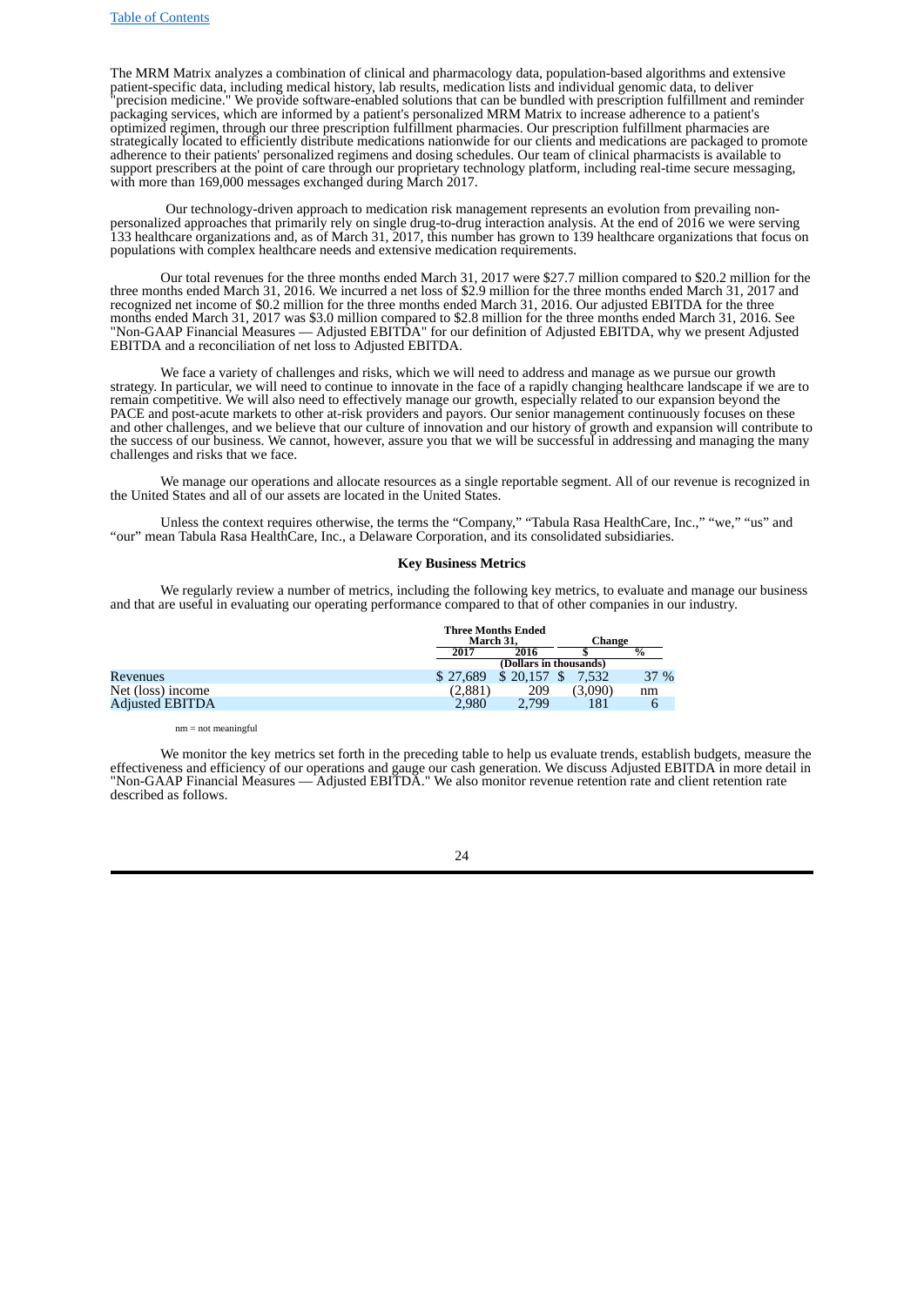The MRM Matrix analyzes a combination of clinical and pharmacology data, population-based algorithms and extensive patient-specific data, including medical history, lab results, medication lists and individual genomic data, to deliver "precision medicine." We provide software-enabled solutions that can be bundled with prescription fulfillment and reminder packaging services, which are informed by a patient's personalized MRM Matrix to increase adherence to a patient's optimized regimen, through our three prescription fulfillment pharmacies. Our prescription fulfillment pharmacies are strategically located to efficiently distribute medications nationwide for our clients and medications are packaged to promote adherence to their patients' personalized regimens and dosing schedules. Our team of clinical pharmacists is available to support prescribers at the point of care through our proprietary technology platform, including real-time secure messaging, with more than 169,000 messages exchanged during March 2017.

Our technology-driven approach to medication risk management represents an evolution from prevailing non-personalized approaches that primarily rely on single drug-to-drug interaction analysis. At the end of 2016 we were serving 133 healthcare organizations and, as of March 31, 2017, this number has grown to 139 healthcare organizations that focus on populations with complex healthcare needs and extensive medication requirements.

Our total revenues for the three months ended March 31, 2017 were $27.7 million compared to $20.2 million for the three months ended March 31, 2016. We incurred a net loss of $2.9 million for the three months ended March 31, 2017 and recognized net income of $0.2 million for the three months ended March 31, 2016. Our adjusted EBITDA for the three months ended March 31, 2017 was $3.0 million compared to $2.8 million for the three months ended March 31, 2016. See "Non-GAAP Financial Measures — Adjusted EBITDA" for our definition of Adjusted EBITDA, why we present Adjusted EBITDA and a reconciliation of net loss to Adjusted EBITDA.

We face a variety of challenges and risks, which we will need to address and manage as we pursue our growth strategy. In particular, we will need to continue to innovate in the face of a rapidly changing healthcare landscape if we are to remain competitive. We will also need to effectively manage our growth, especially related to our expansion beyond the PACE and post-acute markets to other at-risk providers and payors. Our senior management continuously focuses on these and other challenges, and we believe that our culture of innovation and our history of growth and expansion will contribute to the success of our business. We cannot, however, assure you that we will be successful in addressing and managing the many challenges and risks that we face.

We manage our operations and allocate resources as a single reportable segment. All of our revenue is recognized in the United States and all of our assets are located in the United States.

Unless the context requires otherwise, the terms the "Company," "Tabula Rasa HealthCare, Inc.," "we," "us" and "our" mean Tabula Rasa HealthCare, Inc., a Delaware Corporation, and its consolidated subsidiaries.

### Key Business Metrics

We regularly review a number of metrics, including the following key metrics, to evaluate and manage our business and that are useful in evaluating our operating performance compared to that of other companies in our industry.

| | Three Months Ended March 31, | | Change | |
|---|---|---|---|---|
| | 2017 | 2016 | $ | % |
| | (Dollars in thousands) | | | |
| Revenues | $ 27,689 | $ 20,157 | $ 7,532 | 37 % |
| Net (loss) income | (2,881) | 209 | (3,090) | nm |
| Adjusted EBITDA | 2,980 | 2,799 | 181 | 6 |

nm = not meaningful

We monitor the key metrics set forth in the preceding table to help us evaluate trends, establish budgets, measure the effectiveness and efficiency of our operations and gauge our cash generation. We discuss Adjusted EBITDA in more detail in "Non-GAAP Financial Measures — Adjusted EBITDA." We also monitor revenue retention rate and client retention rate described as follows.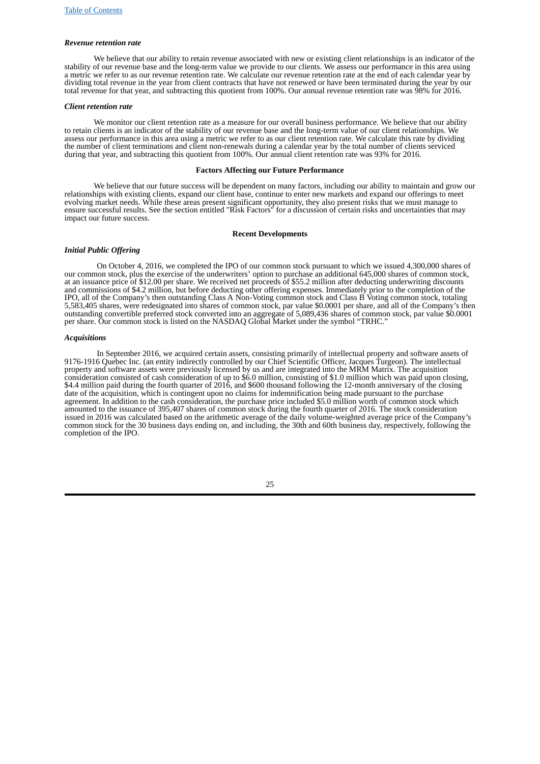### *Revenue retention rate*

We believe that our ability to retain revenue associated with new or existing client relationships is an indicator of the stability of our revenue base and the long-term value we provide to our clients. We assess our performance in this area using a metric we refer to as our revenue retention rate. We calculate our revenue retention rate at the end of each calendar year by dividing total revenue in the year from client contracts that have not renewed or have been terminated during the year by our total revenue for that year, and subtracting this quotient from 100%. Our annual revenue retention rate was 98% for 2016.

### *Client retention rate*

We monitor our client retention rate as a measure for our overall business performance. We believe that our ability to retain clients is an indicator of the stability of our revenue base and the long-term value of our client relationships. We assess our performance in this area using a metric we refer to as our client retention rate. We calculate this rate by dividing the number of client terminations and client non-renewals during a calendar year by the total number of clients serviced during that year, and subtracting this quotient from 100%. Our annual client retention rate was 93% for 2016.

## **Factors Affecting our Future Performance**

We believe that our future success will be dependent on many factors, including our ability to maintain and grow our relationships with existing clients, expand our client base, continue to enter new markets and expand our offerings to meet evolving market needs. While these areas present significant opportunity, they also present risks that we must manage to ensure successful results. See the section entitled "Risk Factors" for a discussion of certain risks and uncertainties that may impact our future success.

## **Recent Developments**

### *Initial Public Offering*

On October 4, 2016, we completed the IPO of our common stock pursuant to which we issued 4,300,000 shares of our common stock, plus the exercise of the underwriters' option to purchase an additional 645,000 shares of common stock, at an issuance price of $12.00 per share. We received net proceeds of $55.2 million after deducting underwriting discounts and commissions of $4.2 million, but before deducting other offering expenses. Immediately prior to the completion of the IPO, all of the Company's then outstanding Class A Non-Voting common stock and Class B Voting common stock, totaling 5,583,405 shares, were redesignated into shares of common stock, par value $0.0001 per share, and all of the Company's then outstanding convertible preferred stock converted into an aggregate of 5,089,436 shares of common stock, par value $0.0001 per share. Our common stock is listed on the NASDAQ Global Market under the symbol "TRHC."

### *Acquisitions*

In September 2016, we acquired certain assets, consisting primarily of intellectual property and software assets of 9176-1916 Quebec Inc. (an entity indirectly controlled by our Chief Scientific Officer, Jacques Turgeon). The intellectual property and software assets were previously licensed by us and are integrated into the MRM Matrix. The acquisition consideration consisted of cash consideration of up to $6.0 million, consisting of $1.0 million which was paid upon closing, $4.4 million paid during the fourth quarter of 2016, and $600 thousand following the 12-month anniversary of the closing date of the acquisition, which is contingent upon no claims for indemnification being made pursuant to the purchase agreement. In addition to the cash consideration, the purchase price included $5.0 million worth of common stock which amounted to the issuance of 395,407 shares of common stock during the fourth quarter of 2016. The stock consideration issued in 2016 was calculated based on the arithmetic average of the daily volume-weighted average price of the Company's common stock for the 30 business days ending on, and including, the 30th and 60th business day, respectively, following the completion of the IPO.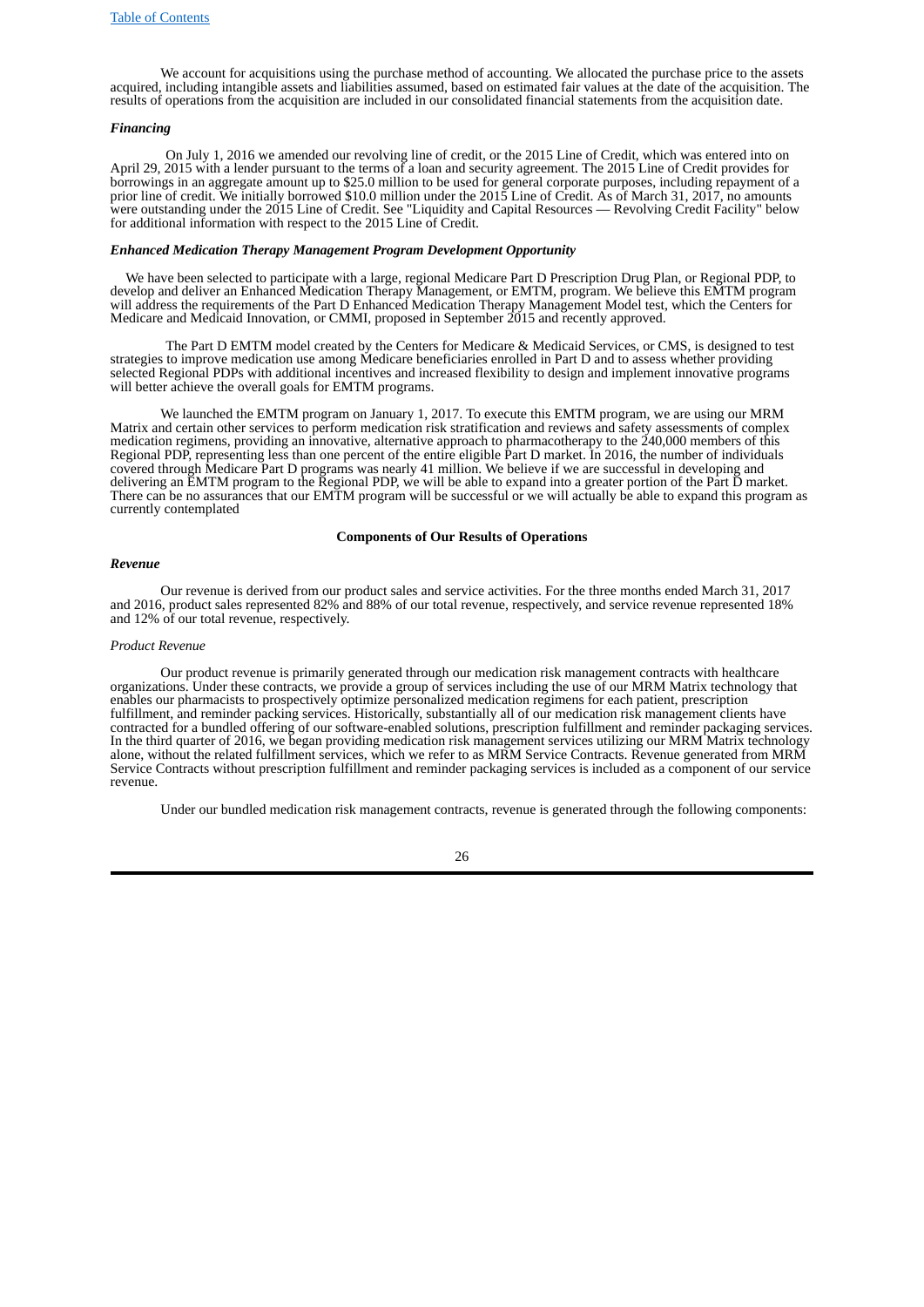We account for acquisitions using the purchase method of accounting. We allocated the purchase price to the assets acquired, including intangible assets and liabilities assumed, based on estimated fair values at the date of the acquisition. The results of operations from the acquisition are included in our consolidated financial statements from the acquisition date.

***Financing***

On July 1, 2016 we amended our revolving line of credit, or the 2015 Line of Credit, which was entered into on April 29, 2015 with a lender pursuant to the terms of a loan and security agreement. The 2015 Line of Credit provides for borrowings in an aggregate amount up to $25.0 million to be used for general corporate purposes, including repayment of a prior line of credit. We initially borrowed $10.0 million under the 2015 Line of Credit. As of March 31, 2017, no amounts were outstanding under the 2015 Line of Credit. See "Liquidity and Capital Resources — Revolving Credit Facility" below for additional information with respect to the 2015 Line of Credit.

***Enhanced Medication Therapy Management Program Development Opportunity***

We have been selected to participate with a large, regional Medicare Part D Prescription Drug Plan, or Regional PDP, to develop and deliver an Enhanced Medication Therapy Management, or EMTM, program. We believe this EMTM program will address the requirements of the Part D Enhanced Medication Therapy Management Model test, which the Centers for Medicare and Medicaid Innovation, or CMMI, proposed in September 2015 and recently approved.

The Part D EMTM model created by the Centers for Medicare & Medicaid Services, or CMS, is designed to test strategies to improve medication use among Medicare beneficiaries enrolled in Part D and to assess whether providing selected Regional PDPs with additional incentives and increased flexibility to design and implement innovative programs will better achieve the overall goals for EMTM programs.

We launched the EMTM program on January 1, 2017. To execute this EMTM program, we are using our MRM Matrix and certain other services to perform medication risk stratification and reviews and safety assessments of complex medication regimens, providing an innovative, alternative approach to pharmacotherapy to the 240,000 members of this Regional PDP, representing less than one percent of the entire eligible Part D market. In 2016, the number of individuals covered through Medicare Part D programs was nearly 41 million. We believe if we are successful in developing and delivering an EMTM program to the Regional PDP, we will be able to expand into a greater portion of the Part D market. There can be no assurances that our EMTM program will be successful or we will actually be able to expand this program as currently contemplated

**Components of Our Results of Operations**

***Revenue***

Our revenue is derived from our product sales and service activities. For the three months ended March 31, 2017 and 2016, product sales represented 82% and 88% of our total revenue, respectively, and service revenue represented 18% and 12% of our total revenue, respectively.

*Product Revenue*

Our product revenue is primarily generated through our medication risk management contracts with healthcare organizations. Under these contracts, we provide a group of services including the use of our MRM Matrix technology that enables our pharmacists to prospectively optimize personalized medication regimens for each patient, prescription fulfillment, and reminder packing services. Historically, substantially all of our medication risk management clients have contracted for a bundled offering of our software-enabled solutions, prescription fulfillment and reminder packaging services. In the third quarter of 2016, we began providing medication risk management services utilizing our MRM Matrix technology alone, without the related fulfillment services, which we refer to as MRM Service Contracts. Revenue generated from MRM Service Contracts without prescription fulfillment and reminder packaging services is included as a component of our service revenue.

Under our bundled medication risk management contracts, revenue is generated through the following components: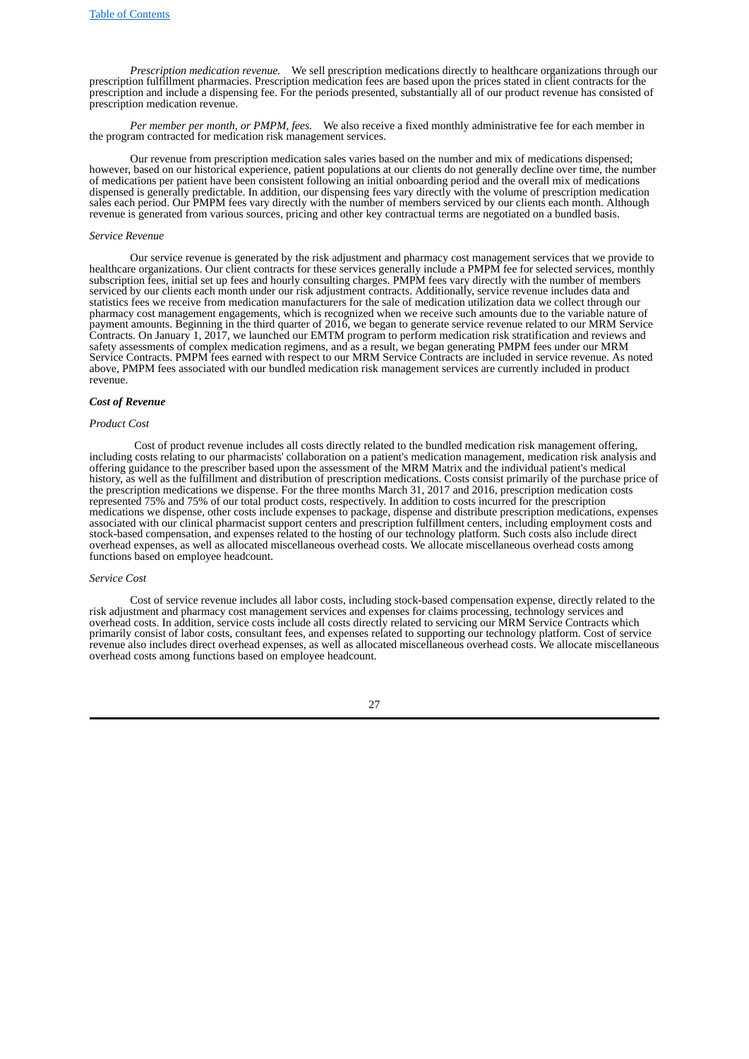*Prescription medication revenue.* We sell prescription medications directly to healthcare organizations through our prescription fulfillment pharmacies. Prescription medication fees are based upon the prices stated in client contracts for the prescription and include a dispensing fee. For the periods presented, substantially all of our product revenue has consisted of prescription medication revenue.

*Per member per month, or PMPM, fees.* We also receive a fixed monthly administrative fee for each member in the program contracted for medication risk management services.

Our revenue from prescription medication sales varies based on the number and mix of medications dispensed; however, based on our historical experience, patient populations at our clients do not generally decline over time, the number of medications per patient have been consistent following an initial onboarding period and the overall mix of medications dispensed is generally predictable. In addition, our dispensing fees vary directly with the volume of prescription medication sales each period. Our PMPM fees vary directly with the number of members serviced by our clients each month. Although revenue is generated from various sources, pricing and other key contractual terms are negotiated on a bundled basis.

*Service Revenue*

Our service revenue is generated by the risk adjustment and pharmacy cost management services that we provide to healthcare organizations. Our client contracts for these services generally include a PMPM fee for selected services, monthly subscription fees, initial set up fees and hourly consulting charges. PMPM fees vary directly with the number of members serviced by our clients each month under our risk adjustment contracts. Additionally, service revenue includes data and statistics fees we receive from medication manufacturers for the sale of medication utilization data we collect through our pharmacy cost management engagements, which is recognized when we receive such amounts due to the variable nature of payment amounts. Beginning in the third quarter of 2016, we began to generate service revenue related to our MRM Service Contracts. On January 1, 2017, we launched our EMTM program to perform medication risk stratification and reviews and safety assessments of complex medication regimens, and as a result, we began generating PMPM fees under our MRM Service Contracts. PMPM fees earned with respect to our MRM Service Contracts are included in service revenue. As noted above, PMPM fees associated with our bundled medication risk management services are currently included in product revenue.

***Cost of Revenue***

*Product Cost*

Cost of product revenue includes all costs directly related to the bundled medication risk management offering, including costs relating to our pharmacists' collaboration on a patient's medication management, medication risk analysis and offering guidance to the prescriber based upon the assessment of the MRM Matrix and the individual patient's medical history, as well as the fulfillment and distribution of prescription medications. Costs consist primarily of the purchase price of the prescription medications we dispense. For the three months March 31, 2017 and 2016, prescription medication costs represented 75% and 75% of our total product costs, respectively. In addition to costs incurred for the prescription medications we dispense, other costs include expenses to package, dispense and distribute prescription medications, expenses associated with our clinical pharmacist support centers and prescription fulfillment centers, including employment costs and stock-based compensation, and expenses related to the hosting of our technology platform. Such costs also include direct overhead expenses, as well as allocated miscellaneous overhead costs. We allocate miscellaneous overhead costs among functions based on employee headcount.

*Service Cost*

Cost of service revenue includes all labor costs, including stock-based compensation expense, directly related to the risk adjustment and pharmacy cost management services and expenses for claims processing, technology services and overhead costs. In addition, service costs include all costs directly related to servicing our MRM Service Contracts which primarily consist of labor costs, consultant fees, and expenses related to supporting our technology platform. Cost of service revenue also includes direct overhead expenses, as well as allocated miscellaneous overhead costs. We allocate miscellaneous overhead costs among functions based on employee headcount.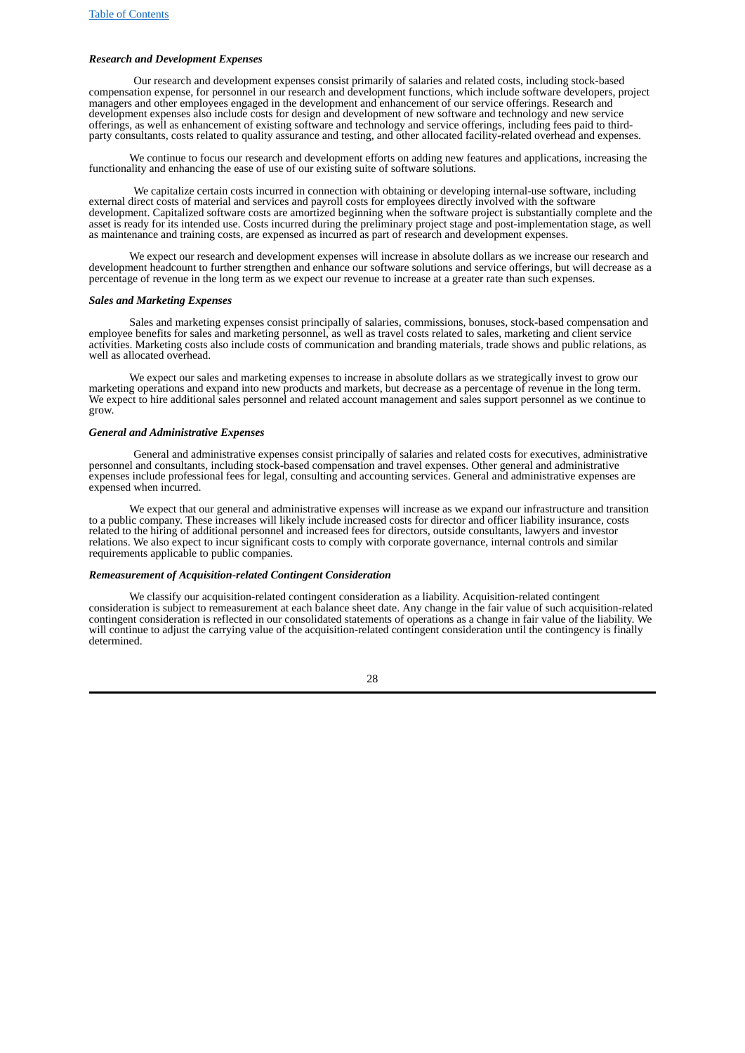### *Research and Development Expenses*

Our research and development expenses consist primarily of salaries and related costs, including stock-based compensation expense, for personnel in our research and development functions, which include software developers, project managers and other employees engaged in the development and enhancement of our service offerings. Research and development expenses also include costs for design and development of new software and technology and new service offerings, as well as enhancement of existing software and technology and service offerings, including fees paid to third-party consultants, costs related to quality assurance and testing, and other allocated facility-related overhead and expenses.

We continue to focus our research and development efforts on adding new features and applications, increasing the functionality and enhancing the ease of use of our existing suite of software solutions.

We capitalize certain costs incurred in connection with obtaining or developing internal-use software, including external direct costs of material and services and payroll costs for employees directly involved with the software development. Capitalized software costs are amortized beginning when the software project is substantially complete and the asset is ready for its intended use. Costs incurred during the preliminary project stage and post-implementation stage, as well as maintenance and training costs, are expensed as incurred as part of research and development expenses.

We expect our research and development expenses will increase in absolute dollars as we increase our research and development headcount to further strengthen and enhance our software solutions and service offerings, but will decrease as a percentage of revenue in the long term as we expect our revenue to increase at a greater rate than such expenses.

### *Sales and Marketing Expenses*

Sales and marketing expenses consist principally of salaries, commissions, bonuses, stock-based compensation and employee benefits for sales and marketing personnel, as well as travel costs related to sales, marketing and client service activities. Marketing costs also include costs of communication and branding materials, trade shows and public relations, as well as allocated overhead.

We expect our sales and marketing expenses to increase in absolute dollars as we strategically invest to grow our marketing operations and expand into new products and markets, but decrease as a percentage of revenue in the long term. We expect to hire additional sales personnel and related account management and sales support personnel as we continue to grow.

### *General and Administrative Expenses*

General and administrative expenses consist principally of salaries and related costs for executives, administrative personnel and consultants, including stock-based compensation and travel expenses. Other general and administrative expenses include professional fees for legal, consulting and accounting services. General and administrative expenses are expensed when incurred.

We expect that our general and administrative expenses will increase as we expand our infrastructure and transition to a public company. These increases will likely include increased costs for director and officer liability insurance, costs related to the hiring of additional personnel and increased fees for directors, outside consultants, lawyers and investor relations. We also expect to incur significant costs to comply with corporate governance, internal controls and similar requirements applicable to public companies.

### *Remeasurement of Acquisition-related Contingent Consideration*

We classify our acquisition-related contingent consideration as a liability. Acquisition-related contingent consideration is subject to remeasurement at each balance sheet date. Any change in the fair value of such acquisition-related contingent consideration is reflected in our consolidated statements of operations as a change in fair value of the liability. We will continue to adjust the carrying value of the acquisition-related contingent consideration until the contingency is finally determined.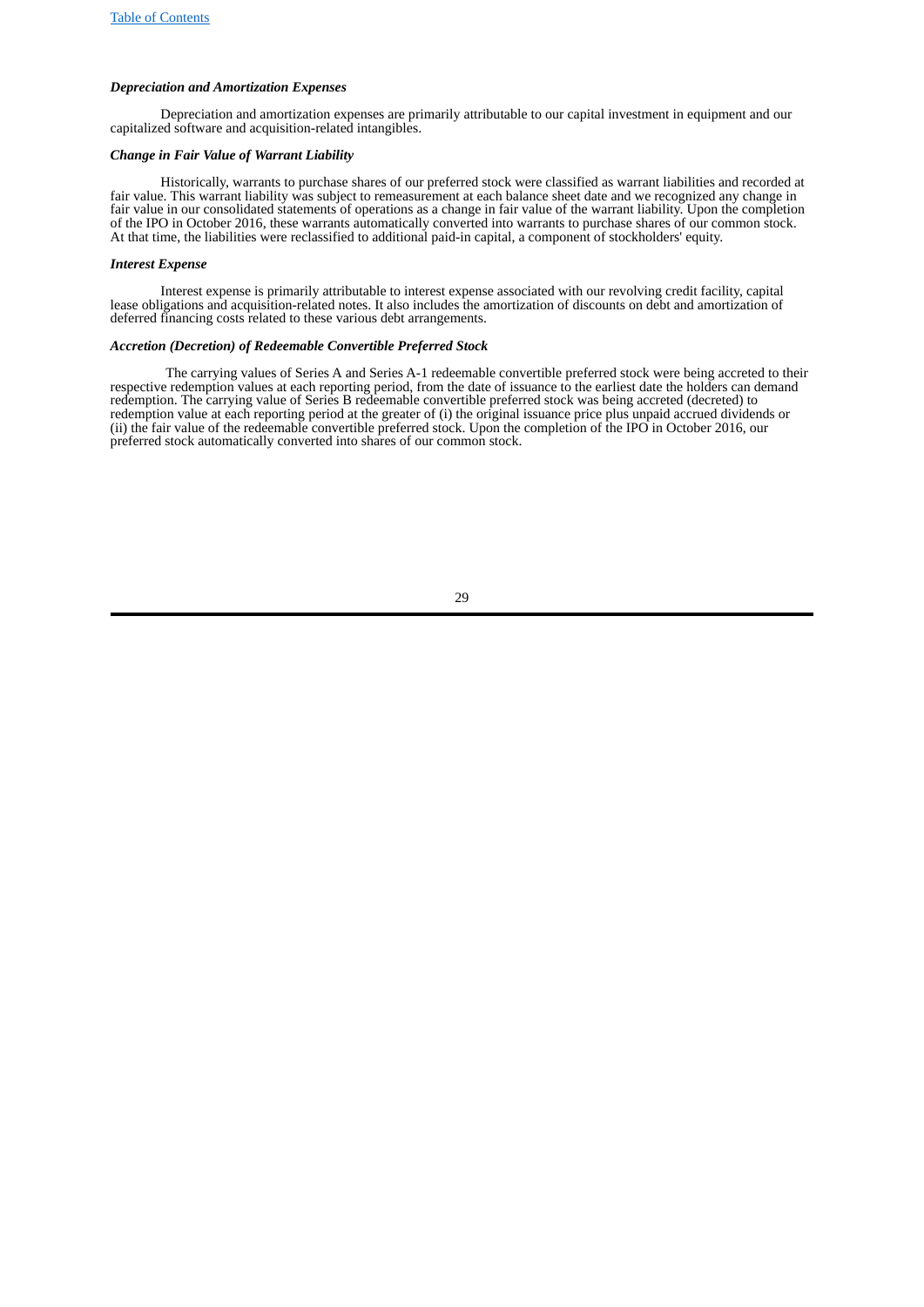### *Depreciation and Amortization Expenses*

Depreciation and amortization expenses are primarily attributable to our capital investment in equipment and our capitalized software and acquisition-related intangibles.

### *Change in Fair Value of Warrant Liability*

Historically, warrants to purchase shares of our preferred stock were classified as warrant liabilities and recorded at fair value. This warrant liability was subject to remeasurement at each balance sheet date and we recognized any change in fair value in our consolidated statements of operations as a change in fair value of the warrant liability. Upon the completion of the IPO in October 2016, these warrants automatically converted into warrants to purchase shares of our common stock. At that time, the liabilities were reclassified to additional paid-in capital, a component of stockholders' equity.

### *Interest Expense*

Interest expense is primarily attributable to interest expense associated with our revolving credit facility, capital lease obligations and acquisition-related notes. It also includes the amortization of discounts on debt and amortization of deferred financing costs related to these various debt arrangements.

### *Accretion (Decretion) of Redeemable Convertible Preferred Stock*

The carrying values of Series A and Series A-1 redeemable convertible preferred stock were being accreted to their respective redemption values at each reporting period, from the date of issuance to the earliest date the holders can demand redemption. The carrying value of Series B redeemable convertible preferred stock was being accreted (decreted) to redemption value at each reporting period at the greater of (i) the original issuance price plus unpaid accrued dividends or (ii) the fair value of the redeemable convertible preferred stock. Upon the completion of the IPO in October 2016, our preferred stock automatically converted into shares of our common stock.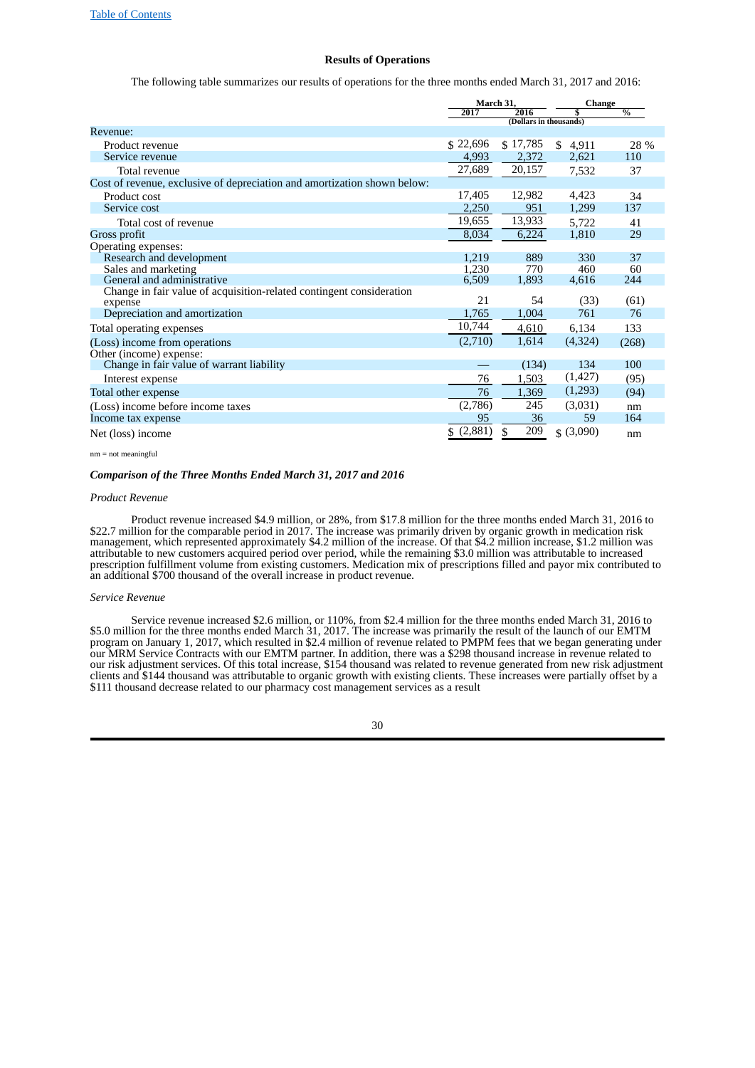## Results of Operations

The following table summarizes our results of operations for the three months ended March 31, 2017 and 2016:

| | March 31, | | Change | |
|---|---|---|---|---|
| | 2017 | 2016 | $ | % |
| | (Dollars in thousands) | | | |
| Revenue: | | | | |
| Product revenue | $ 22,696 | $ 17,785 | $ 4,911 | 28 % |
| Service revenue | 4,993 | 2,372 | 2,621 | 110 |
| Total revenue | 27,689 | 20,157 | 7,532 | 37 |
| Cost of revenue, exclusive of depreciation and amortization shown below: | | | | |
| Product cost | 17,405 | 12,982 | 4,423 | 34 |
| Service cost | 2,250 | 951 | 1,299 | 137 |
| Total cost of revenue | 19,655 | 13,933 | 5,722 | 41 |
| Gross profit | 8,034 | 6,224 | 1,810 | 29 |
| Operating expenses: | | | | |
| Research and development | 1,219 | 889 | 330 | 37 |
| Sales and marketing | 1,230 | 770 | 460 | 60 |
| General and administrative | 6,509 | 1,893 | 4,616 | 244 |
| Change in fair value of acquisition-related contingent consideration expense | 21 | 54 | (33) | (61) |
| Depreciation and amortization | 1,765 | 1,004 | 761 | 76 |
| Total operating expenses | 10,744 | 4,610 | 6,134 | 133 |
| (Loss) income from operations | (2,710) | 1,614 | (4,324) | (268) |
| Other (income) expense: | | | | |
| Change in fair value of warrant liability | — | (134) | 134 | 100 |
| Interest expense | 76 | 1,503 | (1,427) | (95) |
| Total other expense | 76 | 1,369 | (1,293) | (94) |
| (Loss) income before income taxes | (2,786) | 245 | (3,031) | nm |
| Income tax expense | 95 | 36 | 59 | 164 |
| Net (loss) income | $ (2,881) | $ 209 | $ (3,090) | nm |

nm = not meaningful

### *Comparison of the Three Months Ended March 31, 2017 and 2016*

*Product Revenue*

Product revenue increased $4.9 million, or 28%, from $17.8 million for the three months ended March 31, 2016 to $22.7 million for the comparable period in 2017. The increase was primarily driven by organic growth in medication risk management, which represented approximately $4.2 million of the increase. Of that $4.2 million increase, $1.2 million was attributable to new customers acquired period over period, while the remaining $3.0 million was attributable to increased prescription fulfillment volume from existing customers. Medication mix of prescriptions filled and payor mix contributed to an additional $700 thousand of the overall increase in product revenue.

*Service Revenue*

Service revenue increased $2.6 million, or 110%, from $2.4 million for the three months ended March 31, 2016 to $5.0 million for the three months ended March 31, 2017. The increase was primarily the result of the launch of our EMTM program on January 1, 2017, which resulted in $2.4 million of revenue related to PMPM fees that we began generating under our MRM Service Contracts with our EMTM partner. In addition, there was a $298 thousand increase in revenue related to our risk adjustment services. Of this total increase, $154 thousand was related to revenue generated from new risk adjustment clients and $144 thousand was attributable to organic growth with existing clients. These increases were partially offset by a $111 thousand decrease related to our pharmacy cost management services as a result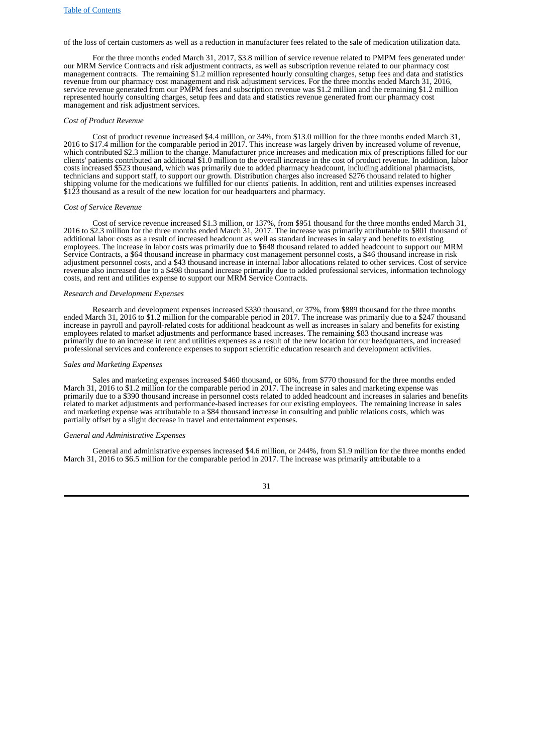of the loss of certain customers as well as a reduction in manufacturer fees related to the sale of medication utilization data.

For the three months ended March 31, 2017, $3.8 million of service revenue related to PMPM fees generated under our MRM Service Contracts and risk adjustment contracts, as well as subscription revenue related to our pharmacy cost management contracts. The remaining $1.2 million represented hourly consulting charges, setup fees and data and statistics revenue from our pharmacy cost management and risk adjustment services. For the three months ended March 31, 2016, service revenue generated from our PMPM fees and subscription revenue was $1.2 million and the remaining $1.2 million represented hourly consulting charges, setup fees and data and statistics revenue generated from our pharmacy cost management and risk adjustment services.

*Cost of Product Revenue*

Cost of product revenue increased $4.4 million, or 34%, from $13.0 million for the three months ended March 31, 2016 to $17.4 million for the comparable period in 2017. This increase was largely driven by increased volume of revenue, which contributed $2.3 million to the change. Manufacturer price increases and medication mix of prescriptions filled for our clients' patients contributed an additional $1.0 million to the overall increase in the cost of product revenue. In addition, labor costs increased $523 thousand, which was primarily due to added pharmacy headcount, including additional pharmacists, technicians and support staff, to support our growth. Distribution charges also increased $276 thousand related to higher shipping volume for the medications we fulfilled for our clients' patients. In addition, rent and utilities expenses increased $123 thousand as a result of the new location for our headquarters and pharmacy.

*Cost of Service Revenue*

Cost of service revenue increased $1.3 million, or 137%, from $951 thousand for the three months ended March 31, 2016 to $2.3 million for the three months ended March 31, 2017. The increase was primarily attributable to $801 thousand of additional labor costs as a result of increased headcount as well as standard increases in salary and benefits to existing employees. The increase in labor costs was primarily due to $648 thousand related to added headcount to support our MRM Service Contracts, a $64 thousand increase in pharmacy cost management personnel costs, a $46 thousand increase in risk adjustment personnel costs, and a $43 thousand increase in internal labor allocations related to other services. Cost of service revenue also increased due to a $498 thousand increase primarily due to added professional services, information technology costs, and rent and utilities expense to support our MRM Service Contracts.

*Research and Development Expenses*

Research and development expenses increased $330 thousand, or 37%, from $889 thousand for the three months ended March 31, 2016 to $1.2 million for the comparable period in 2017. The increase was primarily due to a $247 thousand increase in payroll and payroll-related costs for additional headcount as well as increases in salary and benefits for existing employees related to market adjustments and performance based increases. The remaining $83 thousand increase was primarily due to an increase in rent and utilities expenses as a result of the new location for our headquarters, and increased professional services and conference expenses to support scientific education research and development activities.

*Sales and Marketing Expenses*

Sales and marketing expenses increased $460 thousand, or 60%, from $770 thousand for the three months ended March 31, 2016 to $1.2 million for the comparable period in 2017. The increase in sales and marketing expense was primarily due to a $390 thousand increase in personnel costs related to added headcount and increases in salaries and benefits related to market adjustments and performance-based increases for our existing employees. The remaining increase in sales and marketing expense was attributable to a $84 thousand increase in consulting and public relations costs, which was partially offset by a slight decrease in travel and entertainment expenses.

*General and Administrative Expenses*

General and administrative expenses increased $4.6 million, or 244%, from $1.9 million for the three months ended March 31, 2016 to $6.5 million for the comparable period in 2017. The increase was primarily attributable to a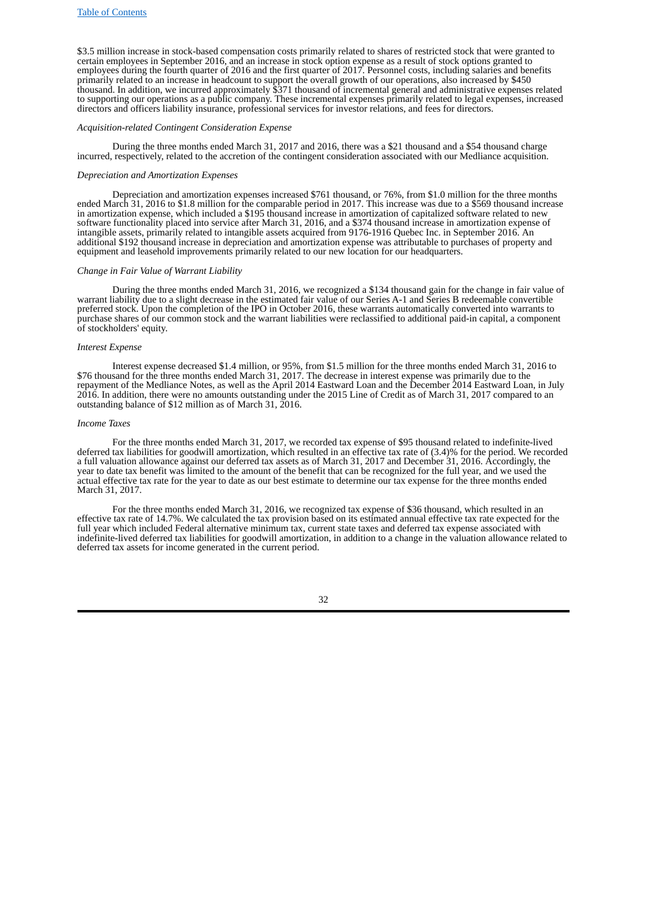$3.5 million increase in stock-based compensation costs primarily related to shares of restricted stock that were granted to certain employees in September 2016, and an increase in stock option expense as a result of stock options granted to employees during the fourth quarter of 2016 and the first quarter of 2017. Personnel costs, including salaries and benefits primarily related to an increase in headcount to support the overall growth of our operations, also increased by $450 thousand. In addition, we incurred approximately $371 thousand of incremental general and administrative expenses related to supporting our operations as a public company. These incremental expenses primarily related to legal expenses, increased directors and officers liability insurance, professional services for investor relations, and fees for directors.

*Acquisition-related Contingent Consideration Expense*

During the three months ended March 31, 2017 and 2016, there was a $21 thousand and a $54 thousand charge incurred, respectively, related to the accretion of the contingent consideration associated with our Medliance acquisition.

*Depreciation and Amortization Expenses*

Depreciation and amortization expenses increased $761 thousand, or 76%, from $1.0 million for the three months ended March 31, 2016 to $1.8 million for the comparable period in 2017. This increase was due to a $569 thousand increase in amortization expense, which included a $195 thousand increase in amortization of capitalized software related to new software functionality placed into service after March 31, 2016, and a $374 thousand increase in amortization expense of intangible assets, primarily related to intangible assets acquired from 9176-1916 Quebec Inc. in September 2016. An additional $192 thousand increase in depreciation and amortization expense was attributable to purchases of property and equipment and leasehold improvements primarily related to our new location for our headquarters.

*Change in Fair Value of Warrant Liability*

During the three months ended March 31, 2016, we recognized a $134 thousand gain for the change in fair value of warrant liability due to a slight decrease in the estimated fair value of our Series A-1 and Series B redeemable convertible preferred stock. Upon the completion of the IPO in October 2016, these warrants automatically converted into warrants to purchase shares of our common stock and the warrant liabilities were reclassified to additional paid-in capital, a component of stockholders' equity.

*Interest Expense*

Interest expense decreased $1.4 million, or 95%, from $1.5 million for the three months ended March 31, 2016 to $76 thousand for the three months ended March 31, 2017. The decrease in interest expense was primarily due to the repayment of the Medliance Notes, as well as the April 2014 Eastward Loan and the December 2014 Eastward Loan, in July 2016. In addition, there were no amounts outstanding under the 2015 Line of Credit as of March 31, 2017 compared to an outstanding balance of $12 million as of March 31, 2016.

*Income Taxes*

For the three months ended March 31, 2017, we recorded tax expense of $95 thousand related to indefinite-lived deferred tax liabilities for goodwill amortization, which resulted in an effective tax rate of (3.4)% for the period. We recorded a full valuation allowance against our deferred tax assets as of March 31, 2017 and December 31, 2016. Accordingly, the year to date tax benefit was limited to the amount of the benefit that can be recognized for the full year, and we used the actual effective tax rate for the year to date as our best estimate to determine our tax expense for the three months ended March 31, 2017.

For the three months ended March 31, 2016, we recognized tax expense of $36 thousand, which resulted in an effective tax rate of 14.7%. We calculated the tax provision based on its estimated annual effective tax rate expected for the full year which included Federal alternative minimum tax, current state taxes and deferred tax expense associated with indefinite-lived deferred tax liabilities for goodwill amortization, in addition to a change in the valuation allowance related to deferred tax assets for income generated in the current period.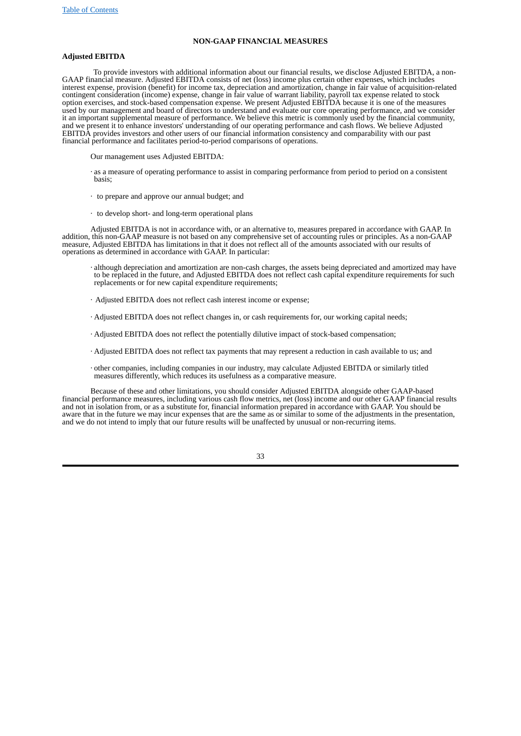## NON-GAAP FINANCIAL MEASURES

### Adjusted EBITDA

To provide investors with additional information about our financial results, we disclose Adjusted EBITDA, a non-GAAP financial measure. Adjusted EBITDA consists of net (loss) income plus certain other expenses, which includes interest expense, provision (benefit) for income tax, depreciation and amortization, change in fair value of acquisition-related contingent consideration (income) expense, change in fair value of warrant liability, payroll tax expense related to stock option exercises, and stock-based compensation expense. We present Adjusted EBITDA because it is one of the measures used by our management and board of directors to understand and evaluate our core operating performance, and we consider it an important supplemental measure of performance. We believe this metric is commonly used by the financial community, and we present it to enhance investors' understanding of our operating performance and cash flows. We believe Adjusted EBITDA provides investors and other users of our financial information consistency and comparability with our past financial performance and facilitates period-to-period comparisons of operations.

Our management uses Adjusted EBITDA:

- as a measure of operating performance to assist in comparing performance from period to period on a consistent basis;
- to prepare and approve our annual budget; and
- to develop short- and long-term operational plans

Adjusted EBITDA is not in accordance with, or an alternative to, measures prepared in accordance with GAAP. In addition, this non-GAAP measure is not based on any comprehensive set of accounting rules or principles. As a non-GAAP measure, Adjusted EBITDA has limitations in that it does not reflect all of the amounts associated with our results of operations as determined in accordance with GAAP. In particular:

- although depreciation and amortization are non-cash charges, the assets being depreciated and amortized may have to be replaced in the future, and Adjusted EBITDA does not reflect cash capital expenditure requirements for such replacements or for new capital expenditure requirements;
- Adjusted EBITDA does not reflect cash interest income or expense;
- Adjusted EBITDA does not reflect changes in, or cash requirements for, our working capital needs;
- Adjusted EBITDA does not reflect the potentially dilutive impact of stock-based compensation;
- Adjusted EBITDA does not reflect tax payments that may represent a reduction in cash available to us; and
- other companies, including companies in our industry, may calculate Adjusted EBITDA or similarly titled measures differently, which reduces its usefulness as a comparative measure.

Because of these and other limitations, you should consider Adjusted EBITDA alongside other GAAP-based financial performance measures, including various cash flow metrics, net (loss) income and our other GAAP financial results and not in isolation from, or as a substitute for, financial information prepared in accordance with GAAP. You should be aware that in the future we may incur expenses that are the same as or similar to some of the adjustments in the presentation, and we do not intend to imply that our future results will be unaffected by unusual or non-recurring items.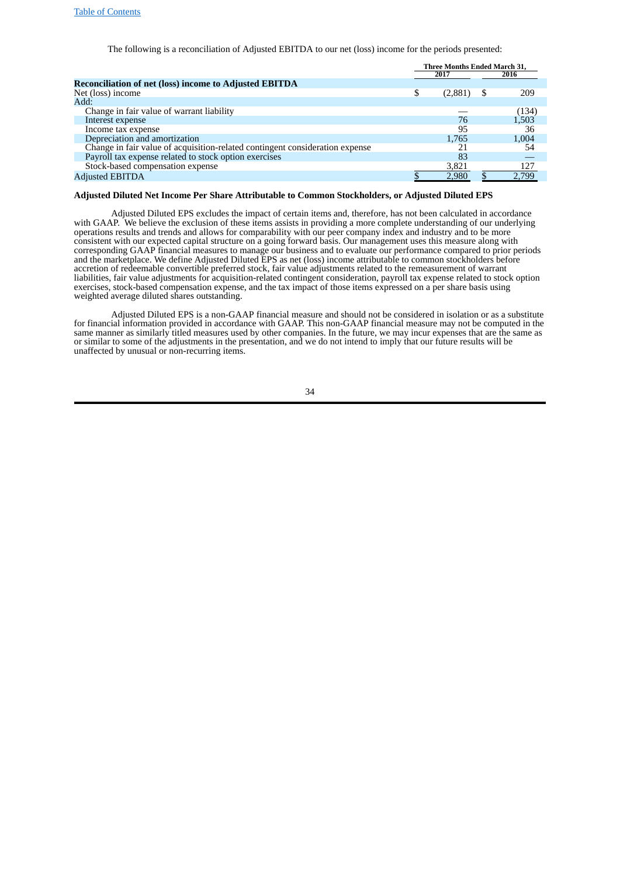The following is a reconciliation of Adjusted EBITDA to our net (loss) income for the periods presented:

| | Three Months Ended March 31, | |
|---|---|---|
| | 2017 | 2016 |
| **Reconciliation of net (loss) income to Adjusted EBITDA** | | |
| Net (loss) income | $ (2,881) | $ 209 |
| Add: | | |
| Change in fair value of warrant liability | — | (134) |
| Interest expense | 76 | 1,503 |
| Income tax expense | 95 | 36 |
| Depreciation and amortization | 1,765 | 1,004 |
| Change in fair value of acquisition-related contingent consideration expense | 21 | 54 |
| Payroll tax expense related to stock option exercises | 83 | — |
| Stock-based compensation expense | 3,821 | 127 |
| Adjusted EBITDA | $ 2,980 | $ 2,799 |

**Adjusted Diluted Net Income Per Share Attributable to Common Stockholders, or Adjusted Diluted EPS**

Adjusted Diluted EPS excludes the impact of certain items and, therefore, has not been calculated in accordance with GAAP. We believe the exclusion of these items assists in providing a more complete understanding of our underlying operations results and trends and allows for comparability with our peer company index and industry and to be more consistent with our expected capital structure on a going forward basis. Our management uses this measure along with corresponding GAAP financial measures to manage our business and to evaluate our performance compared to prior periods and the marketplace. We define Adjusted Diluted EPS as net (loss) income attributable to common stockholders before accretion of redeemable convertible preferred stock, fair value adjustments related to the remeasurement of warrant liabilities, fair value adjustments for acquisition-related contingent consideration, payroll tax expense related to stock option exercises, stock-based compensation expense, and the tax impact of those items expressed on a per share basis using weighted average diluted shares outstanding.

Adjusted Diluted EPS is a non-GAAP financial measure and should not be considered in isolation or as a substitute for financial information provided in accordance with GAAP. This non-GAAP financial measure may not be computed in the same manner as similarly titled measures used by other companies. In the future, we may incur expenses that are the same as or similar to some of the adjustments in the presentation, and we do not intend to imply that our future results will be unaffected by unusual or non-recurring items.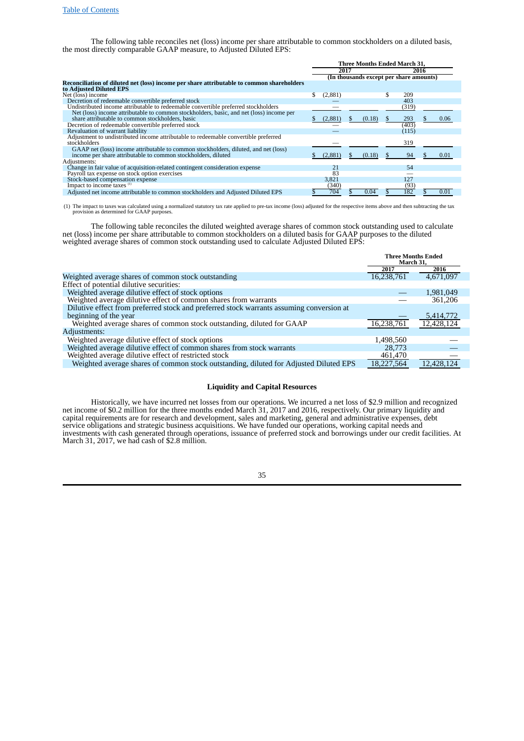The following table reconciles net (loss) income per share attributable to common stockholders on a diluted basis, the most directly comparable GAAP measure, to Adjusted Diluted EPS:

| | Three Months Ended March 31, | | | |
|---|---|---|---|---|
| | 2017 | | 2016 | |
| | (In thousands except per share amounts) | | | |
| **Reconciliation of diluted net (loss) income per share attributable to common shareholders to Adjusted Diluted EPS** | | | | |
| Net (loss) income | $ (2,881) | | $ 209 | |
| Decretion of redeemable convertible preferred stock | — | | 403 | |
| Undistributed income attributable to redeemable convertible preferred stockholders | — | | (319) | |
| Net (loss) income attributable to common stockholders, basic, and net (loss) income per share attributable to common stockholders, basic | $ (2,881) | $ (0.18) | $ 293 | $ 0.06 |
| Decretion of redeemable convertible preferred stock | — | | (403) | |
| Revaluation of warrant liability | — | | (115) | |
| Adjustment to undistributed income attributable to redeemable convertible preferred stockholders | — | | 319 | |
| GAAP net (loss) income attributable to common stockholders, diluted, and net (loss) income per share attributable to common stockholders, diluted | $ (2,881) | $ (0.18) | $ 94 | $ 0.01 |
| Adjustments: | | | | |
| Change in fair value of acquisition-related contingent consideration expense | 21 | | 54 | |
| Payroll tax expense on stock option exercises | 83 | | — | |
| Stock-based compensation expense | 3,821 | | 127 | |
| Impact to income taxes (1) | (340) | | (93) | |
| Adjusted net income attributable to common stockholders and Adjusted Diluted EPS | $ 704 | $ 0.04 | $ 182 | $ 0.01 |

(1) The impact to taxes was calculated using a normalized statutory tax rate applied to pre-tax income (loss) adjusted for the respective items above and then subtracting the tax provision as determined for GAAP purposes.

The following table reconciles the diluted weighted average shares of common stock outstanding used to calculate net (loss) income per share attributable to common stockholders on a diluted basis for GAAP purposes to the diluted weighted average shares of common stock outstanding used to calculate Adjusted Diluted EPS:

| | Three Months Ended March 31, | |
|---|---|---|
| | 2017 | 2016 |
| Weighted average shares of common stock outstanding | 16,238,761 | 4,671,097 |
| Effect of potential dilutive securities: | | |
| Weighted average dilutive effect of stock options | — | 1,981,049 |
| Weighted average dilutive effect of common shares from warrants | — | 361,206 |
| Dilutive effect from preferred stock and preferred stock warrants assuming conversion at beginning of the year | — | 5,414,772 |
| Weighted average shares of common stock outstanding, diluted for GAAP | 16,238,761 | 12,428,124 |
| Adjustments: | | |
| Weighted average dilutive effect of stock options | 1,498,560 | — |
| Weighted average dilutive effect of common shares from stock warrants | 28,773 | — |
| Weighted average dilutive effect of restricted stock | 461,470 | — |
| Weighted average shares of common stock outstanding, diluted for Adjusted Diluted EPS | 18,227,564 | 12,428,124 |

## Liquidity and Capital Resources

Historically, we have incurred net losses from our operations. We incurred a net loss of $2.9 million and recognized net income of $0.2 million for the three months ended March 31, 2017 and 2016, respectively. Our primary liquidity and capital requirements are for research and development, sales and marketing, general and administrative expenses, debt service obligations and strategic business acquisitions. We have funded our operations, working capital needs and investments with cash generated through operations, issuance of preferred stock and borrowings under our credit facilities. At March 31, 2017, we had cash of $2.8 million.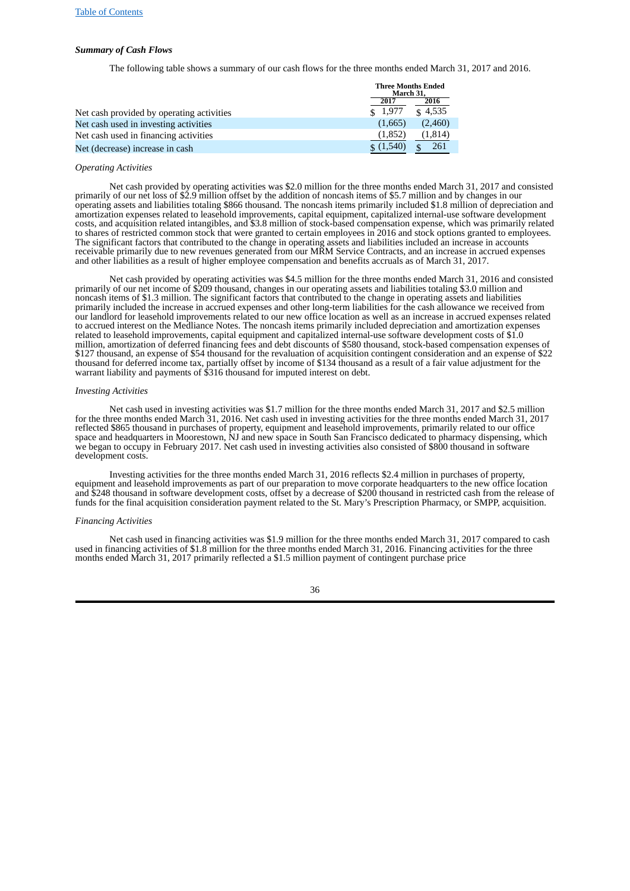[Table of Contents](#)

### *Summary of Cash Flows*

The following table shows a summary of our cash flows for the three months ended March 31, 2017 and 2016.

| | Three Months Ended March 31, | |
|---|---|---|
| | 2017 | 2016 |
| Net cash provided by operating activities | $ 1,977 | $ 4,535 |
| Net cash used in investing activities | (1,665) | (2,460) |
| Net cash used in financing activities | (1,852) | (1,814) |
| Net (decrease) increase in cash | $ (1,540) | $ 261 |

*Operating Activities*

Net cash provided by operating activities was $2.0 million for the three months ended March 31, 2017 and consisted primarily of our net loss of $2.9 million offset by the addition of noncash items of $5.7 million and by changes in our operating assets and liabilities totaling $866 thousand. The noncash items primarily included $1.8 million of depreciation and amortization expenses related to leasehold improvements, capital equipment, capitalized internal-use software development costs, and acquisition related intangibles, and $3.8 million of stock-based compensation expense, which was primarily related to shares of restricted common stock that were granted to certain employees in 2016 and stock options granted to employees. The significant factors that contributed to the change in operating assets and liabilities included an increase in accounts receivable primarily due to new revenues generated from our MRM Service Contracts, and an increase in accrued expenses and other liabilities as a result of higher employee compensation and benefits accruals as of March 31, 2017.

Net cash provided by operating activities was $4.5 million for the three months ended March 31, 2016 and consisted primarily of our net income of $209 thousand, changes in our operating assets and liabilities totaling $3.0 million and noncash items of $1.3 million. The significant factors that contributed to the change in operating assets and liabilities primarily included the increase in accrued expenses and other long-term liabilities for the cash allowance we received from our landlord for leasehold improvements related to our new office location as well as an increase in accrued expenses related to accrued interest on the Medliance Notes. The noncash items primarily included depreciation and amortization expenses related to leasehold improvements, capital equipment and capitalized internal-use software development costs of $1.0 million, amortization of deferred financing fees and debt discounts of $580 thousand, stock-based compensation expenses of $127 thousand, an expense of $54 thousand for the revaluation of acquisition contingent consideration and an expense of $22 thousand for deferred income tax, partially offset by income of $134 thousand as a result of a fair value adjustment for the warrant liability and payments of $316 thousand for imputed interest on debt.

*Investing Activities*

Net cash used in investing activities was $1.7 million for the three months ended March 31, 2017 and $2.5 million for the three months ended March 31, 2016. Net cash used in investing activities for the three months ended March 31, 2017 reflected $865 thousand in purchases of property, equipment and leasehold improvements, primarily related to our office space and headquarters in Moorestown, NJ and new space in South San Francisco dedicated to pharmacy dispensing, which we began to occupy in February 2017. Net cash used in investing activities also consisted of $800 thousand in software development costs.

Investing activities for the three months ended March 31, 2016 reflects $2.4 million in purchases of property, equipment and leasehold improvements as part of our preparation to move corporate headquarters to the new office location and $248 thousand in software development costs, offset by a decrease of $200 thousand in restricted cash from the release of funds for the final acquisition consideration payment related to the St. Mary's Prescription Pharmacy, or SMPP, acquisition.

*Financing Activities*

Net cash used in financing activities was $1.9 million for the three months ended March 31, 2017 compared to cash used in financing activities of $1.8 million for the three months ended March 31, 2016. Financing activities for the three months ended March 31, 2017 primarily reflected a $1.5 million payment of contingent purchase price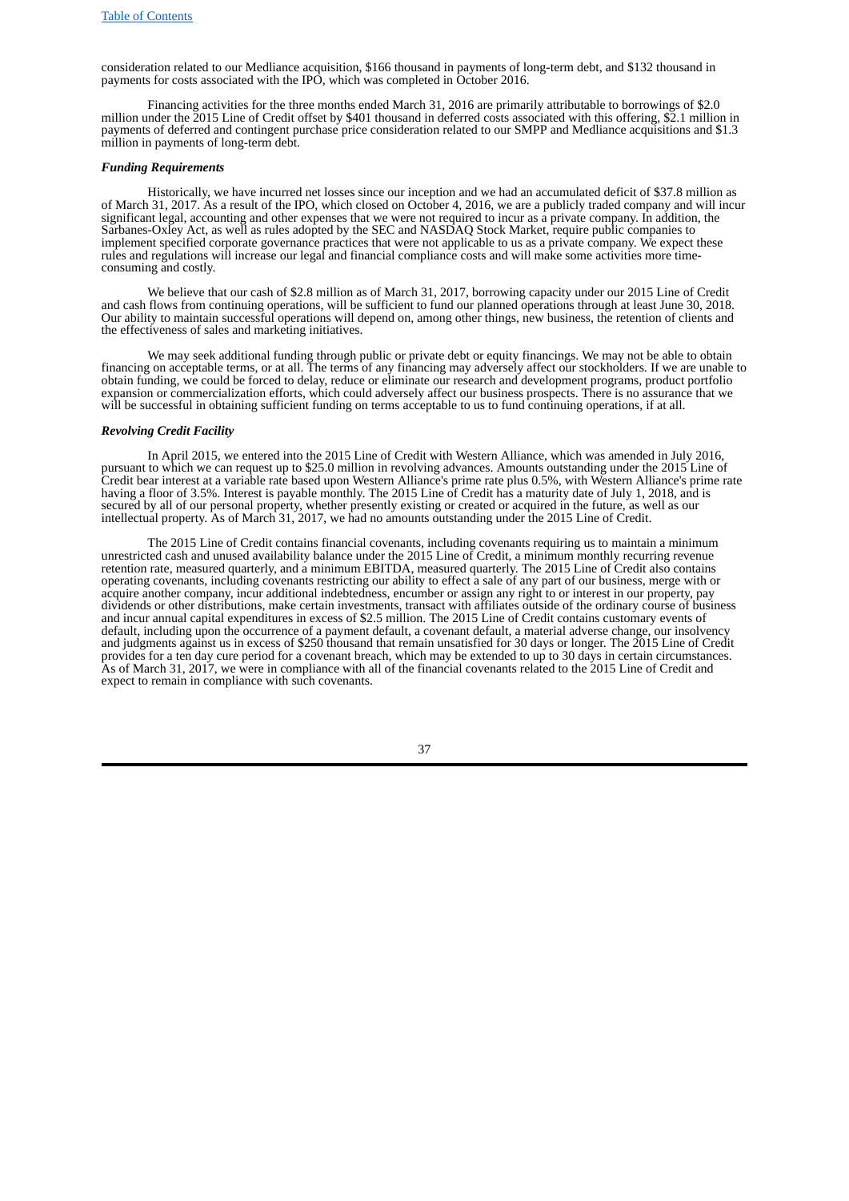consideration related to our Medliance acquisition, $166 thousand in payments of long-term debt, and $132 thousand in payments for costs associated with the IPO, which was completed in October 2016.

Financing activities for the three months ended March 31, 2016 are primarily attributable to borrowings of $2.0 million under the 2015 Line of Credit offset by $401 thousand in deferred costs associated with this offering, $2.1 million in payments of deferred and contingent purchase price consideration related to our SMPP and Medliance acquisitions and $1.3 million in payments of long-term debt.

***Funding Requirements***

Historically, we have incurred net losses since our inception and we had an accumulated deficit of $37.8 million as of March 31, 2017. As a result of the IPO, which closed on October 4, 2016, we are a publicly traded company and will incur significant legal, accounting and other expenses that we were not required to incur as a private company. In addition, the Sarbanes-Oxley Act, as well as rules adopted by the SEC and NASDAQ Stock Market, require public companies to implement specified corporate governance practices that were not applicable to us as a private company. We expect these rules and regulations will increase our legal and financial compliance costs and will make some activities more time-consuming and costly.

We believe that our cash of $2.8 million as of March 31, 2017, borrowing capacity under our 2015 Line of Credit and cash flows from continuing operations, will be sufficient to fund our planned operations through at least June 30, 2018. Our ability to maintain successful operations will depend on, among other things, new business, the retention of clients and the effectiveness of sales and marketing initiatives.

We may seek additional funding through public or private debt or equity financings. We may not be able to obtain financing on acceptable terms, or at all. The terms of any financing may adversely affect our stockholders. If we are unable to obtain funding, we could be forced to delay, reduce or eliminate our research and development programs, product portfolio expansion or commercialization efforts, which could adversely affect our business prospects. There is no assurance that we will be successful in obtaining sufficient funding on terms acceptable to us to fund continuing operations, if at all.

***Revolving Credit Facility***

In April 2015, we entered into the 2015 Line of Credit with Western Alliance, which was amended in July 2016, pursuant to which we can request up to $25.0 million in revolving advances. Amounts outstanding under the 2015 Line of Credit bear interest at a variable rate based upon Western Alliance's prime rate plus 0.5%, with Western Alliance's prime rate having a floor of 3.5%. Interest is payable monthly. The 2015 Line of Credit has a maturity date of July 1, 2018, and is secured by all of our personal property, whether presently existing or created or acquired in the future, as well as our intellectual property. As of March 31, 2017, we had no amounts outstanding under the 2015 Line of Credit.

The 2015 Line of Credit contains financial covenants, including covenants requiring us to maintain a minimum unrestricted cash and unused availability balance under the 2015 Line of Credit, a minimum monthly recurring revenue retention rate, measured quarterly, and a minimum EBITDA, measured quarterly. The 2015 Line of Credit also contains operating covenants, including covenants restricting our ability to effect a sale of any part of our business, merge with or acquire another company, incur additional indebtedness, encumber or assign any right to or interest in our property, pay dividends or other distributions, make certain investments, transact with affiliates outside of the ordinary course of business and incur annual capital expenditures in excess of $2.5 million. The 2015 Line of Credit contains customary events of default, including upon the occurrence of a payment default, a covenant default, a material adverse change, our insolvency and judgments against us in excess of $250 thousand that remain unsatisfied for 30 days or longer. The 2015 Line of Credit provides for a ten day cure period for a covenant breach, which may be extended to up to 30 days in certain circumstances. As of March 31, 2017, we were in compliance with all of the financial covenants related to the 2015 Line of Credit and expect to remain in compliance with such covenants.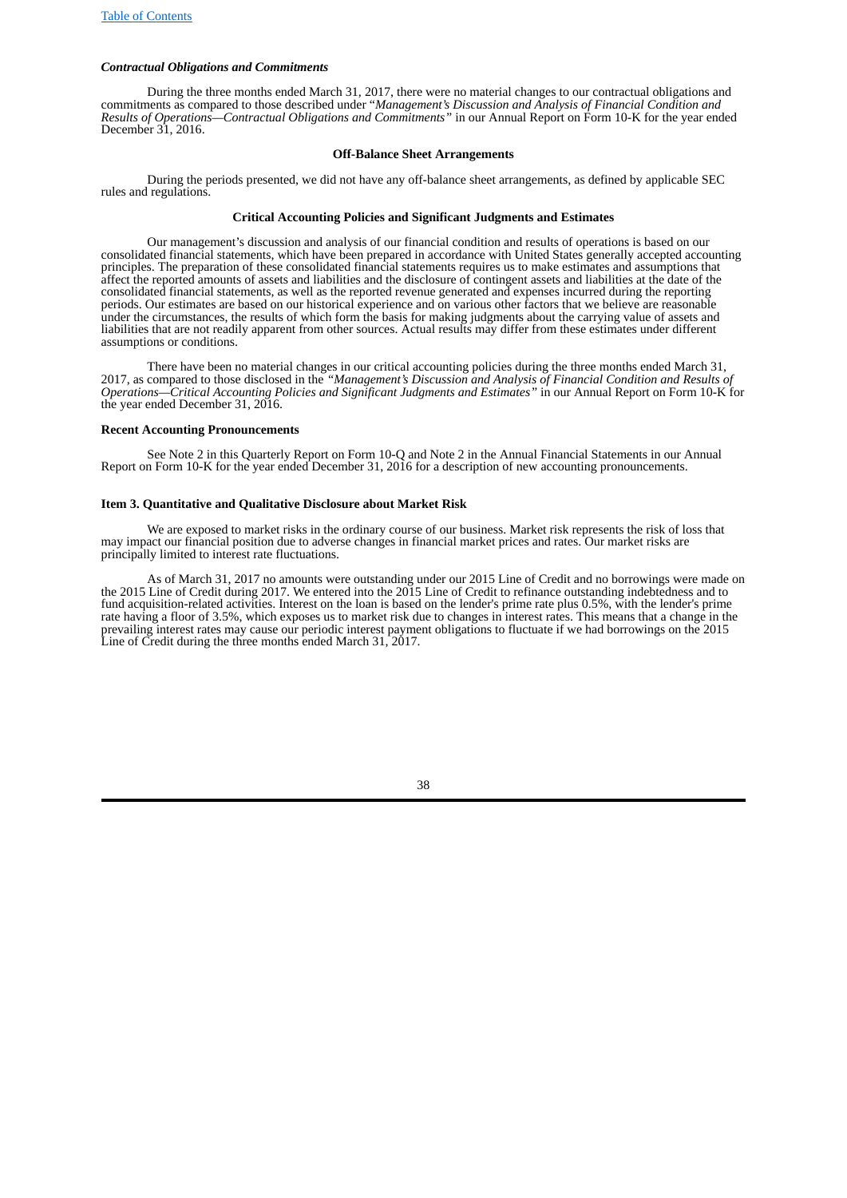### *Contractual Obligations and Commitments*

During the three months ended March 31, 2017, there were no material changes to our contractual obligations and commitments as compared to those described under "*Management's Discussion and Analysis of Financial Condition and Results of Operations—Contractual Obligations and Commitments*" in our Annual Report on Form 10-K for the year ended December 31, 2016.

### Off-Balance Sheet Arrangements

During the periods presented, we did not have any off-balance sheet arrangements, as defined by applicable SEC rules and regulations.

### Critical Accounting Policies and Significant Judgments and Estimates

Our management's discussion and analysis of our financial condition and results of operations is based on our consolidated financial statements, which have been prepared in accordance with United States generally accepted accounting principles. The preparation of these consolidated financial statements requires us to make estimates and assumptions that affect the reported amounts of assets and liabilities and the disclosure of contingent assets and liabilities at the date of the consolidated financial statements, as well as the reported revenue generated and expenses incurred during the reporting periods. Our estimates are based on our historical experience and on various other factors that we believe are reasonable under the circumstances, the results of which form the basis for making judgments about the carrying value of assets and liabilities that are not readily apparent from other sources. Actual results may differ from these estimates under different assumptions or conditions.

There have been no material changes in our critical accounting policies during the three months ended March 31, 2017, as compared to those disclosed in the *"Management's Discussion and Analysis of Financial Condition and Results of Operations—Critical Accounting Policies and Significant Judgments and Estimates"* in our Annual Report on Form 10-K for the year ended December 31, 2016.

### Recent Accounting Pronouncements

See Note 2 in this Quarterly Report on Form 10-Q and Note 2 in the Annual Financial Statements in our Annual Report on Form 10-K for the year ended December 31, 2016 for a description of new accounting pronouncements.

## Item 3. Quantitative and Qualitative Disclosure about Market Risk

We are exposed to market risks in the ordinary course of our business. Market risk represents the risk of loss that may impact our financial position due to adverse changes in financial market prices and rates. Our market risks are principally limited to interest rate fluctuations.

As of March 31, 2017 no amounts were outstanding under our 2015 Line of Credit and no borrowings were made on the 2015 Line of Credit during 2017. We entered into the 2015 Line of Credit to refinance outstanding indebtedness and to fund acquisition-related activities. Interest on the loan is based on the lender's prime rate plus 0.5%, with the lender's prime rate having a floor of 3.5%, which exposes us to market risk due to changes in interest rates. This means that a change in the prevailing interest rates may cause our periodic interest payment obligations to fluctuate if we had borrowings on the 2015 Line of Credit during the three months ended March 31, 2017.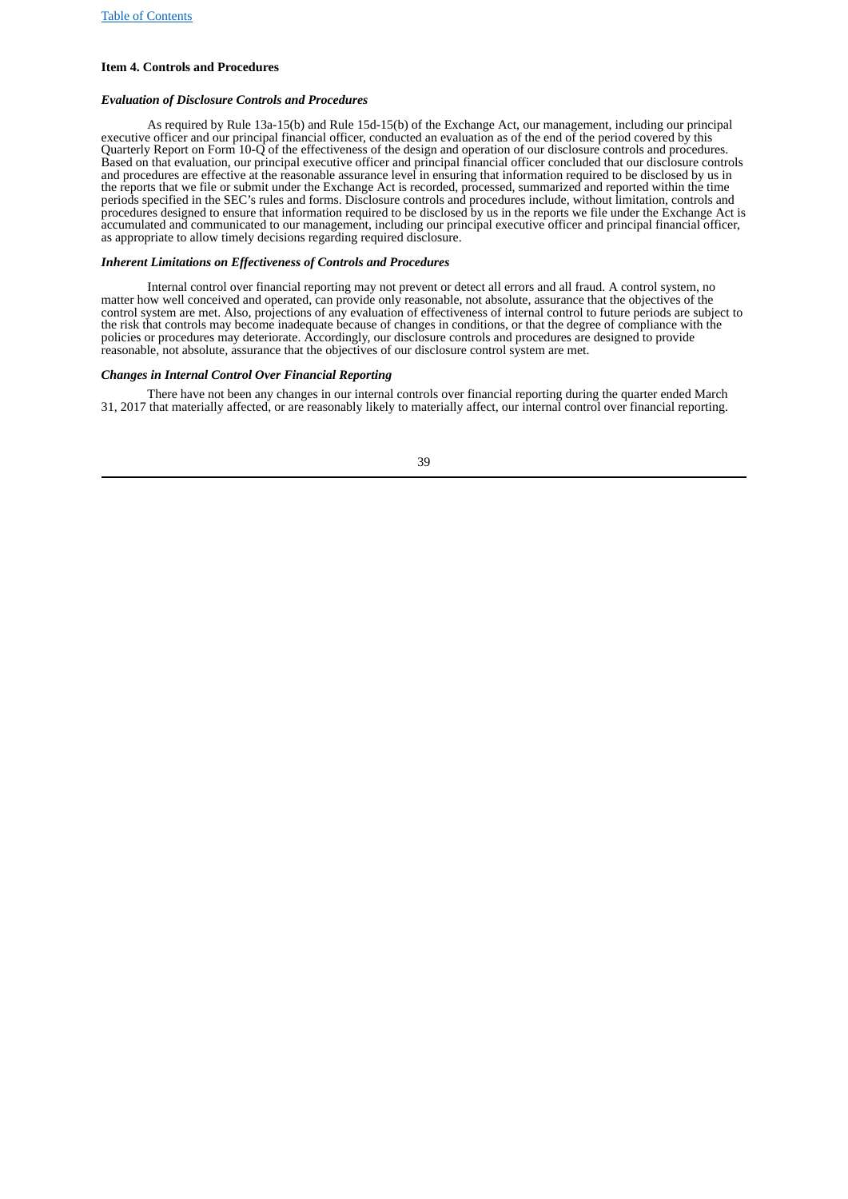### Item 4. Controls and Procedures

***Evaluation of Disclosure Controls and Procedures***

As required by Rule 13a-15(b) and Rule 15d-15(b) of the Exchange Act, our management, including our principal executive officer and our principal financial officer, conducted an evaluation as of the end of the period covered by this Quarterly Report on Form 10-Q of the effectiveness of the design and operation of our disclosure controls and procedures. Based on that evaluation, our principal executive officer and principal financial officer concluded that our disclosure controls and procedures are effective at the reasonable assurance level in ensuring that information required to be disclosed by us in the reports that we file or submit under the Exchange Act is recorded, processed, summarized and reported within the time periods specified in the SEC's rules and forms. Disclosure controls and procedures include, without limitation, controls and procedures designed to ensure that information required to be disclosed by us in the reports we file under the Exchange Act is accumulated and communicated to our management, including our principal executive officer and principal financial officer, as appropriate to allow timely decisions regarding required disclosure.

***Inherent Limitations on Effectiveness of Controls and Procedures***

Internal control over financial reporting may not prevent or detect all errors and all fraud. A control system, no matter how well conceived and operated, can provide only reasonable, not absolute, assurance that the objectives of the control system are met. Also, projections of any evaluation of effectiveness of internal control to future periods are subject to the risk that controls may become inadequate because of changes in conditions, or that the degree of compliance with the policies or procedures may deteriorate. Accordingly, our disclosure controls and procedures are designed to provide reasonable, not absolute, assurance that the objectives of our disclosure control system are met.

***Changes in Internal Control Over Financial Reporting***

There have not been any changes in our internal controls over financial reporting during the quarter ended March 31, 2017 that materially affected, or are reasonably likely to materially affect, our internal control over financial reporting.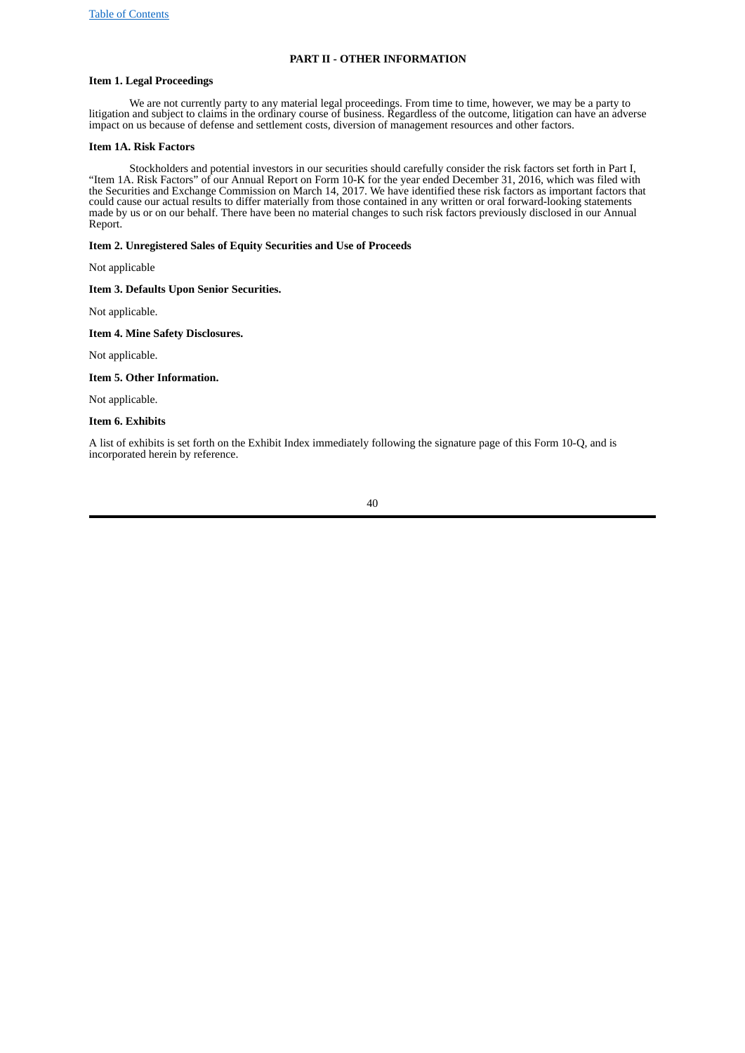## PART II - OTHER INFORMATION

### Item 1. Legal Proceedings

We are not currently party to any material legal proceedings. From time to time, however, we may be a party to litigation and subject to claims in the ordinary course of business. Regardless of the outcome, litigation can have an adverse impact on us because of defense and settlement costs, diversion of management resources and other factors.

### Item 1A. Risk Factors

Stockholders and potential investors in our securities should carefully consider the risk factors set forth in Part I, "Item 1A. Risk Factors" of our Annual Report on Form 10-K for the year ended December 31, 2016, which was filed with the Securities and Exchange Commission on March 14, 2017. We have identified these risk factors as important factors that could cause our actual results to differ materially from those contained in any written or oral forward-looking statements made by us or on our behalf. There have been no material changes to such risk factors previously disclosed in our Annual Report.

### Item 2. Unregistered Sales of Equity Securities and Use of Proceeds

Not applicable

### Item 3. Defaults Upon Senior Securities.

Not applicable.

### Item 4. Mine Safety Disclosures.

Not applicable.

### Item 5. Other Information.

Not applicable.

### Item 6. Exhibits

A list of exhibits is set forth on the Exhibit Index immediately following the signature page of this Form 10-Q, and is incorporated herein by reference.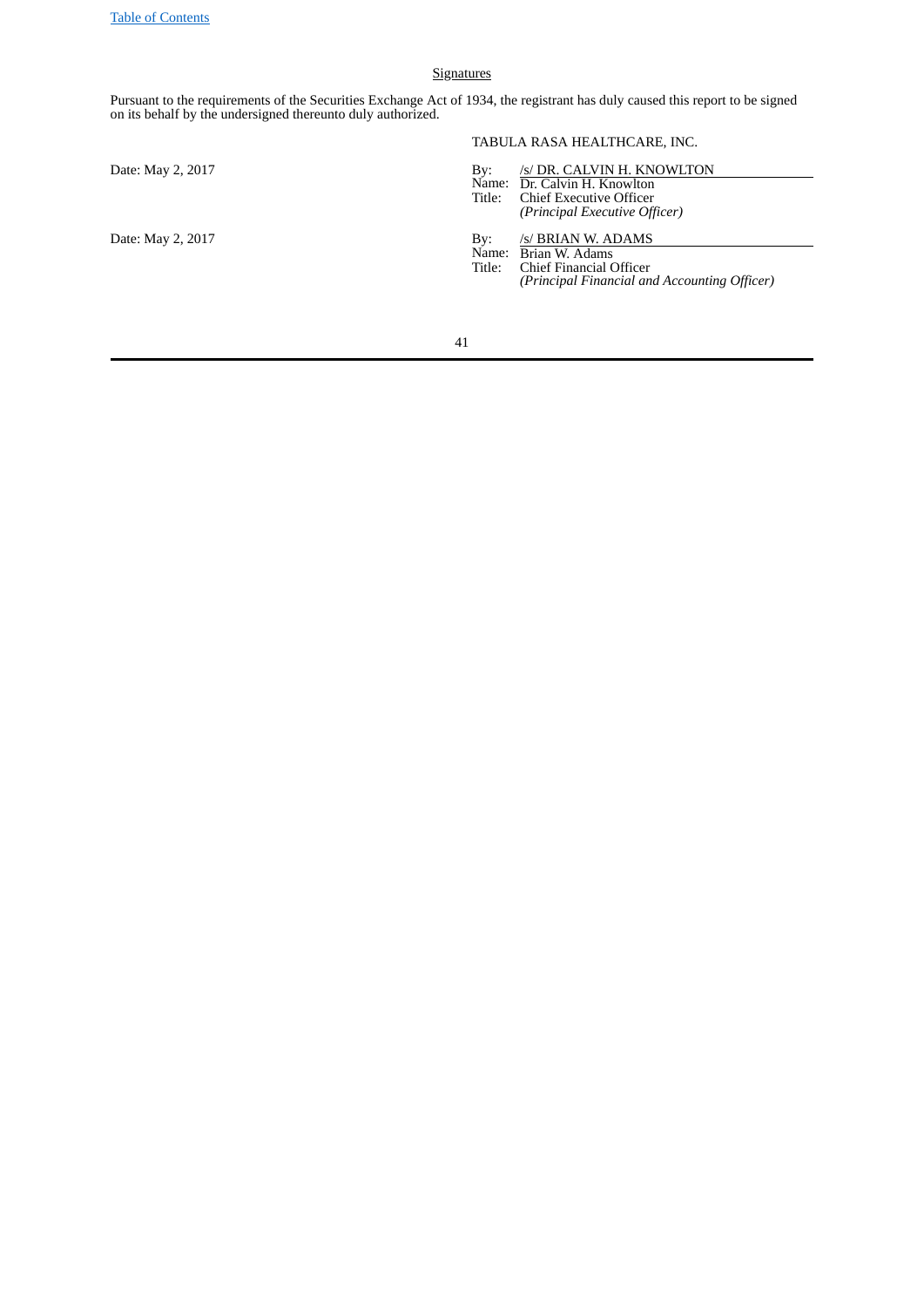## Signatures

Pursuant to the requirements of the Securities Exchange Act of 1934, the registrant has duly caused this report to be signed on its behalf by the undersigned thereunto duly authorized.

TABULA RASA HEALTHCARE, INC.

| | | |
|---|---|---|
| Date: May 2, 2017 | By: | /s/ DR. CALVIN H. KNOWLTON |
| | Name: | Dr. Calvin H. Knowlton |
| | Title: | Chief Executive Officer |
| | | *(Principal Executive Officer)* |
| Date: May 2, 2017 | By: | /s/ BRIAN W. ADAMS |
| | Name: | Brian W. Adams |
| | Title: | Chief Financial Officer |
| | | *(Principal Financial and Accounting Officer)* |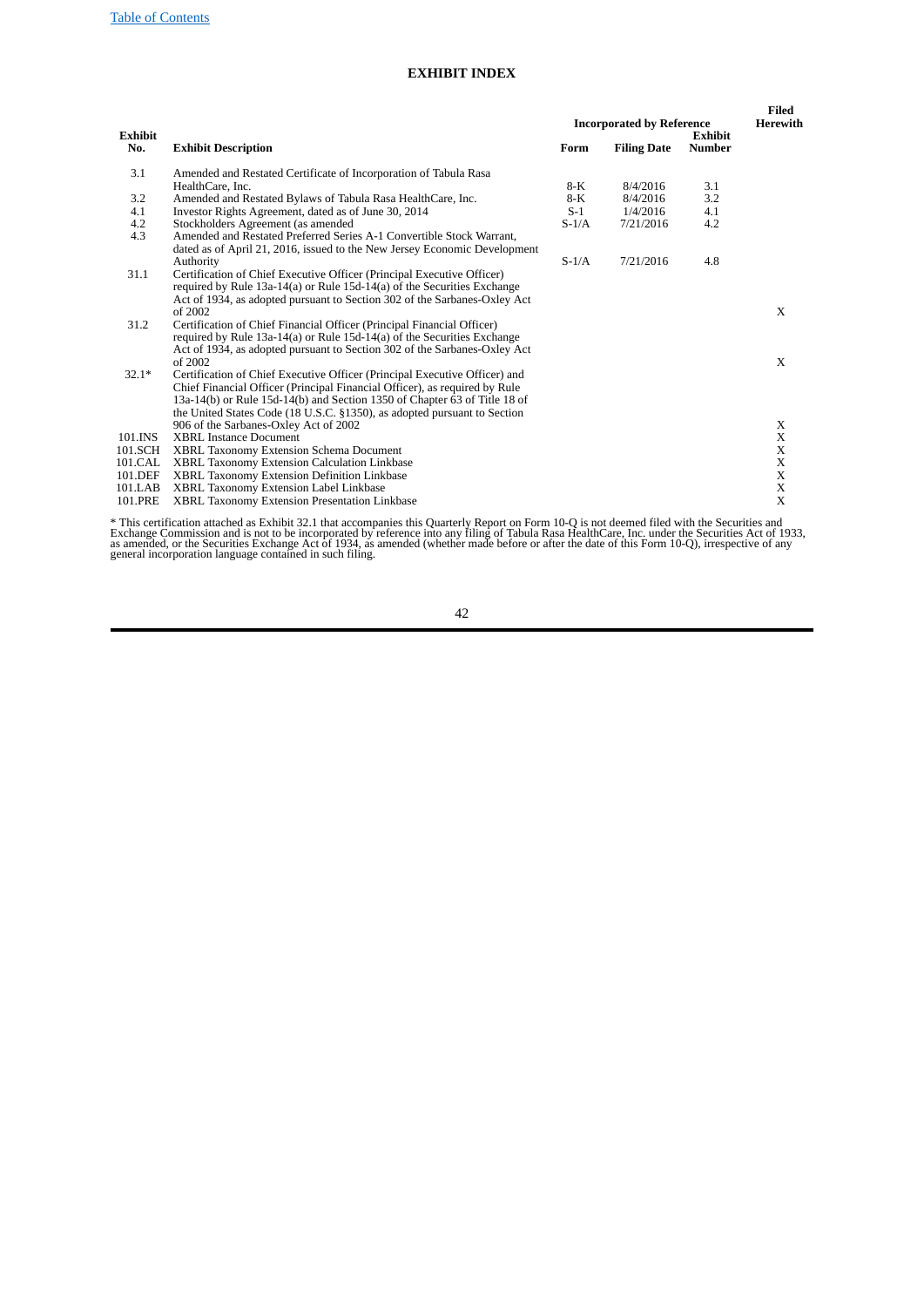# EXHIBIT INDEX

| Exhibit No. | Exhibit Description | Incorporated by Reference | | | Filed Herewith |
|---|---|---|---|---|---|
| | | Form | Filing Date | Exhibit Number | |
| 3.1 | Amended and Restated Certificate of Incorporation of Tabula Rasa HealthCare, Inc. | 8-K | 8/4/2016 | 3.1 | |
| 3.2 | Amended and Restated Bylaws of Tabula Rasa HealthCare, Inc. | 8-K | 8/4/2016 | 3.2 | |
| 4.1 | Investor Rights Agreement, dated as of June 30, 2014 | S-1 | 1/4/2016 | 4.1 | |
| 4.2 | Stockholders Agreement (as amended | S-1/A | 7/21/2016 | 4.2 | |
| 4.3 | Amended and Restated Preferred Series A-1 Convertible Stock Warrant, dated as of April 21, 2016, issued to the New Jersey Economic Development Authority | S-1/A | 7/21/2016 | 4.8 | |
| 31.1 | Certification of Chief Executive Officer (Principal Executive Officer) required by Rule 13a-14(a) or Rule 15d-14(a) of the Securities Exchange Act of 1934, as adopted pursuant to Section 302 of the Sarbanes-Oxley Act of 2002 | | | | X |
| 31.2 | Certification of Chief Financial Officer (Principal Financial Officer) required by Rule 13a-14(a) or Rule 15d-14(a) of the Securities Exchange Act of 1934, as adopted pursuant to Section 302 of the Sarbanes-Oxley Act of 2002 | | | | X |
| 32.1* | Certification of Chief Executive Officer (Principal Executive Officer) and Chief Financial Officer (Principal Financial Officer), as required by Rule 13a-14(b) or Rule 15d-14(b) and Section 1350 of Chapter 63 of Title 18 of the United States Code (18 U.S.C. §1350), as adopted pursuant to Section 906 of the Sarbanes-Oxley Act of 2002 | | | | X |
| 101.INS | XBRL Instance Document | | | | X |
| 101.SCH | XBRL Taxonomy Extension Schema Document | | | | X |
| 101.CAL | XBRL Taxonomy Extension Calculation Linkbase | | | | X |
| 101.DEF | XBRL Taxonomy Extension Definition Linkbase | | | | X |
| 101.LAB | XBRL Taxonomy Extension Label Linkbase | | | | X |
| 101.PRE | XBRL Taxonomy Extension Presentation Linkbase | | | | X |

* This certification attached as Exhibit 32.1 that accompanies this Quarterly Report on Form 10-Q is not deemed filed with the Securities and Exchange Commission and is not to be incorporated by reference into any filing of Tabula Rasa HealthCare, Inc. under the Securities Act of 1933, as amended, or the Securities Exchange Act of 1934, as amended (whether made before or after the date of this Form 10-Q), irrespective of any general incorporation language contained in such filing.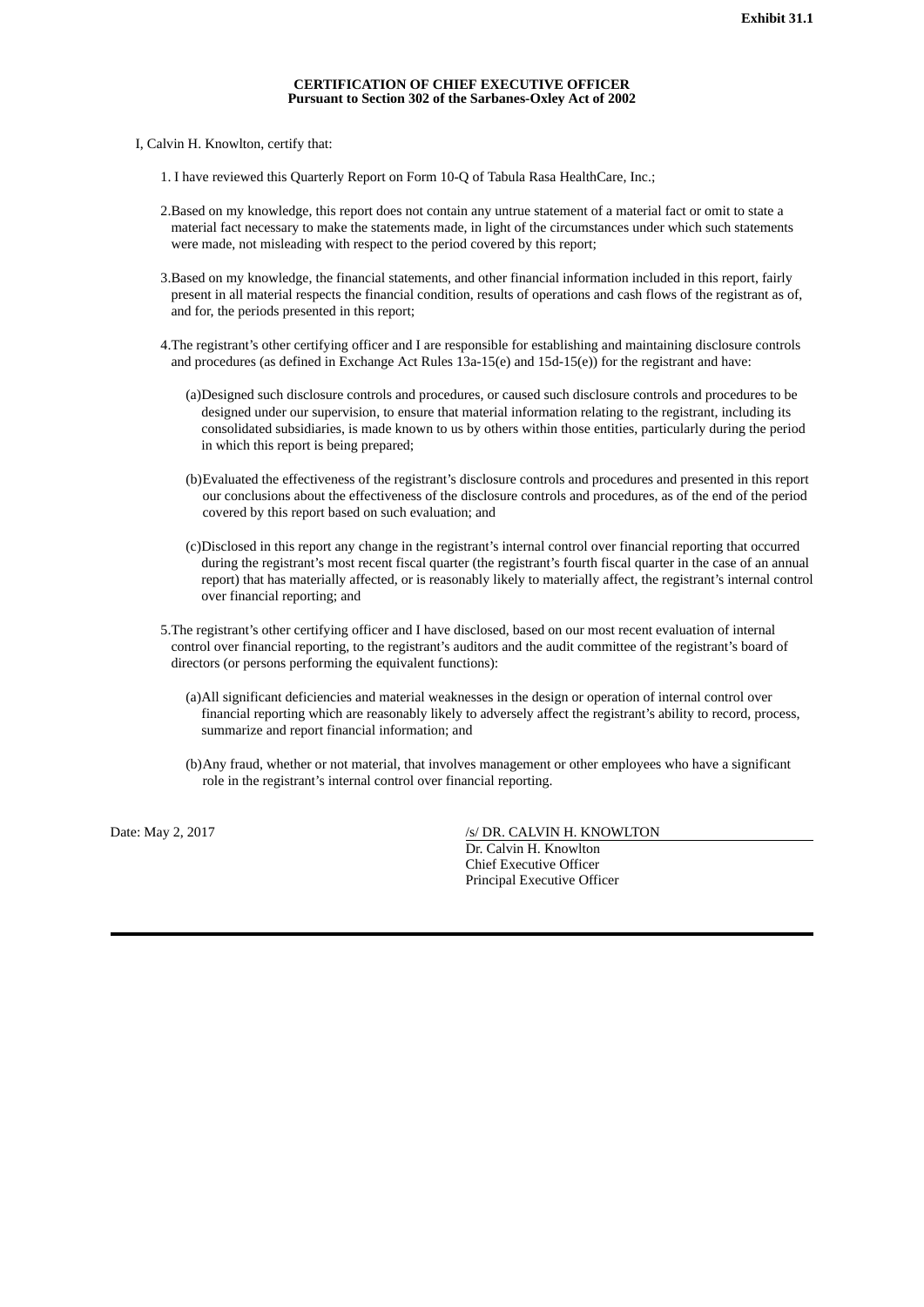**Exhibit 31.1**

**CERTIFICATION OF CHIEF EXECUTIVE OFFICER**
**Pursuant to Section 302 of the Sarbanes-Oxley Act of 2002**

I, Calvin H. Knowlton, certify that:

1. I have reviewed this Quarterly Report on Form 10-Q of Tabula Rasa HealthCare, Inc.;

2. Based on my knowledge, this report does not contain any untrue statement of a material fact or omit to state a material fact necessary to make the statements made, in light of the circumstances under which such statements were made, not misleading with respect to the period covered by this report;

3. Based on my knowledge, the financial statements, and other financial information included in this report, fairly present in all material respects the financial condition, results of operations and cash flows of the registrant as of, and for, the periods presented in this report;

4. The registrant's other certifying officer and I are responsible for establishing and maintaining disclosure controls and procedures (as defined in Exchange Act Rules 13a-15(e) and 15d-15(e)) for the registrant and have:

   (a) Designed such disclosure controls and procedures, or caused such disclosure controls and procedures to be designed under our supervision, to ensure that material information relating to the registrant, including its consolidated subsidiaries, is made known to us by others within those entities, particularly during the period in which this report is being prepared;

   (b) Evaluated the effectiveness of the registrant's disclosure controls and procedures and presented in this report our conclusions about the effectiveness of the disclosure controls and procedures, as of the end of the period covered by this report based on such evaluation; and

   (c) Disclosed in this report any change in the registrant's internal control over financial reporting that occurred during the registrant's most recent fiscal quarter (the registrant's fourth fiscal quarter in the case of an annual report) that has materially affected, or is reasonably likely to materially affect, the registrant's internal control over financial reporting; and

5. The registrant's other certifying officer and I have disclosed, based on our most recent evaluation of internal control over financial reporting, to the registrant's auditors and the audit committee of the registrant's board of directors (or persons performing the equivalent functions):

   (a) All significant deficiencies and material weaknesses in the design or operation of internal control over financial reporting which are reasonably likely to adversely affect the registrant's ability to record, process, summarize and report financial information; and

   (b) Any fraud, whether or not material, that involves management or other employees who have a significant role in the registrant's internal control over financial reporting.

Date: May 2, 2017

/s/ DR. CALVIN H. KNOWLTON
Dr. Calvin H. Knowlton
Chief Executive Officer
Principal Executive Officer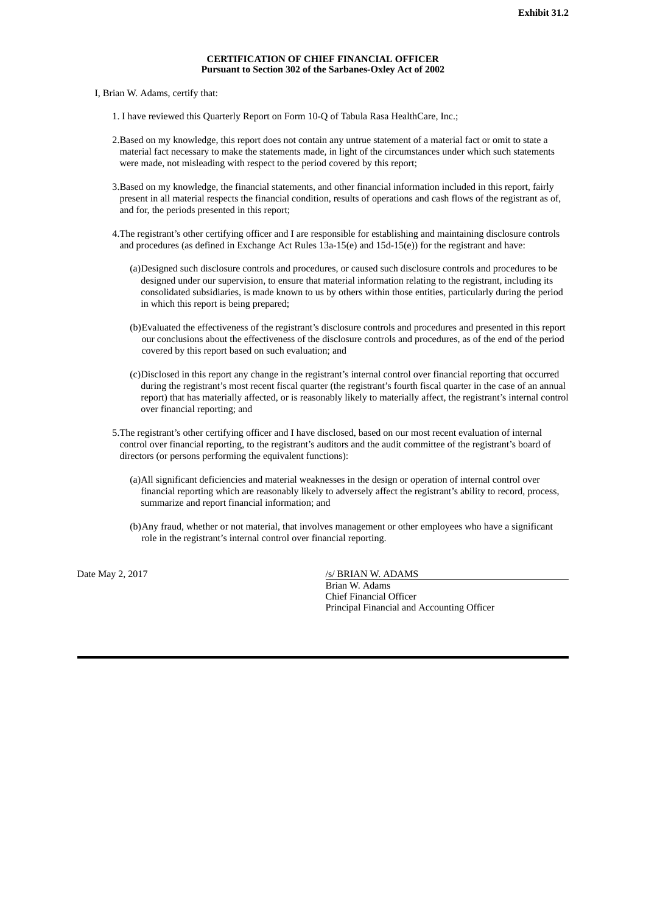**Exhibit 31.2**

**CERTIFICATION OF CHIEF FINANCIAL OFFICER**
**Pursuant to Section 302 of the Sarbanes-Oxley Act of 2002**

I, Brian W. Adams, certify that:

1. I have reviewed this Quarterly Report on Form 10-Q of Tabula Rasa HealthCare, Inc.;

2. Based on my knowledge, this report does not contain any untrue statement of a material fact or omit to state a material fact necessary to make the statements made, in light of the circumstances under which such statements were made, not misleading with respect to the period covered by this report;

3. Based on my knowledge, the financial statements, and other financial information included in this report, fairly present in all material respects the financial condition, results of operations and cash flows of the registrant as of, and for, the periods presented in this report;

4. The registrant's other certifying officer and I are responsible for establishing and maintaining disclosure controls and procedures (as defined in Exchange Act Rules 13a-15(e) and 15d-15(e)) for the registrant and have:

   (a) Designed such disclosure controls and procedures, or caused such disclosure controls and procedures to be designed under our supervision, to ensure that material information relating to the registrant, including its consolidated subsidiaries, is made known to us by others within those entities, particularly during the period in which this report is being prepared;

   (b) Evaluated the effectiveness of the registrant's disclosure controls and procedures and presented in this report our conclusions about the effectiveness of the disclosure controls and procedures, as of the end of the period covered by this report based on such evaluation; and

   (c) Disclosed in this report any change in the registrant's internal control over financial reporting that occurred during the registrant's most recent fiscal quarter (the registrant's fourth fiscal quarter in the case of an annual report) that has materially affected, or is reasonably likely to materially affect, the registrant's internal control over financial reporting; and

5. The registrant's other certifying officer and I have disclosed, based on our most recent evaluation of internal control over financial reporting, to the registrant's auditors and the audit committee of the registrant's board of directors (or persons performing the equivalent functions):

   (a) All significant deficiencies and material weaknesses in the design or operation of internal control over financial reporting which are reasonably likely to adversely affect the registrant's ability to record, process, summarize and report financial information; and

   (b) Any fraud, whether or not material, that involves management or other employees who have a significant role in the registrant's internal control over financial reporting.

Date May 2, 2017

/s/ BRIAN W. ADAMS
Brian W. Adams
Chief Financial Officer
Principal Financial and Accounting Officer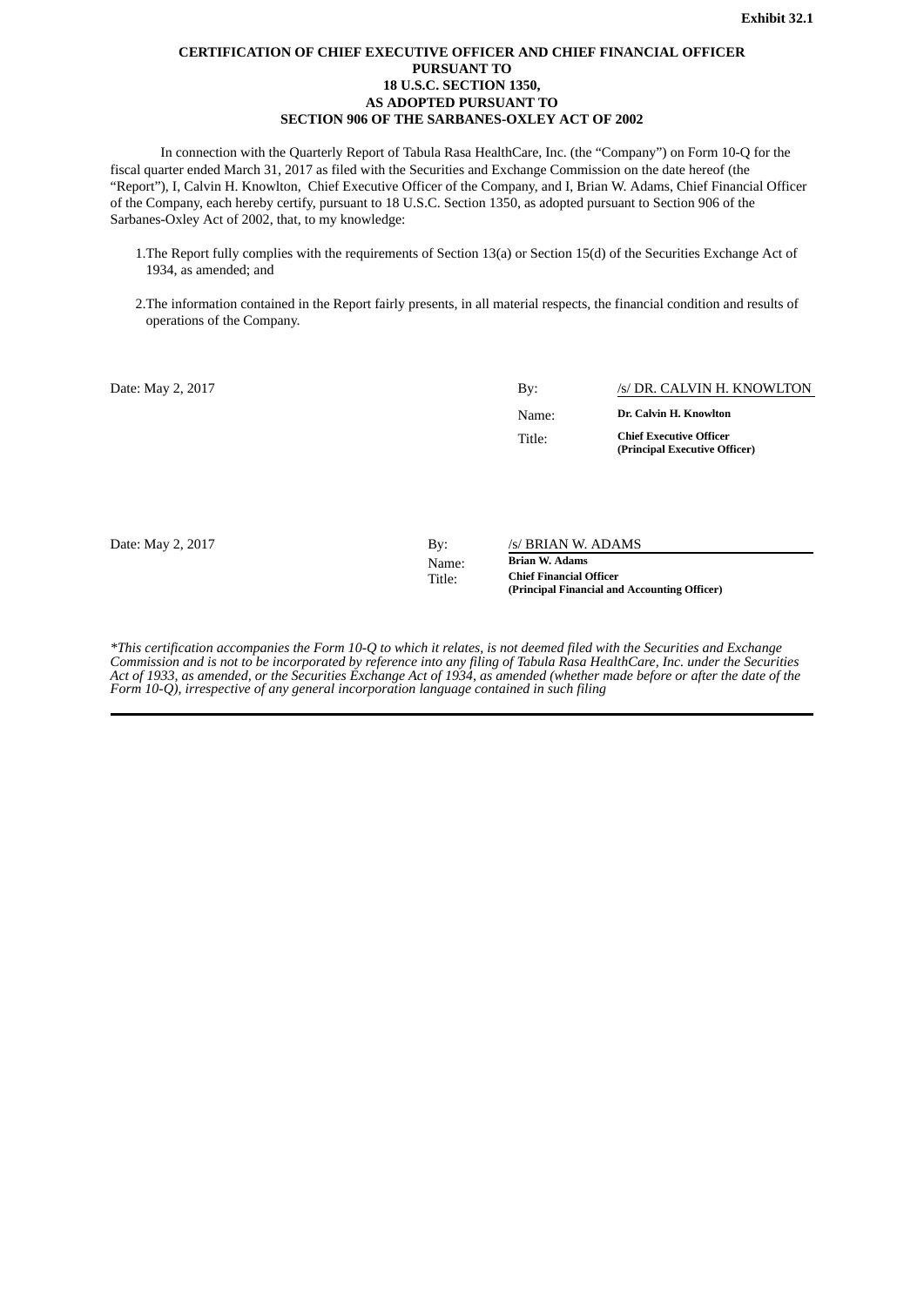**Exhibit 32.1**

**CERTIFICATION OF CHIEF EXECUTIVE OFFICER AND CHIEF FINANCIAL OFFICER PURSUANT TO 18 U.S.C. SECTION 1350, AS ADOPTED PURSUANT TO SECTION 906 OF THE SARBANES-OXLEY ACT OF 2002**

In connection with the Quarterly Report of Tabula Rasa HealthCare, Inc. (the "Company") on Form 10-Q for the fiscal quarter ended March 31, 2017 as filed with the Securities and Exchange Commission on the date hereof (the "Report"), I, Calvin H. Knowlton, Chief Executive Officer of the Company, and I, Brian W. Adams, Chief Financial Officer of the Company, each hereby certify, pursuant to 18 U.S.C. Section 1350, as adopted pursuant to Section 906 of the Sarbanes-Oxley Act of 2002, that, to my knowledge:

1. The Report fully complies with the requirements of Section 13(a) or Section 15(d) of the Securities Exchange Act of 1934, as amended; and

2. The information contained in the Report fairly presents, in all material respects, the financial condition and results of operations of the Company.

Date: May 2, 2017

By: /s/ DR. CALVIN H. KNOWLTON
Name: **Dr. Calvin H. Knowlton**
Title: **Chief Executive Officer (Principal Executive Officer)**

Date: May 2, 2017

By: /s/ BRIAN W. ADAMS
Name: **Brian W. Adams**
Title: **Chief Financial Officer (Principal Financial and Accounting Officer)**

*\*This certification accompanies the Form 10-Q to which it relates, is not deemed filed with the Securities and Exchange Commission and is not to be incorporated by reference into any filing of Tabula Rasa HealthCare, Inc. under the Securities Act of 1933, as amended, or the Securities Exchange Act of 1934, as amended (whether made before or after the date of the Form 10-Q), irrespective of any general incorporation language contained in such filing*